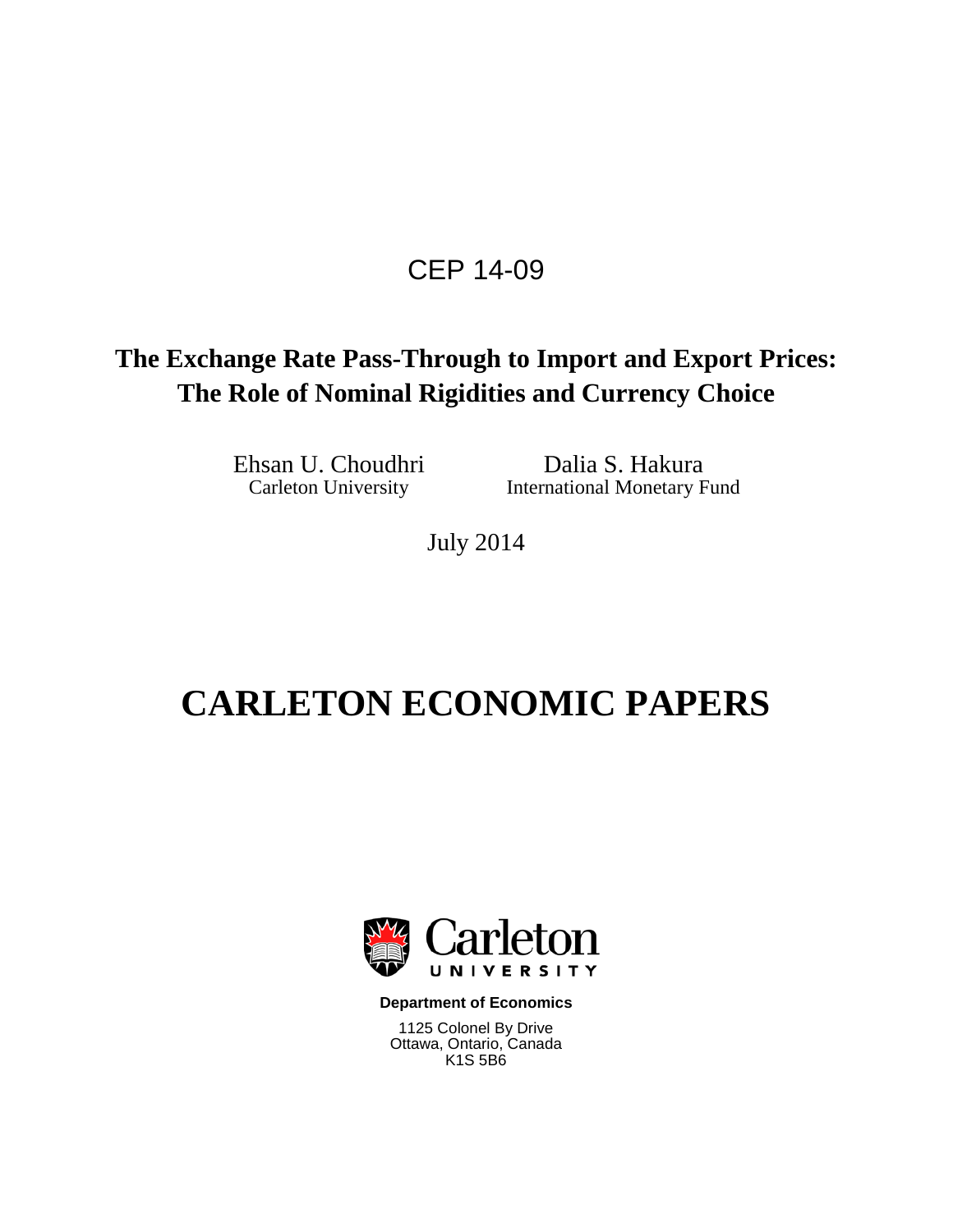CEP 14-09

# The Exchange Rate Pass-Through to Import and Export Prices: The Role of Nominal Rigidities and Currency Choice

Ehsan U. Choudhri
Carleton University

Dalia S. Hakura
International Monetary Fund

July 2014

# CARLETON ECONOMIC PAPERS

Carleton UNIVERSITY

**Department of Economics**

1125 Colonel By Drive
Ottawa, Ontario, Canada
K1S 5B6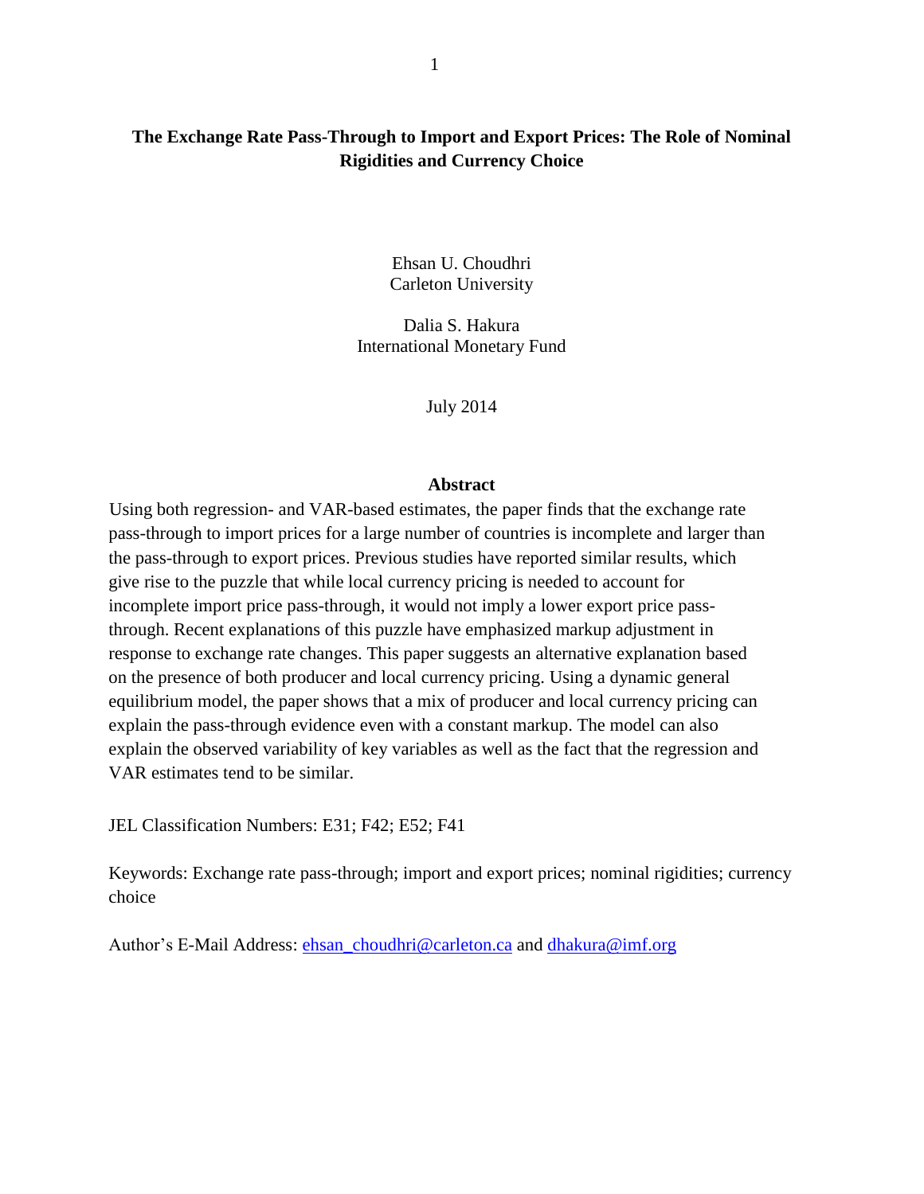# The Exchange Rate Pass-Through to Import and Export Prices: The Role of Nominal Rigidities and Currency Choice

Ehsan U. Choudhri
Carleton University

Dalia S. Hakura
International Monetary Fund

July 2014

## Abstract

Using both regression- and VAR-based estimates, the paper finds that the exchange rate pass-through to import prices for a large number of countries is incomplete and larger than the pass-through to export prices. Previous studies have reported similar results, which give rise to the puzzle that while local currency pricing is needed to account for incomplete import price pass-through, it would not imply a lower export price pass-through. Recent explanations of this puzzle have emphasized markup adjustment in response to exchange rate changes. This paper suggests an alternative explanation based on the presence of both producer and local currency pricing. Using a dynamic general equilibrium model, the paper shows that a mix of producer and local currency pricing can explain the pass-through evidence even with a constant markup. The model can also explain the observed variability of key variables as well as the fact that the regression and VAR estimates tend to be similar.

JEL Classification Numbers: E31; F42; E52; F41

Keywords: Exchange rate pass-through; import and export prices; nominal rigidities; currency choice

Author's E-Mail Address: ehsan_choudhri@carleton.ca and dhakura@imf.org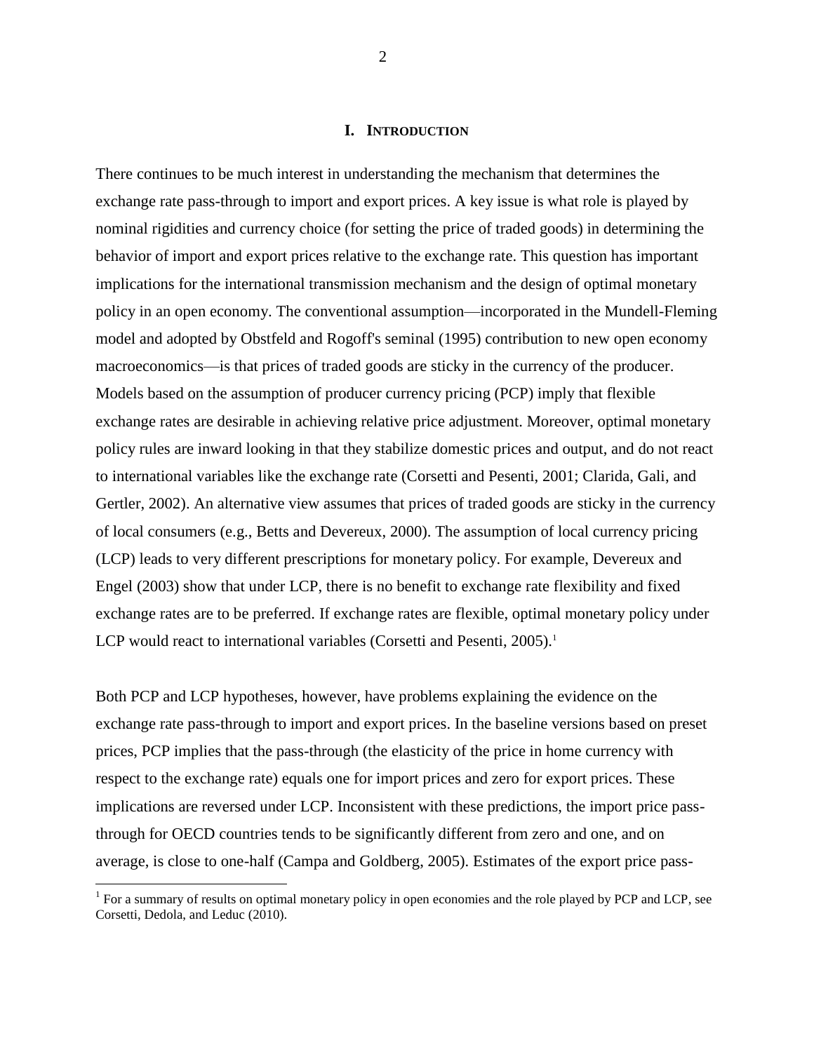# I. Introduction

There continues to be much interest in understanding the mechanism that determines the exchange rate pass-through to import and export prices. A key issue is what role is played by nominal rigidities and currency choice (for setting the price of traded goods) in determining the behavior of import and export prices relative to the exchange rate. This question has important implications for the international transmission mechanism and the design of optimal monetary policy in an open economy. The conventional assumption—incorporated in the Mundell-Fleming model and adopted by Obstfeld and Rogoff's seminal (1995) contribution to new open economy macroeconomics—is that prices of traded goods are sticky in the currency of the producer. Models based on the assumption of producer currency pricing (PCP) imply that flexible exchange rates are desirable in achieving relative price adjustment. Moreover, optimal monetary policy rules are inward looking in that they stabilize domestic prices and output, and do not react to international variables like the exchange rate (Corsetti and Pesenti, 2001; Clarida, Gali, and Gertler, 2002). An alternative view assumes that prices of traded goods are sticky in the currency of local consumers (e.g., Betts and Devereux, 2000). The assumption of local currency pricing (LCP) leads to very different prescriptions for monetary policy. For example, Devereux and Engel (2003) show that under LCP, there is no benefit to exchange rate flexibility and fixed exchange rates are to be preferred. If exchange rates are flexible, optimal monetary policy under LCP would react to international variables (Corsetti and Pesenti, 2005).[1]

Both PCP and LCP hypotheses, however, have problems explaining the evidence on the exchange rate pass-through to import and export prices. In the baseline versions based on preset prices, PCP implies that the pass-through (the elasticity of the price in home currency with respect to the exchange rate) equals one for import prices and zero for export prices. These implications are reversed under LCP. Inconsistent with these predictions, the import price pass-through for OECD countries tends to be significantly different from zero and one, and on average, is close to one-half (Campa and Goldberg, 2005). Estimates of the export price pass-

[1] For a summary of results on optimal monetary policy in open economies and the role played by PCP and LCP, see Corsetti, Dedola, and Leduc (2010).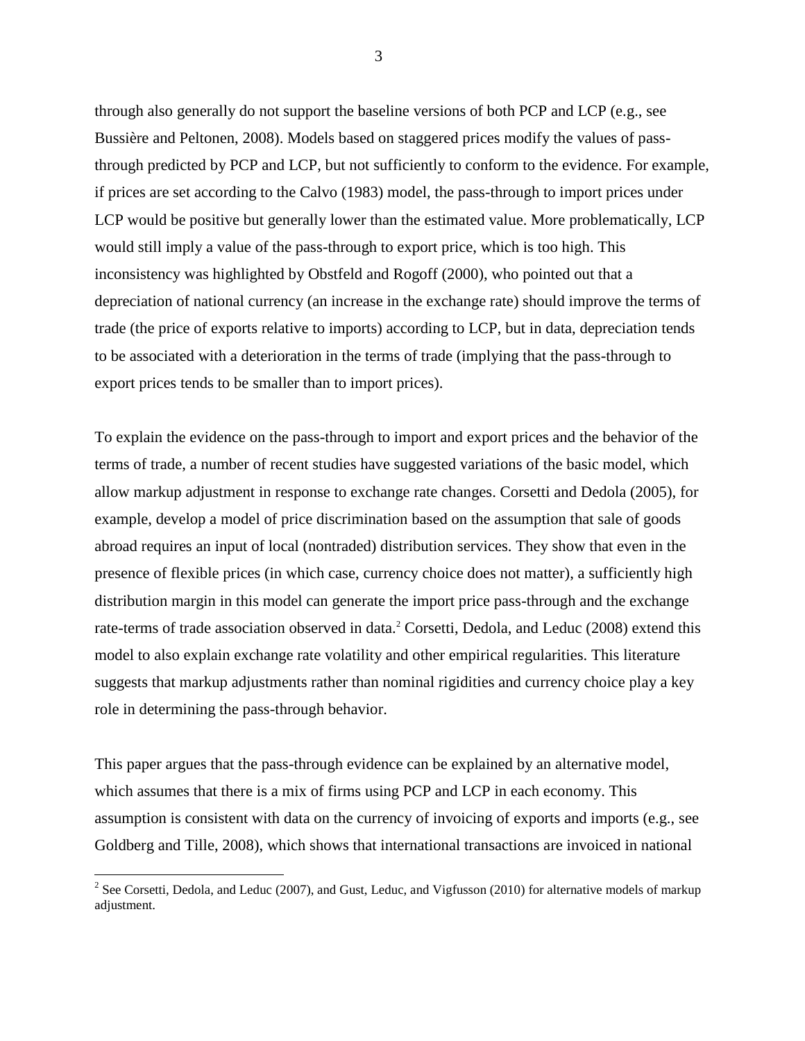through also generally do not support the baseline versions of both PCP and LCP (e.g., see Bussière and Peltonen, 2008). Models based on staggered prices modify the values of pass-through predicted by PCP and LCP, but not sufficiently to conform to the evidence. For example, if prices are set according to the Calvo (1983) model, the pass-through to import prices under LCP would be positive but generally lower than the estimated value. More problematically, LCP would still imply a value of the pass-through to export price, which is too high. This inconsistency was highlighted by Obstfeld and Rogoff (2000), who pointed out that a depreciation of national currency (an increase in the exchange rate) should improve the terms of trade (the price of exports relative to imports) according to LCP, but in data, depreciation tends to be associated with a deterioration in the terms of trade (implying that the pass-through to export prices tends to be smaller than to import prices).

To explain the evidence on the pass-through to import and export prices and the behavior of the terms of trade, a number of recent studies have suggested variations of the basic model, which allow markup adjustment in response to exchange rate changes. Corsetti and Dedola (2005), for example, develop a model of price discrimination based on the assumption that sale of goods abroad requires an input of local (nontraded) distribution services. They show that even in the presence of flexible prices (in which case, currency choice does not matter), a sufficiently high distribution margin in this model can generate the import price pass-through and the exchange rate-terms of trade association observed in data.[2] Corsetti, Dedola, and Leduc (2008) extend this model to also explain exchange rate volatility and other empirical regularities. This literature suggests that markup adjustments rather than nominal rigidities and currency choice play a key role in determining the pass-through behavior.

This paper argues that the pass-through evidence can be explained by an alternative model, which assumes that there is a mix of firms using PCP and LCP in each economy. This assumption is consistent with data on the currency of invoicing of exports and imports (e.g., see Goldberg and Tille, 2008), which shows that international transactions are invoiced in national

[2] See Corsetti, Dedola, and Leduc (2007), and Gust, Leduc, and Vigfusson (2010) for alternative models of markup adjustment.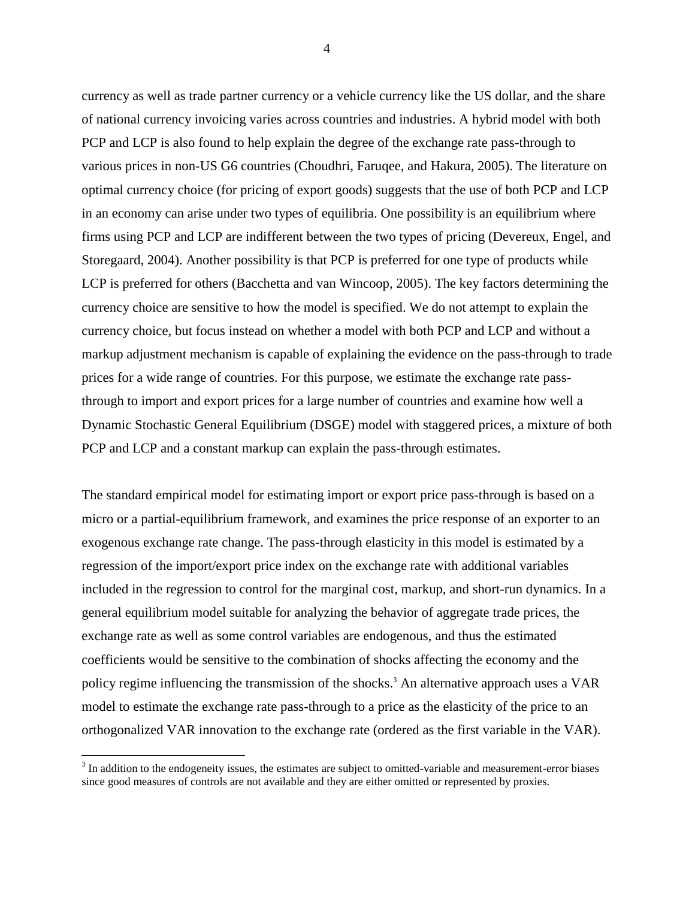currency as well as trade partner currency or a vehicle currency like the US dollar, and the share of national currency invoicing varies across countries and industries. A hybrid model with both PCP and LCP is also found to help explain the degree of the exchange rate pass-through to various prices in non-US G6 countries (Choudhri, Faruqee, and Hakura, 2005). The literature on optimal currency choice (for pricing of export goods) suggests that the use of both PCP and LCP in an economy can arise under two types of equilibria. One possibility is an equilibrium where firms using PCP and LCP are indifferent between the two types of pricing (Devereux, Engel, and Storegaard, 2004). Another possibility is that PCP is preferred for one type of products while LCP is preferred for others (Bacchetta and van Wincoop, 2005). The key factors determining the currency choice are sensitive to how the model is specified. We do not attempt to explain the currency choice, but focus instead on whether a model with both PCP and LCP and without a markup adjustment mechanism is capable of explaining the evidence on the pass-through to trade prices for a wide range of countries. For this purpose, we estimate the exchange rate pass-through to import and export prices for a large number of countries and examine how well a Dynamic Stochastic General Equilibrium (DSGE) model with staggered prices, a mixture of both PCP and LCP and a constant markup can explain the pass-through estimates.

The standard empirical model for estimating import or export price pass-through is based on a micro or a partial-equilibrium framework, and examines the price response of an exporter to an exogenous exchange rate change. The pass-through elasticity in this model is estimated by a regression of the import/export price index on the exchange rate with additional variables included in the regression to control for the marginal cost, markup, and short-run dynamics. In a general equilibrium model suitable for analyzing the behavior of aggregate trade prices, the exchange rate as well as some control variables are endogenous, and thus the estimated coefficients would be sensitive to the combination of shocks affecting the economy and the policy regime influencing the transmission of the shocks.[3] An alternative approach uses a VAR model to estimate the exchange rate pass-through to a price as the elasticity of the price to an orthogonalized VAR innovation to the exchange rate (ordered as the first variable in the VAR).

[3] In addition to the endogeneity issues, the estimates are subject to omitted-variable and measurement-error biases since good measures of controls are not available and they are either omitted or represented by proxies.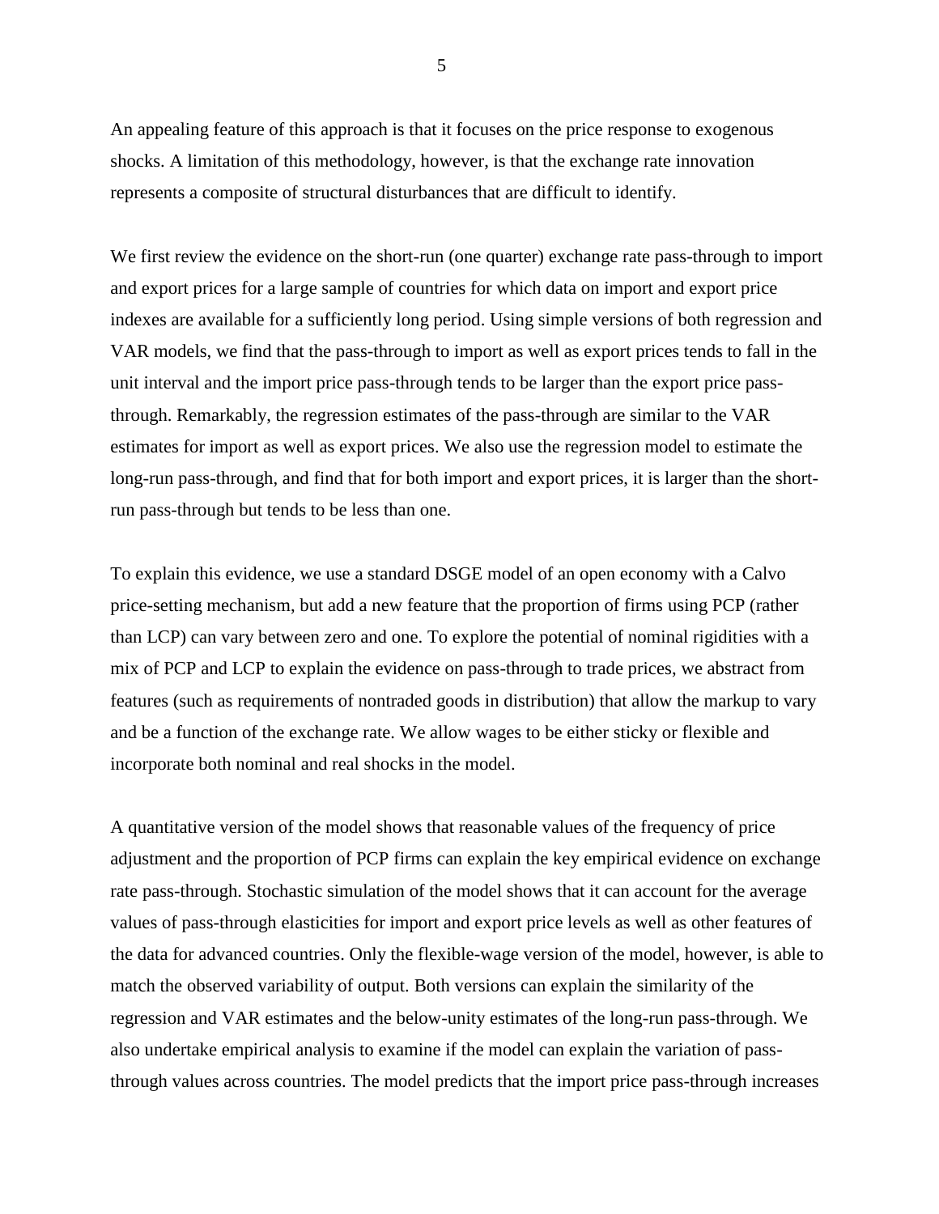An appealing feature of this approach is that it focuses on the price response to exogenous shocks. A limitation of this methodology, however, is that the exchange rate innovation represents a composite of structural disturbances that are difficult to identify.

We first review the evidence on the short-run (one quarter) exchange rate pass-through to import and export prices for a large sample of countries for which data on import and export price indexes are available for a sufficiently long period. Using simple versions of both regression and VAR models, we find that the pass-through to import as well as export prices tends to fall in the unit interval and the import price pass-through tends to be larger than the export price pass-through. Remarkably, the regression estimates of the pass-through are similar to the VAR estimates for import as well as export prices. We also use the regression model to estimate the long-run pass-through, and find that for both import and export prices, it is larger than the short-run pass-through but tends to be less than one.

To explain this evidence, we use a standard DSGE model of an open economy with a Calvo price-setting mechanism, but add a new feature that the proportion of firms using PCP (rather than LCP) can vary between zero and one. To explore the potential of nominal rigidities with a mix of PCP and LCP to explain the evidence on pass-through to trade prices, we abstract from features (such as requirements of nontraded goods in distribution) that allow the markup to vary and be a function of the exchange rate. We allow wages to be either sticky or flexible and incorporate both nominal and real shocks in the model.

A quantitative version of the model shows that reasonable values of the frequency of price adjustment and the proportion of PCP firms can explain the key empirical evidence on exchange rate pass-through. Stochastic simulation of the model shows that it can account for the average values of pass-through elasticities for import and export price levels as well as other features of the data for advanced countries. Only the flexible-wage version of the model, however, is able to match the observed variability of output. Both versions can explain the similarity of the regression and VAR estimates and the below-unity estimates of the long-run pass-through. We also undertake empirical analysis to examine if the model can explain the variation of pass-through values across countries. The model predicts that the import price pass-through increases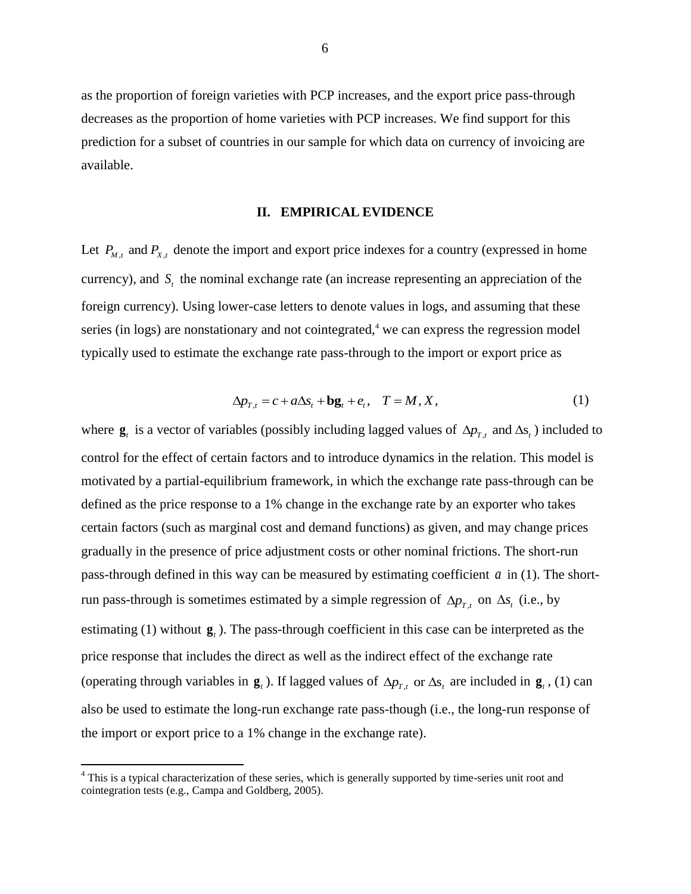as the proportion of foreign varieties with PCP increases, and the export price pass-through decreases as the proportion of home varieties with PCP increases. We find support for this prediction for a subset of countries in our sample for which data on currency of invoicing are available.

## II. EMPIRICAL EVIDENCE

Let $P_{M,t}$ and $P_{X,t}$ denote the import and export price indexes for a country (expressed in home currency), and $S_t$ the nominal exchange rate (an increase representing an appreciation of the foreign currency). Using lower-case letters to denote values in logs, and assuming that these series (in logs) are nonstationary and not cointegrated,[4] we can express the regression model typically used to estimate the exchange rate pass-through to the import or export price as

$$\Delta p_{T,t} = c + a\Delta s_t + \mathbf{b}\mathbf{g}_t + e_t, \quad T = M, X, \tag{1}$$

where $\mathbf{g}_t$ is a vector of variables (possibly including lagged values of $\Delta p_{T,t}$ and $\Delta s_t$) included to control for the effect of certain factors and to introduce dynamics in the relation. This model is motivated by a partial-equilibrium framework, in which the exchange rate pass-through can be defined as the price response to a 1% change in the exchange rate by an exporter who takes certain factors (such as marginal cost and demand functions) as given, and may change prices gradually in the presence of price adjustment costs or other nominal frictions. The short-run pass-through defined in this way can be measured by estimating coefficient $a$ in (1). The short-run pass-through is sometimes estimated by a simple regression of $\Delta p_{T,t}$ on $\Delta s_t$ (i.e., by estimating (1) without $\mathbf{g}_t$). The pass-through coefficient in this case can be interpreted as the price response that includes the direct as well as the indirect effect of the exchange rate (operating through variables in $\mathbf{g}_t$). If lagged values of $\Delta p_{T,t}$ or $\Delta s_t$ are included in $\mathbf{g}_t$, (1) can also be used to estimate the long-run exchange rate pass-though (i.e., the long-run response of the import or export price to a 1% change in the exchange rate).

[4] This is a typical characterization of these series, which is generally supported by time-series unit root and cointegration tests (e.g., Campa and Goldberg, 2005).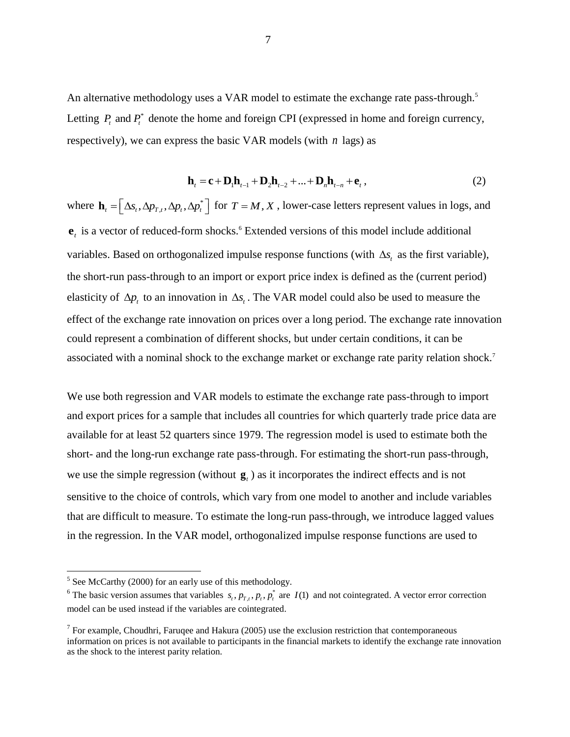An alternative methodology uses a VAR model to estimate the exchange rate pass-through.[5] Letting $P_t$ and $P_t^*$ denote the home and foreign CPI (expressed in home and foreign currency, respectively), we can express the basic VAR models (with $n$ lags) as

$$\mathbf{h}_t = \mathbf{c} + \mathbf{D}_1\mathbf{h}_{t-1} + \mathbf{D}_2\mathbf{h}_{t-2} + ... + \mathbf{D}_n\mathbf{h}_{t-n} + \mathbf{e}_t \,, \tag{2}$$

where $\mathbf{h}_t = \left[\Delta s_t, \Delta p_{T,t}, \Delta p_t, \Delta p_t^*\right]$ for $T = M, X$, lower-case letters represent values in logs, and $\mathbf{e}_t$ is a vector of reduced-form shocks.[6] Extended versions of this model include additional variables. Based on orthogonalized impulse response functions (with $\Delta s_t$ as the first variable), the short-run pass-through to an import or export price index is defined as the (current period) elasticity of $\Delta p_t$ to an innovation in $\Delta s_t$. The VAR model could also be used to measure the effect of the exchange rate innovation on prices over a long period. The exchange rate innovation could represent a combination of different shocks, but under certain conditions, it can be associated with a nominal shock to the exchange market or exchange rate parity relation shock.[7]

We use both regression and VAR models to estimate the exchange rate pass-through to import and export prices for a sample that includes all countries for which quarterly trade price data are available for at least 52 quarters since 1979. The regression model is used to estimate both the short- and the long-run exchange rate pass-through. For estimating the short-run pass-through, we use the simple regression (without $\mathbf{g}_t$) as it incorporates the indirect effects and is not sensitive to the choice of controls, which vary from one model to another and include variables that are difficult to measure. To estimate the long-run pass-through, we introduce lagged values in the regression. In the VAR model, orthogonalized impulse response functions are used to

---

[5] See McCarthy (2000) for an early use of this methodology.

[6] The basic version assumes that variables $s_t, p_{T,t}, p_t, p_t^*$ are $I(1)$ and not cointegrated. A vector error correction model can be used instead if the variables are cointegrated.

[7] For example, Choudhri, Faruqee and Hakura (2005) use the exclusion restriction that contemporaneous information on prices is not available to participants in the financial markets to identify the exchange rate innovation as the shock to the interest parity relation.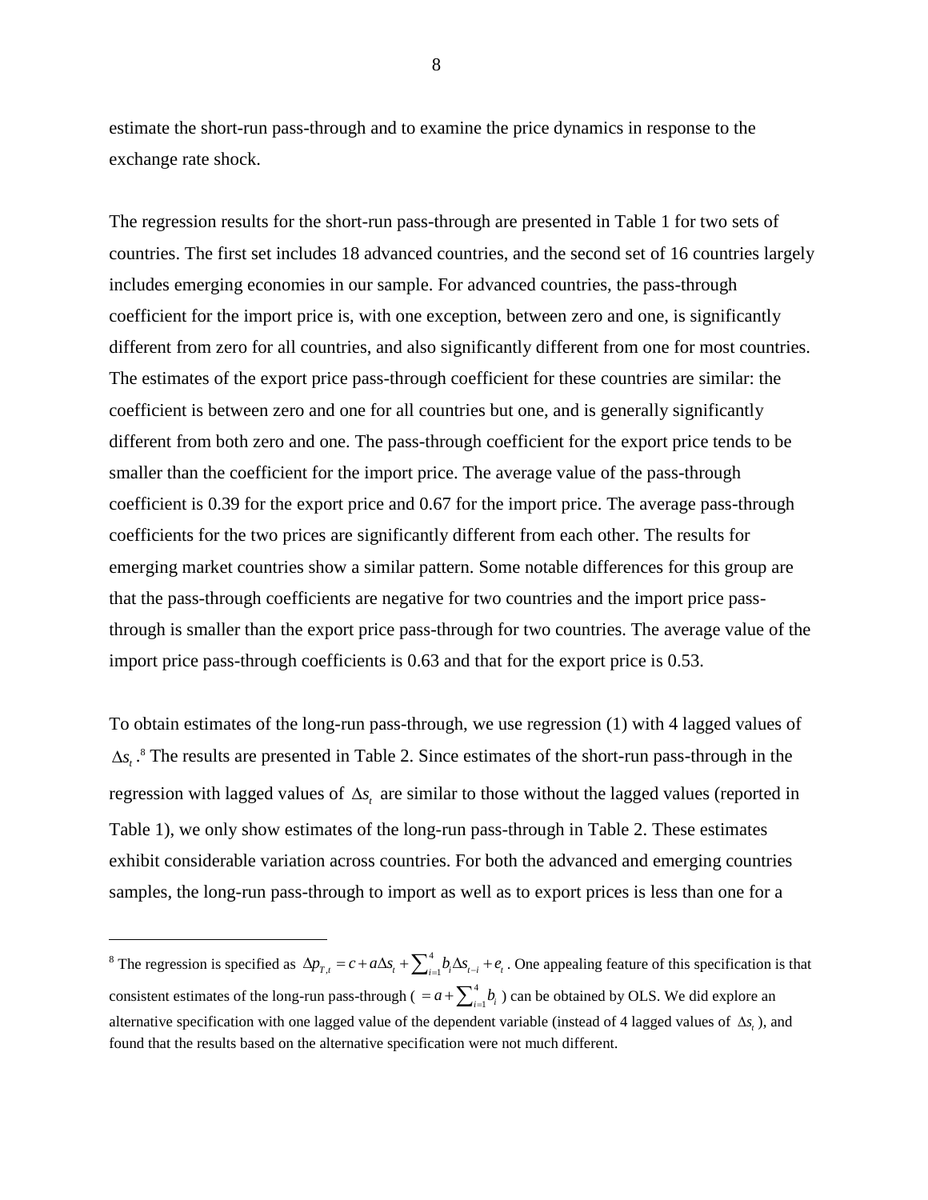estimate the short-run pass-through and to examine the price dynamics in response to the exchange rate shock.

The regression results for the short-run pass-through are presented in Table 1 for two sets of countries. The first set includes 18 advanced countries, and the second set of 16 countries largely includes emerging economies in our sample. For advanced countries, the pass-through coefficient for the import price is, with one exception, between zero and one, is significantly different from zero for all countries, and also significantly different from one for most countries. The estimates of the export price pass-through coefficient for these countries are similar: the coefficient is between zero and one for all countries but one, and is generally significantly different from both zero and one. The pass-through coefficient for the export price tends to be smaller than the coefficient for the import price. The average value of the pass-through coefficient is 0.39 for the export price and 0.67 for the import price. The average pass-through coefficients for the two prices are significantly different from each other. The results for emerging market countries show a similar pattern. Some notable differences for this group are that the pass-through coefficients are negative for two countries and the import price pass-through is smaller than the export price pass-through for two countries. The average value of the import price pass-through coefficients is 0.63 and that for the export price is 0.53.

To obtain estimates of the long-run pass-through, we use regression (1) with 4 lagged values of $\Delta s_t$.[8] The results are presented in Table 2. Since estimates of the short-run pass-through in the regression with lagged values of $\Delta s_t$ are similar to those without the lagged values (reported in Table 1), we only show estimates of the long-run pass-through in Table 2. These estimates exhibit considerable variation across countries. For both the advanced and emerging countries samples, the long-run pass-through to import as well as to export prices is less than one for a

[8] The regression is specified as $\Delta p_{T,t} = c + a\Delta s_t + \sum_{i=1}^{4} b_i \Delta s_{t-i} + e_t$. One appealing feature of this specification is that consistent estimates of the long-run pass-through ( $= a + \sum_{i=1}^{4} b_i$ ) can be obtained by OLS. We did explore an alternative specification with one lagged value of the dependent variable (instead of 4 lagged values of $\Delta s_t$ ), and found that the results based on the alternative specification were not much different.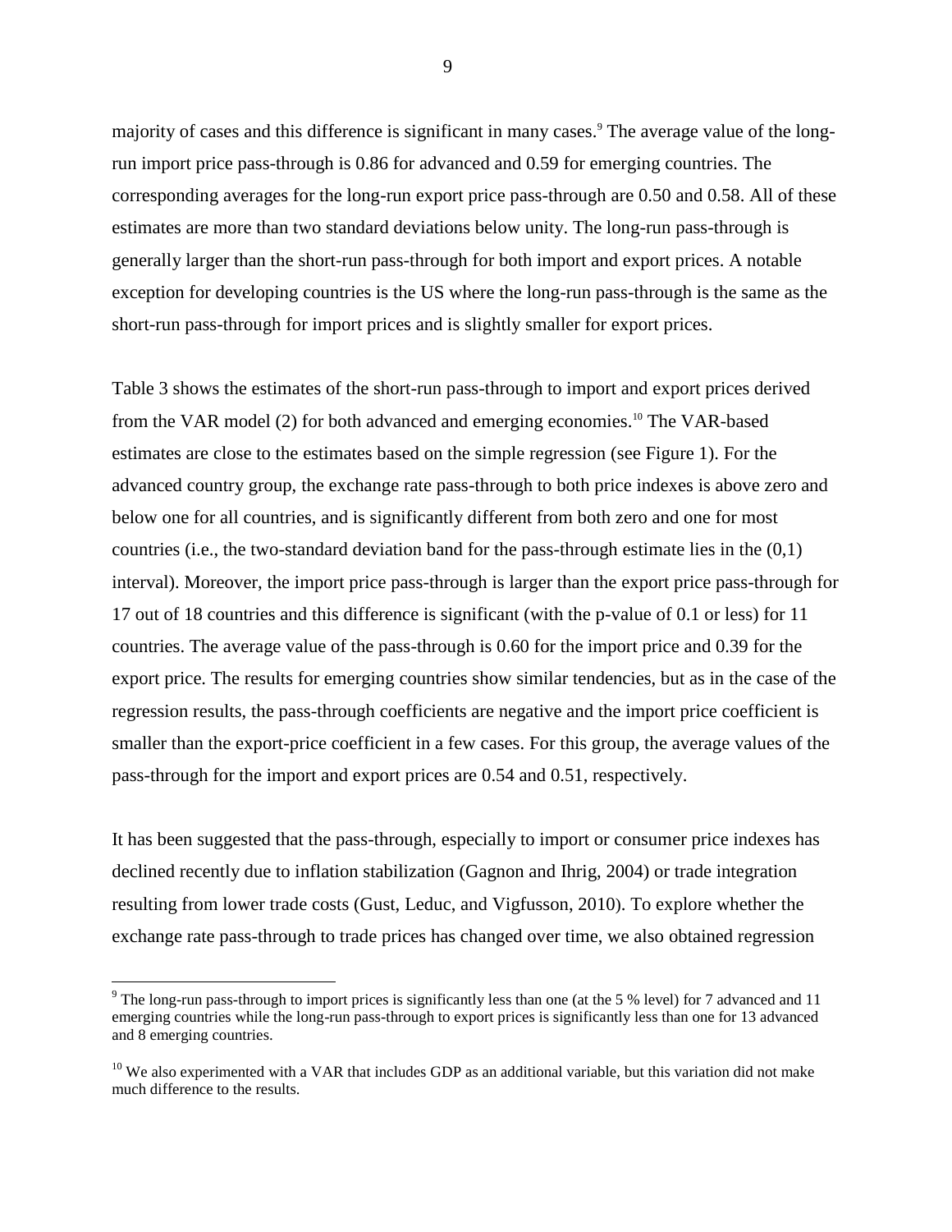majority of cases and this difference is significant in many cases.[9] The average value of the long-run import price pass-through is 0.86 for advanced and 0.59 for emerging countries. The corresponding averages for the long-run export price pass-through are 0.50 and 0.58. All of these estimates are more than two standard deviations below unity. The long-run pass-through is generally larger than the short-run pass-through for both import and export prices. A notable exception for developing countries is the US where the long-run pass-through is the same as the short-run pass-through for import prices and is slightly smaller for export prices.

Table 3 shows the estimates of the short-run pass-through to import and export prices derived from the VAR model (2) for both advanced and emerging economies.[10] The VAR-based estimates are close to the estimates based on the simple regression (see Figure 1). For the advanced country group, the exchange rate pass-through to both price indexes is above zero and below one for all countries, and is significantly different from both zero and one for most countries (i.e., the two-standard deviation band for the pass-through estimate lies in the (0,1) interval). Moreover, the import price pass-through is larger than the export price pass-through for 17 out of 18 countries and this difference is significant (with the p-value of 0.1 or less) for 11 countries. The average value of the pass-through is 0.60 for the import price and 0.39 for the export price. The results for emerging countries show similar tendencies, but as in the case of the regression results, the pass-through coefficients are negative and the import price coefficient is smaller than the export-price coefficient in a few cases. For this group, the average values of the pass-through for the import and export prices are 0.54 and 0.51, respectively.

It has been suggested that the pass-through, especially to import or consumer price indexes has declined recently due to inflation stabilization (Gagnon and Ihrig, 2004) or trade integration resulting from lower trade costs (Gust, Leduc, and Vigfusson, 2010). To explore whether the exchange rate pass-through to trade prices has changed over time, we also obtained regression

---

[9] The long-run pass-through to import prices is significantly less than one (at the 5 % level) for 7 advanced and 11 emerging countries while the long-run pass-through to export prices is significantly less than one for 13 advanced and 8 emerging countries.

[10] We also experimented with a VAR that includes GDP as an additional variable, but this variation did not make much difference to the results.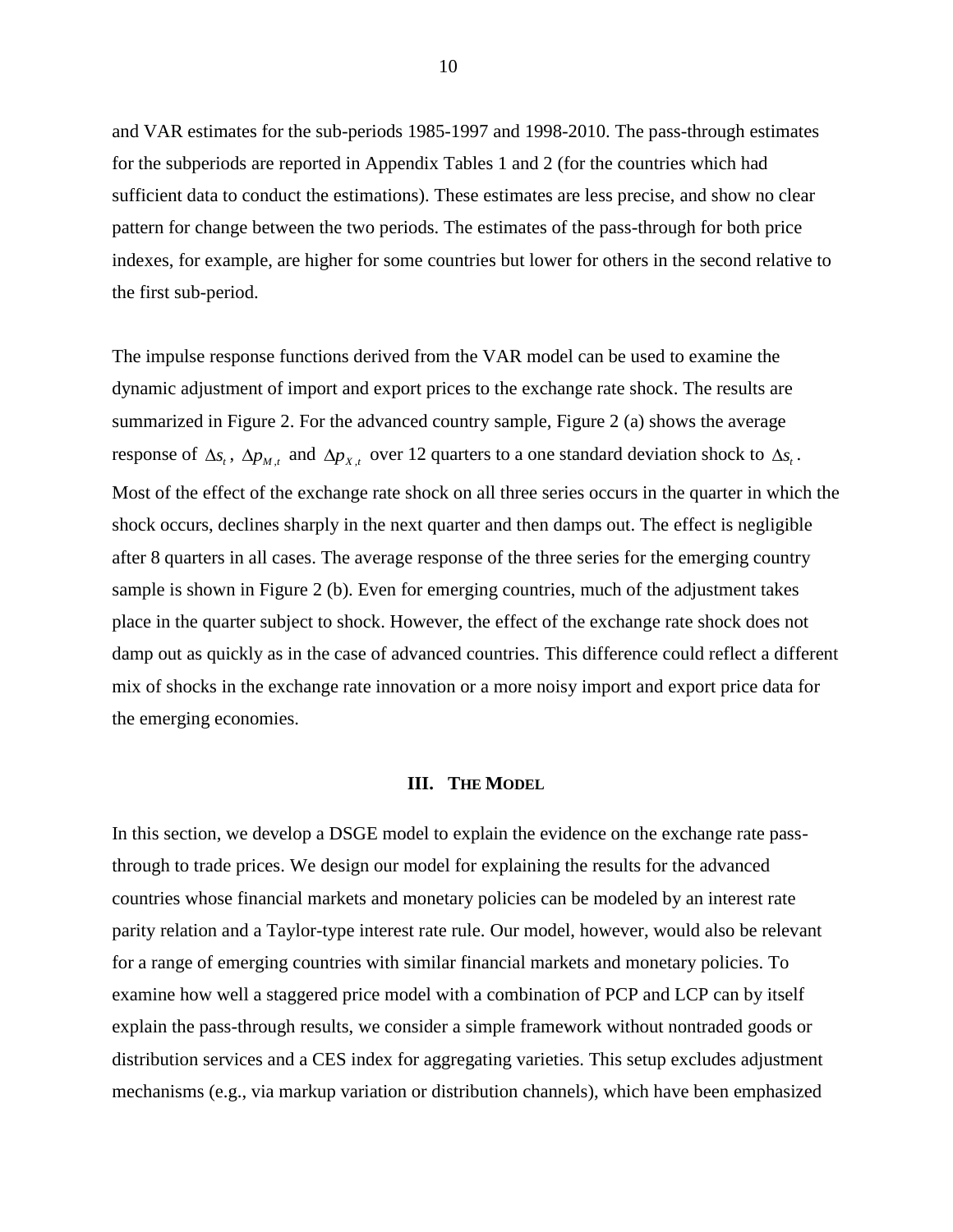and VAR estimates for the sub-periods 1985-1997 and 1998-2010. The pass-through estimates for the subperiods are reported in Appendix Tables 1 and 2 (for the countries which had sufficient data to conduct the estimations). These estimates are less precise, and show no clear pattern for change between the two periods. The estimates of the pass-through for both price indexes, for example, are higher for some countries but lower for others in the second relative to the first sub-period.

The impulse response functions derived from the VAR model can be used to examine the dynamic adjustment of import and export prices to the exchange rate shock. The results are summarized in Figure 2. For the advanced country sample, Figure 2 (a) shows the average response of $\Delta s_t$, $\Delta p_{M,t}$ and $\Delta p_{X,t}$ over 12 quarters to a one standard deviation shock to $\Delta s_t$. Most of the effect of the exchange rate shock on all three series occurs in the quarter in which the shock occurs, declines sharply in the next quarter and then damps out. The effect is negligible after 8 quarters in all cases. The average response of the three series for the emerging country sample is shown in Figure 2 (b). Even for emerging countries, much of the adjustment takes place in the quarter subject to shock. However, the effect of the exchange rate shock does not damp out as quickly as in the case of advanced countries. This difference could reflect a different mix of shocks in the exchange rate innovation or a more noisy import and export price data for the emerging economies.

## III. The Model

In this section, we develop a DSGE model to explain the evidence on the exchange rate pass-through to trade prices. We design our model for explaining the results for the advanced countries whose financial markets and monetary policies can be modeled by an interest rate parity relation and a Taylor-type interest rate rule. Our model, however, would also be relevant for a range of emerging countries with similar financial markets and monetary policies. To examine how well a staggered price model with a combination of PCP and LCP can by itself explain the pass-through results, we consider a simple framework without nontraded goods or distribution services and a CES index for aggregating varieties. This setup excludes adjustment mechanisms (e.g., via markup variation or distribution channels), which have been emphasized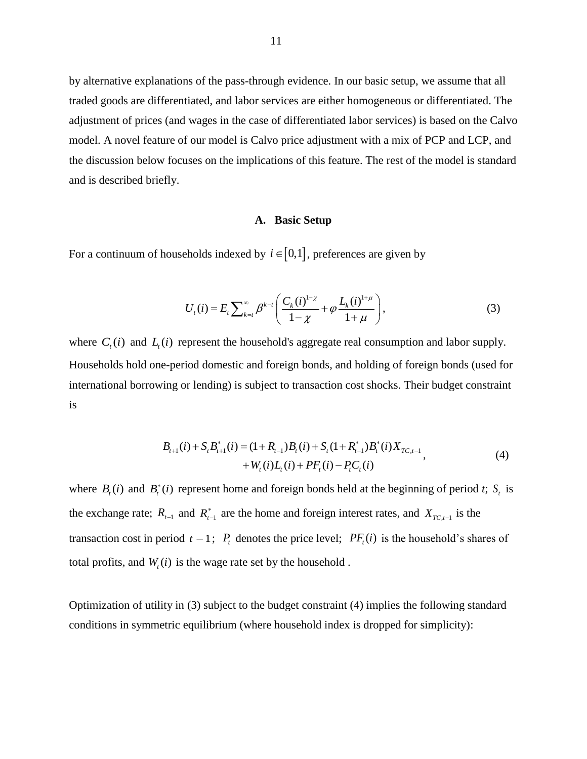by alternative explanations of the pass-through evidence. In our basic setup, we assume that all traded goods are differentiated, and labor services are either homogeneous or differentiated. The adjustment of prices (and wages in the case of differentiated labor services) is based on the Calvo model. A novel feature of our model is Calvo price adjustment with a mix of PCP and LCP, and the discussion below focuses on the implications of this feature. The rest of the model is standard and is described briefly.

### A. Basic Setup

For a continuum of households indexed by $i \in [0,1]$, preferences are given by

$$U_t(i) = E_t \sum_{k=t}^{\infty} \beta^{k-t} \left( \frac{C_k(i)^{1-\chi}}{1-\chi} + \varphi \frac{L_k(i)^{1+\mu}}{1+\mu} \right), \tag{3}$$

where $C_t(i)$ and $L_t(i)$ represent the household's aggregate real consumption and labor supply. Households hold one-period domestic and foreign bonds, and holding of foreign bonds (used for international borrowing or lending) is subject to transaction cost shocks. Their budget constraint is

$$\begin{aligned} B_{t+1}(i) + S_t B_{t+1}^*(i) = (1+R_{t-1})B_t(i) + S_t(1+R_{t-1}^*)B_t^*(i)X_{TC,t-1} \\ + W_t(i)L_t(i) + PF_t(i) - P_t C_t(i) \end{aligned}, \tag{4}$$

where $B_t(i)$ and $B_t^*(i)$ represent home and foreign bonds held at the beginning of period *t*; $S_t$ is the exchange rate; $R_{t-1}$ and $R_{t-1}^*$ are the home and foreign interest rates, and $X_{TC,t-1}$ is the transaction cost in period $t-1$; $P_t$ denotes the price level; $PF_t(i)$ is the household's shares of total profits, and $W_t(i)$ is the wage rate set by the household .

Optimization of utility in (3) subject to the budget constraint (4) implies the following standard conditions in symmetric equilibrium (where household index is dropped for simplicity):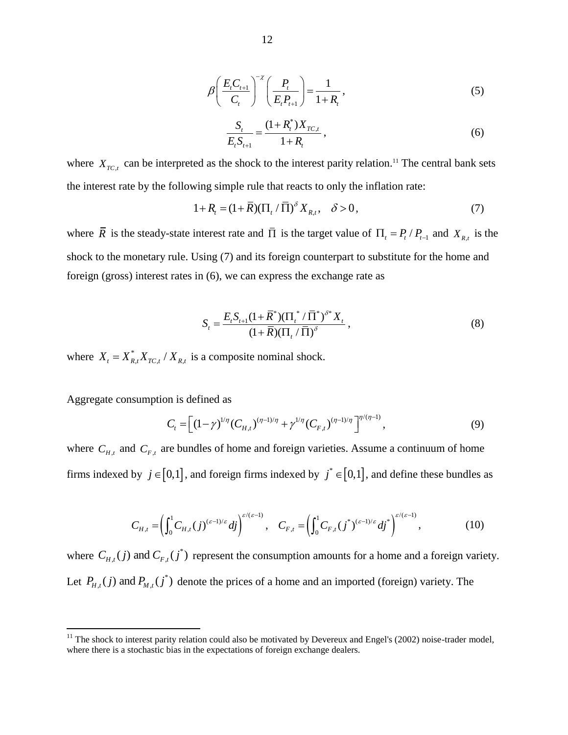$$\beta \left( \frac{E_t C_{t+1}}{C_t} \right)^{-\chi} \left( \frac{P_t}{E_t P_{t+1}} \right) = \frac{1}{1+R_t}, \tag{5}$$

$$\frac{S_t}{E_t S_{t+1}} = \frac{(1+R_t^*) X_{TC,t}}{1+R_t}, \tag{6}$$

where $X_{TC,t}$ can be interpreted as the shock to the interest parity relation.[11] The central bank sets the interest rate by the following simple rule that reacts to only the inflation rate:

$$1+R_t = (1+\bar{R})(\Pi_t / \bar{\Pi})^{\delta} X_{R,t}, \quad \delta > 0, \tag{7}$$

where $\bar{R}$ is the steady-state interest rate and $\bar{\Pi}$ is the target value of $\Pi_t = P_t / P_{t-1}$ and $X_{R,t}$ is the shock to the monetary rule. Using (7) and its foreign counterpart to substitute for the home and foreign (gross) interest rates in (6), we can express the exchange rate as

$$S_t = \frac{E_t S_{t+1} (1+\bar{R}^*)(\Pi_t^* / \bar{\Pi}^*)^{\delta^*} X_t}{(1+\bar{R})(\Pi_t / \bar{\Pi})^{\delta}}, \tag{8}$$

where $X_t = X_{R,t}^* X_{TC,t} / X_{R,t}$ is a composite nominal shock.

Aggregate consumption is defined as

$$C_t = \left[ (1-\gamma)^{1/\eta} (C_{H,t})^{(\eta-1)/\eta} + \gamma^{1/\eta} (C_{F,t})^{(\eta-1)/\eta} \right]^{\eta/(\eta-1)}, \tag{9}$$

where $C_{H,t}$ and $C_{F,t}$ are bundles of home and foreign varieties. Assume a continuum of home firms indexed by $j \in [0,1]$, and foreign firms indexed by $j^* \in [0,1]$, and define these bundles as

$$C_{H,t} = \left( \int_0^1 C_{H,t}(j)^{(\varepsilon-1)/\varepsilon} dj \right)^{\varepsilon/(\varepsilon-1)}, \quad C_{F,t} = \left( \int_0^1 C_{F,t}(j^*)^{(\varepsilon-1)/\varepsilon} dj^* \right)^{\varepsilon/(\varepsilon-1)}, \tag{10}$$

where $C_{H,t}(j)$ and $C_{F,t}(j^*)$ represent the consumption amounts for a home and a foreign variety. Let $P_{H,t}(j)$ and $P_{M,t}(j^*)$ denote the prices of a home and an imported (foreign) variety. The

[11] The shock to interest parity relation could also be motivated by Devereux and Engel's (2002) noise-trader model, where there is a stochastic bias in the expectations of foreign exchange dealers.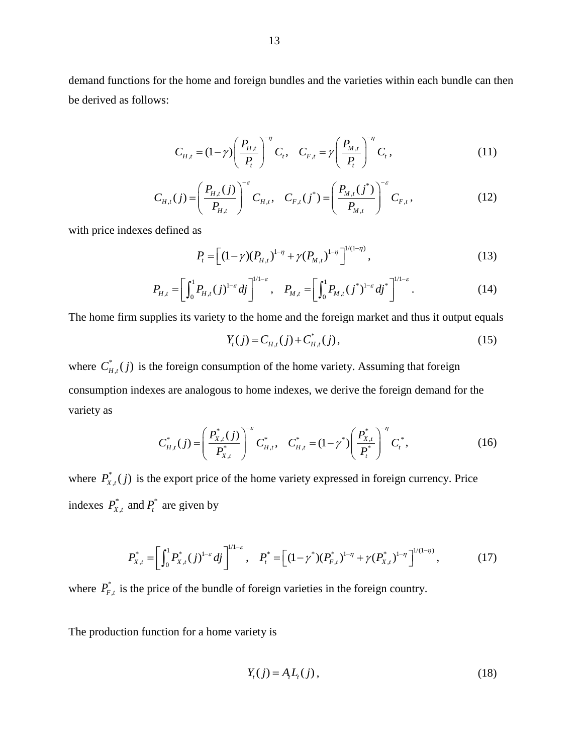demand functions for the home and foreign bundles and the varieties within each bundle can then be derived as follows:

$$C_{H,t} = (1-\gamma)\left(\frac{P_{H,t}}{P_t}\right)^{-\eta} C_t, \quad C_{F,t} = \gamma\left(\frac{P_{M,t}}{P_t}\right)^{-\eta} C_t, \tag{11}$$

$$C_{H,t}(j) = \left(\frac{P_{H,t}(j)}{P_{H,t}}\right)^{-\varepsilon} C_{H,t}, \quad C_{F,t}(j^*) = \left(\frac{P_{M,t}(j^*)}{P_{M,t}}\right)^{-\varepsilon} C_{F,t}, \tag{12}$$

with price indexes defined as

$$P_t = \left[(1-\gamma)(P_{H,t})^{1-\eta} + \gamma(P_{M,t})^{1-\eta}\right]^{1/(1-\eta)}, \tag{13}$$

$$P_{H,t} = \left[\int_0^1 P_{H,t}(j)^{1-\varepsilon} dj\right]^{1/1-\varepsilon}, \quad P_{M,t} = \left[\int_0^1 P_{M,t}(j^*)^{1-\varepsilon} dj^*\right]^{1/1-\varepsilon}. \tag{14}$$

The home firm supplies its variety to the home and the foreign market and thus it output equals

$$Y_t(j) = C_{H,t}(j) + C^*_{H,t}(j), \tag{15}$$

where $C^*_{H,t}(j)$ is the foreign consumption of the home variety. Assuming that foreign consumption indexes are analogous to home indexes, we derive the foreign demand for the variety as

$$C^*_{H,t}(j) = \left(\frac{P^*_{X,t}(j)}{P^*_{X,t}}\right)^{-\varepsilon} C^*_{H,t}, \quad C^*_{H,t} = (1-\gamma^*)\left(\frac{P^*_{X,t}}{P^*_t}\right)^{-\eta} C^*_t, \tag{16}$$

where $P^*_{X,t}(j)$ is the export price of the home variety expressed in foreign currency. Price indexes $P^*_{X,t}$ and $P^*_t$ are given by

$$P^*_{X,t} = \left[\int_0^1 P^*_{X,t}(j)^{1-\varepsilon} dj\right]^{1/1-\varepsilon}, \quad P^*_t = \left[(1-\gamma^*)(P^*_{F,t})^{1-\eta} + \gamma(P^*_{X,t})^{1-\eta}\right]^{1/(1-\eta)}, \tag{17}$$

where $P^*_{F,t}$ is the price of the bundle of foreign varieties in the foreign country.

The production function for a home variety is

$$Y_t(j) = A_t L_t(j), \tag{18}$$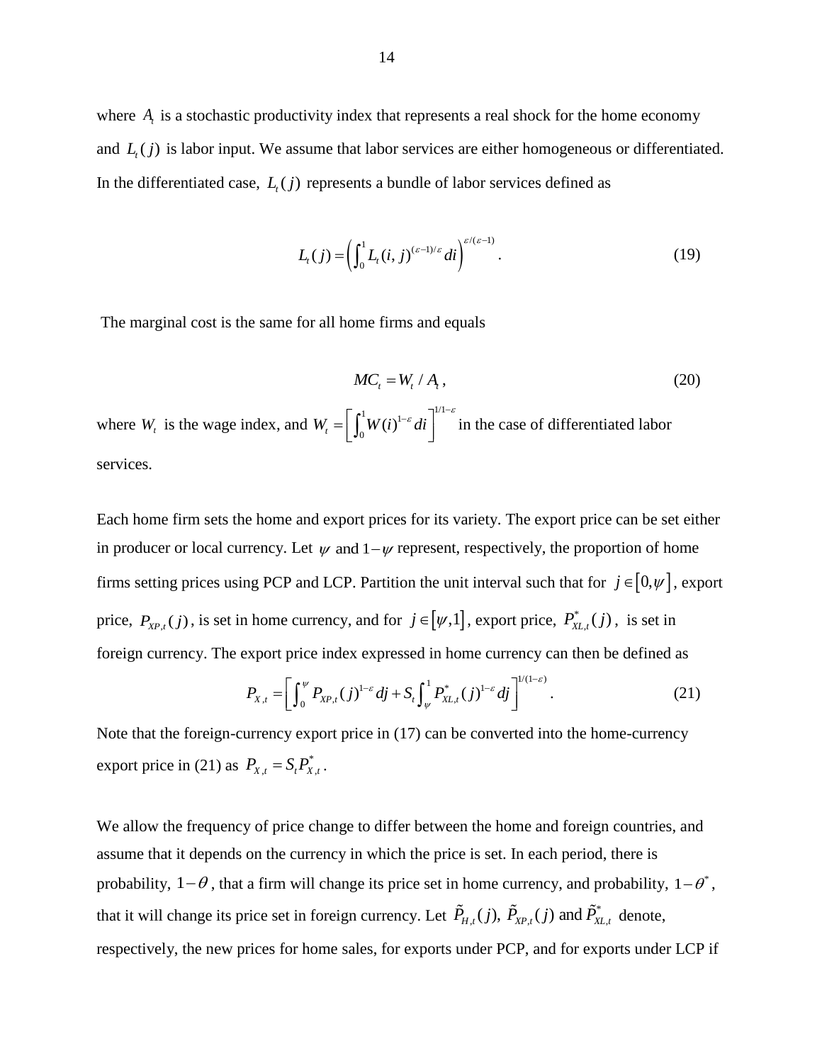where $A_t$ is a stochastic productivity index that represents a real shock for the home economy and $L_t(j)$ is labor input. We assume that labor services are either homogeneous or differentiated. In the differentiated case, $L_t(j)$ represents a bundle of labor services defined as

$$L_t(j) = \left( \int_0^1 L_t(i,j)^{(\varepsilon-1)/\varepsilon} di \right)^{\varepsilon/(\varepsilon-1)}. \tag{19}$$

The marginal cost is the same for all home firms and equals

$$MC_t = W_t / A_t, \tag{20}$$

where $W_t$ is the wage index, and $W_t = \left[ \int_0^1 W(i)^{1-\varepsilon} di \right]^{1/1-\varepsilon}$ in the case of differentiated labor services.

Each home firm sets the home and export prices for its variety. The export price can be set either in producer or local currency. Let $\psi$ and $1-\psi$ represent, respectively, the proportion of home firms setting prices using PCP and LCP. Partition the unit interval such that for $j \in [0,\psi]$, export price, $P_{XP,t}(j)$, is set in home currency, and for $j \in [\psi,1]$, export price, $P^*_{XL,t}(j)$, is set in foreign currency. The export price index expressed in home currency can then be defined as

$$P_{X,t} = \left[ \int_0^{\psi} P_{XP,t}(j)^{1-\varepsilon} dj + S_t \int_{\psi}^1 P^*_{XL,t}(j)^{1-\varepsilon} dj \right]^{1/(1-\varepsilon)}. \tag{21}$$

Note that the foreign-currency export price in (17) can be converted into the home-currency export price in (21) as $P_{X,t} = S_t P^*_{X,t}$.

We allow the frequency of price change to differ between the home and foreign countries, and assume that it depends on the currency in which the price is set. In each period, there is probability, $1-\theta$, that a firm will change its price set in home currency, and probability, $1-\theta^*$, that it will change its price set in foreign currency. Let $\tilde{P}_{H,t}(j)$, $\tilde{P}_{XP,t}(j)$ and $\tilde{P}^*_{XL,t}$ denote, respectively, the new prices for home sales, for exports under PCP, and for exports under LCP if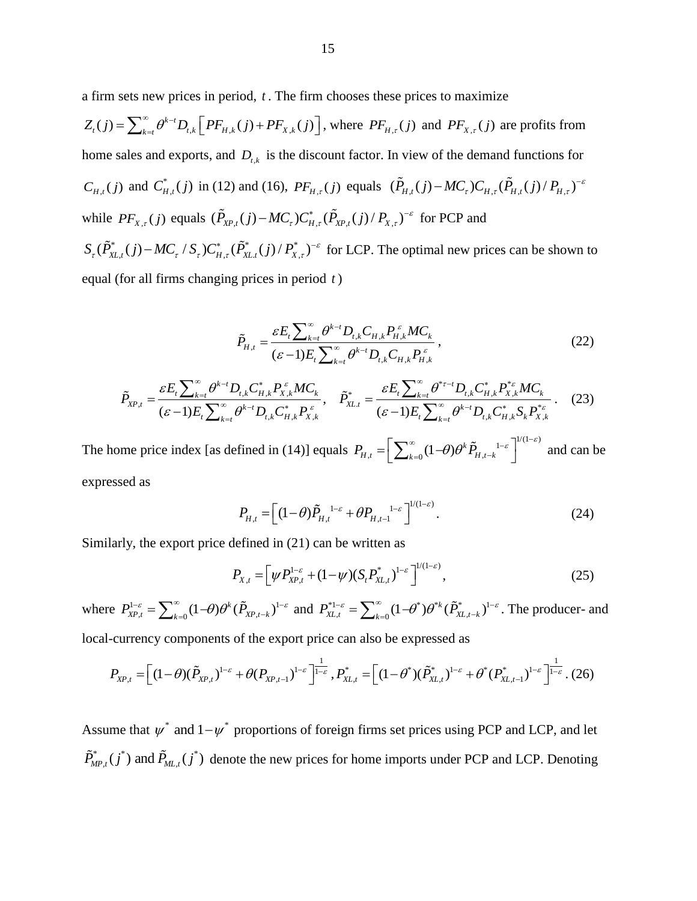a firm sets new prices in period, $t$. The firm chooses these prices to maximize $Z_t(j) = \sum_{k=t}^{\infty} \theta^{k-t} D_{t,k} \left[ PF_{H,k}(j) + PF_{X,k}(j) \right]$, where $PF_{H,\tau}(j)$ and $PF_{X,\tau}(j)$ are profits from home sales and exports, and $D_{t,k}$ is the discount factor. In view of the demand functions for $C_{H,t}(j)$ and $C^*_{H,t}(j)$ in (12) and (16), $PF_{H,\tau}(j)$ equals $(\tilde{P}_{H,t}(j) - MC_\tau) C_{H,\tau} (\tilde{P}_{H,t}(j)/P_{H,\tau})^{-\varepsilon}$ while $PF_{X,\tau}(j)$ equals $(\tilde{P}_{XP,t}(j) - MC_\tau) C^*_{H,\tau} (\tilde{P}_{XP,t}(j)/P_{X,\tau})^{-\varepsilon}$ for PCP and $S_\tau (\tilde{P}^*_{XL,t}(j) - MC_\tau / S_\tau) C^*_{H,\tau} (\tilde{P}^*_{XL.t}(j)/P^*_{X,\tau})^{-\varepsilon}$ for LCP. The optimal new prices can be shown to equal (for all firms changing prices in period $t$)

$$\tilde{P}_{H,t} = \frac{\varepsilon E_t \sum_{k=t}^{\infty} \theta^{k-t} D_{t,k} C_{H,k} P^{\varepsilon}_{H,k} MC_k}{(\varepsilon - 1) E_t \sum_{k=t}^{\infty} \theta^{k-t} D_{t,k} C_{H,k} P^{\varepsilon}_{H,k}}, \tag{22}$$

$$\tilde{P}_{XP,t} = \frac{\varepsilon E_t \sum_{k=t}^{\infty} \theta^{k-t} D_{t,k} C^*_{H,k} P^{\varepsilon}_{X,k} MC_k}{(\varepsilon - 1) E_t \sum_{k=t}^{\infty} \theta^{k-t} D_{t,k} C^*_{H,k} P^{\varepsilon}_{X,k}}, \quad \tilde{P}^*_{XL.t} = \frac{\varepsilon E_t \sum_{k=t}^{\infty} \theta^{*\tau-t} D_{t,k} C^*_{H,k} P^{*\varepsilon}_{X,k} MC_k}{(\varepsilon - 1) E_t \sum_{k=t}^{\infty} \theta^{k-t} D_{t,k} C^*_{H,k} S_k P^{*\varepsilon}_{X,k}}. \tag{23}$$

The home price index [as defined in (14)] equals $P_{H,t} = \left[ \sum_{k=0}^{\infty} (1-\theta) \theta^k \tilde{P}_{H,t-k}{}^{1-\varepsilon} \right]^{1/(1-\varepsilon)}$ and can be expressed as

$$P_{H,t} = \left[ (1-\theta) \tilde{P}_{H,t}{}^{1-\varepsilon} + \theta P_{H,t-1}{}^{1-\varepsilon} \right]^{1/(1-\varepsilon)}. \tag{24}$$

Similarly, the export price defined in (21) can be written as

$$P_{X,t} = \left[ \psi P^{1-\varepsilon}_{XP,t} + (1-\psi)(S_t P^*_{XL,t})^{1-\varepsilon} \right]^{1/(1-\varepsilon)}, \tag{25}$$

where $P^{1-\varepsilon}_{XP,t} = \sum_{k=0}^{\infty} (1-\theta) \theta^k (\tilde{P}_{XP,t-k})^{1-\varepsilon}$ and $P^{*1-\varepsilon}_{XL,t} = \sum_{k=0}^{\infty} (1-\theta^*) \theta^{*k} (\tilde{P}^*_{XL,t-k})^{1-\varepsilon}$. The producer- and local-currency components of the export price can also be expressed as

$$P_{XP,t} = \left[ (1-\theta)(\tilde{P}_{XP,t})^{1-\varepsilon} + \theta (P_{XP,t-1})^{1-\varepsilon} \right]^{\frac{1}{1-\varepsilon}}, P^*_{XL,t} = \left[ (1-\theta^*)(\tilde{P}^*_{XL,t})^{1-\varepsilon} + \theta^* (P^*_{XL,t-1})^{1-\varepsilon} \right]^{\frac{1}{1-\varepsilon}}. \tag{26}$$

Assume that $\psi^*$ and $1-\psi^*$ proportions of foreign firms set prices using PCP and LCP, and let $\tilde{P}^*_{MP,t}(j^*)$ and $\tilde{P}_{ML,t}(j^*)$ denote the new prices for home imports under PCP and LCP. Denoting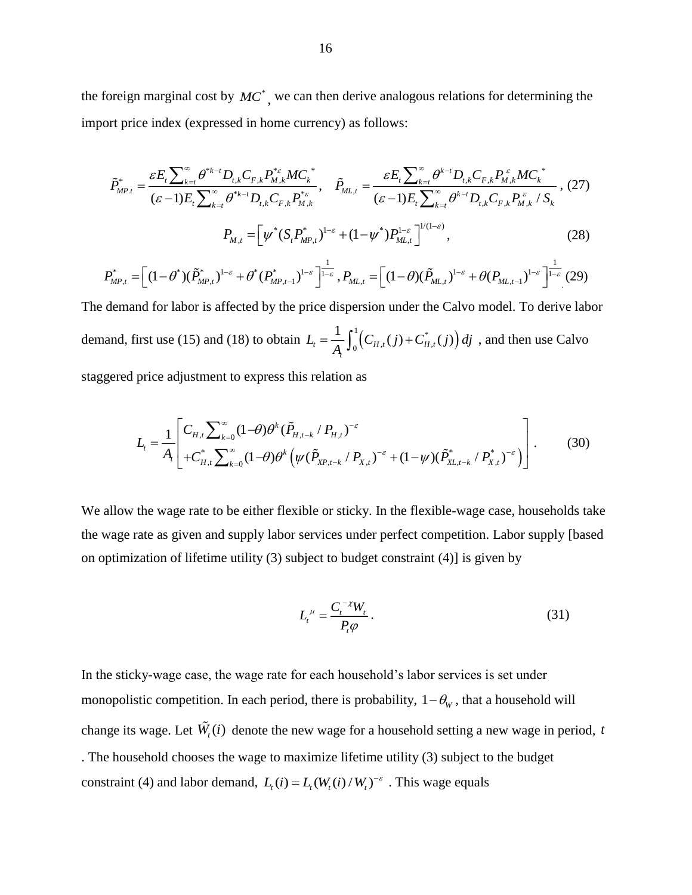the foreign marginal cost by $MC^*$, we can then derive analogous relations for determining the import price index (expressed in home currency) as follows:

$$\tilde{P}^*_{MP,t} = \frac{\varepsilon E_t \sum_{k=t}^{\infty} \theta^{*k-t} D_{t,k} C_{F,k} P^{*\varepsilon}_{M,k} MC^*_k}{(\varepsilon - 1) E_t \sum_{k=t}^{\infty} \theta^{*k-t} D_{t,k} C_{F,k} P^{*\varepsilon}_{M,k}}, \quad \tilde{P}_{ML,t} = \frac{\varepsilon E_t \sum_{k=t}^{\infty} \theta^{k-t} D_{t,k} C_{F,k} P^{\varepsilon}_{M,k} MC^*_k}{(\varepsilon - 1) E_t \sum_{k=t}^{\infty} \theta^{k-t} D_{t,k} C_{F,k} P^{\varepsilon}_{M,k} / S_k}, \quad (27)$$

$$P_{M,t} = \left[ \psi^* (S_t P^*_{MP,t})^{1-\varepsilon} + (1-\psi^*) P^{1-\varepsilon}_{ML,t} \right]^{1/(1-\varepsilon)}, \quad (28)$$

$$P^*_{MP,t} = \left[ (1-\theta^*)(\tilde{P}^*_{MP,t})^{1-\varepsilon} + \theta^* (P^*_{MP,t-1})^{1-\varepsilon} \right]^{\frac{1}{1-\varepsilon}}, \; P_{ML,t} = \left[ (1-\theta)(\tilde{P}_{ML,t})^{1-\varepsilon} + \theta (P_{ML,t-1})^{1-\varepsilon} \right]^{\frac{1}{1-\varepsilon}} \quad (29)$$

The demand for labor is affected by the price dispersion under the Calvo model. To derive labor demand, first use (15) and (18) to obtain $L_t = \frac{1}{A_t} \int_0^1 \left( C_{H,t}(j) + C^*_{H,t}(j) \right) dj$ , and then use Calvo staggered price adjustment to express this relation as

$$L_t = \frac{1}{A_t} \left[ \begin{array}{l} C_{H,t} \sum_{k=0}^{\infty} (1-\theta)\theta^k (\tilde{P}_{H,t-k} / P_{H,t})^{-\varepsilon} \\ + C^*_{H,t} \sum_{k=0}^{\infty} (1-\theta)\theta^k \left( \psi (\tilde{P}_{XP,t-k} / P_{X,t})^{-\varepsilon} + (1-\psi)(\tilde{P}^*_{XL,t-k} / P^*_{X,t})^{-\varepsilon} \right) \end{array} \right]. \quad (30)$$

We allow the wage rate to be either flexible or sticky. In the flexible-wage case, households take the wage rate as given and supply labor services under perfect competition. Labor supply [based on optimization of lifetime utility (3) subject to budget constraint (4)] is given by

$$L_t^{\mu} = \frac{C_t^{-\chi} W_t}{P_t \varphi}. \quad (31)$$

In the sticky-wage case, the wage rate for each household's labor services is set under monopolistic competition. In each period, there is probability, $1-\theta_W$ , that a household will change its wage. Let $\tilde{W}_t(i)$ denote the new wage for a household setting a new wage in period, $t$ . The household chooses the wage to maximize lifetime utility (3) subject to the budget constraint (4) and labor demand, $L_t(i) = L_t (W_t(i) / W_t)^{-\varepsilon}$ . This wage equals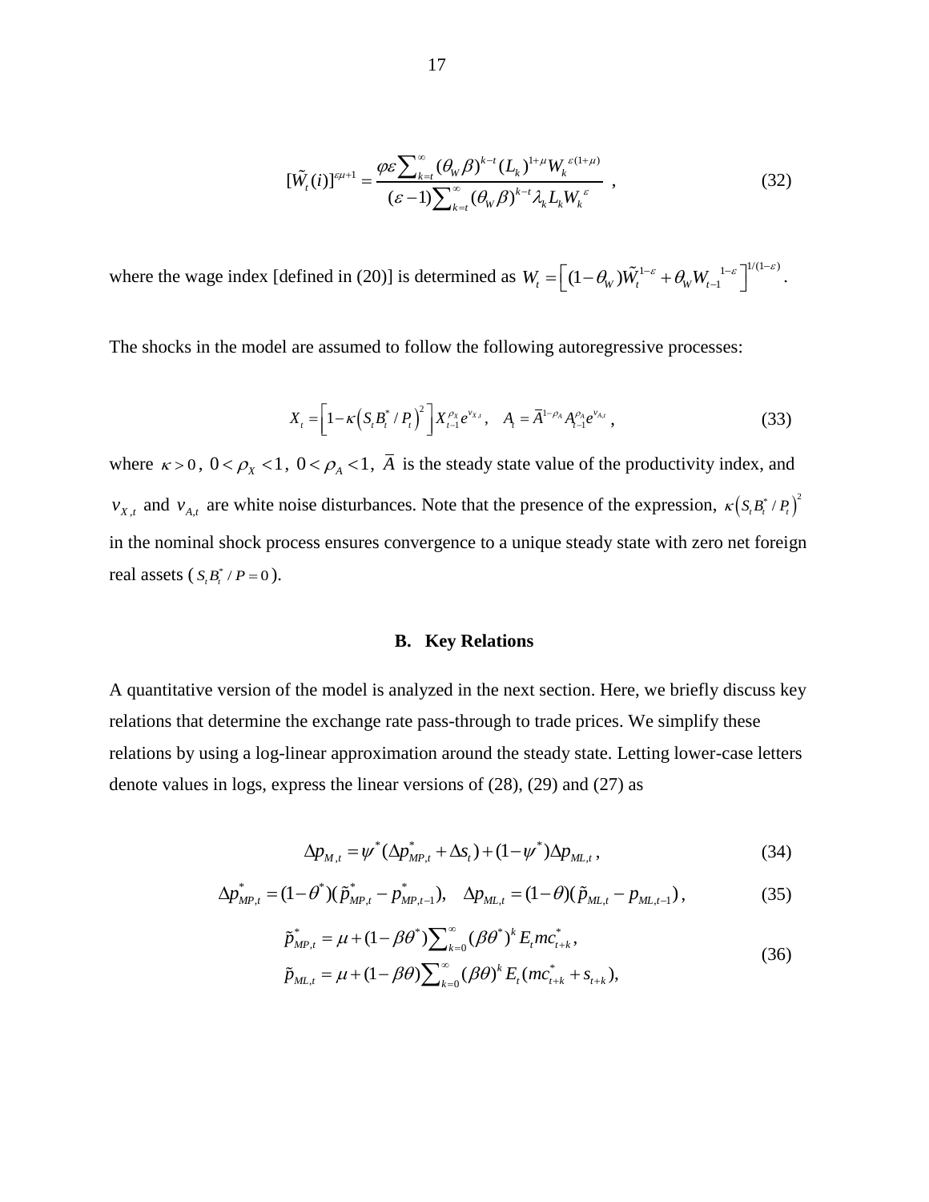$$[\tilde{W}_t(i)]^{\varepsilon\mu+1} = \frac{\varphi\varepsilon\sum_{k=t}^{\infty}(\theta_W\beta)^{k-t}(L_k)^{1+\mu}W_k^{\varepsilon(1+\mu)}}{(\varepsilon-1)\sum_{k=t}^{\infty}(\theta_W\beta)^{k-t}\lambda_k L_k W_k^{\varepsilon}} \quad , \tag{32}$$

where the wage index [defined in (20)] is determined as $W_t = \left[(1-\theta_W)\tilde{W}_t^{1-\varepsilon} + \theta_W W_{t-1}^{\;\;1-\varepsilon}\right]^{1/(1-\varepsilon)}$.

The shocks in the model are assumed to follow the following autoregressive processes:

$$X_t = \left[1-\kappa\left(S_t B_t^* / P_t\right)^2\right] X_{t-1}^{\rho_X} e^{v_{X,t}}, \quad A_t = \bar{A}^{1-\rho_A} A_{t-1}^{\rho_A} e^{v_{A,t}}, \tag{33}$$

where $\kappa > 0$, $0 < \rho_X < 1$, $0 < \rho_A < 1$, $\bar{A}$ is the steady state value of the productivity index, and $v_{X,t}$ and $v_{A,t}$ are white noise disturbances. Note that the presence of the expression, $\kappa\left(S_t B_t^* / P_t\right)^2$ in the nominal shock process ensures convergence to a unique steady state with zero net foreign real assets ($S_t B_t^* / P = 0$).

## B. Key Relations

A quantitative version of the model is analyzed in the next section. Here, we briefly discuss key relations that determine the exchange rate pass-through to trade prices. We simplify these relations by using a log-linear approximation around the steady state. Letting lower-case letters denote values in logs, express the linear versions of (28), (29) and (27) as

$$\Delta p_{M,t} = \psi^*(\Delta p_{MP,t}^* + \Delta s_t) + (1-\psi^*)\Delta p_{ML,t}\,, \tag{34}$$

$$\Delta p_{MP,t}^* = (1-\theta^*)(\tilde{p}_{MP,t}^* - p_{MP,t-1}^*), \quad \Delta p_{ML,t} = (1-\theta)(\tilde{p}_{ML,t} - p_{ML,t-1})\,, \tag{35}$$

$$\begin{aligned} \tilde{p}_{MP,t}^* &= \mu + (1-\beta\theta^*)\sum\nolimits_{k=0}^{\infty}(\beta\theta^*)^k E_t mc_{t+k}^*\,, \\ \tilde{p}_{ML,t} &= \mu + (1-\beta\theta)\sum\nolimits_{k=0}^{\infty}(\beta\theta)^k E_t (mc_{t+k}^* + s_{t+k}), \end{aligned} \tag{36}$$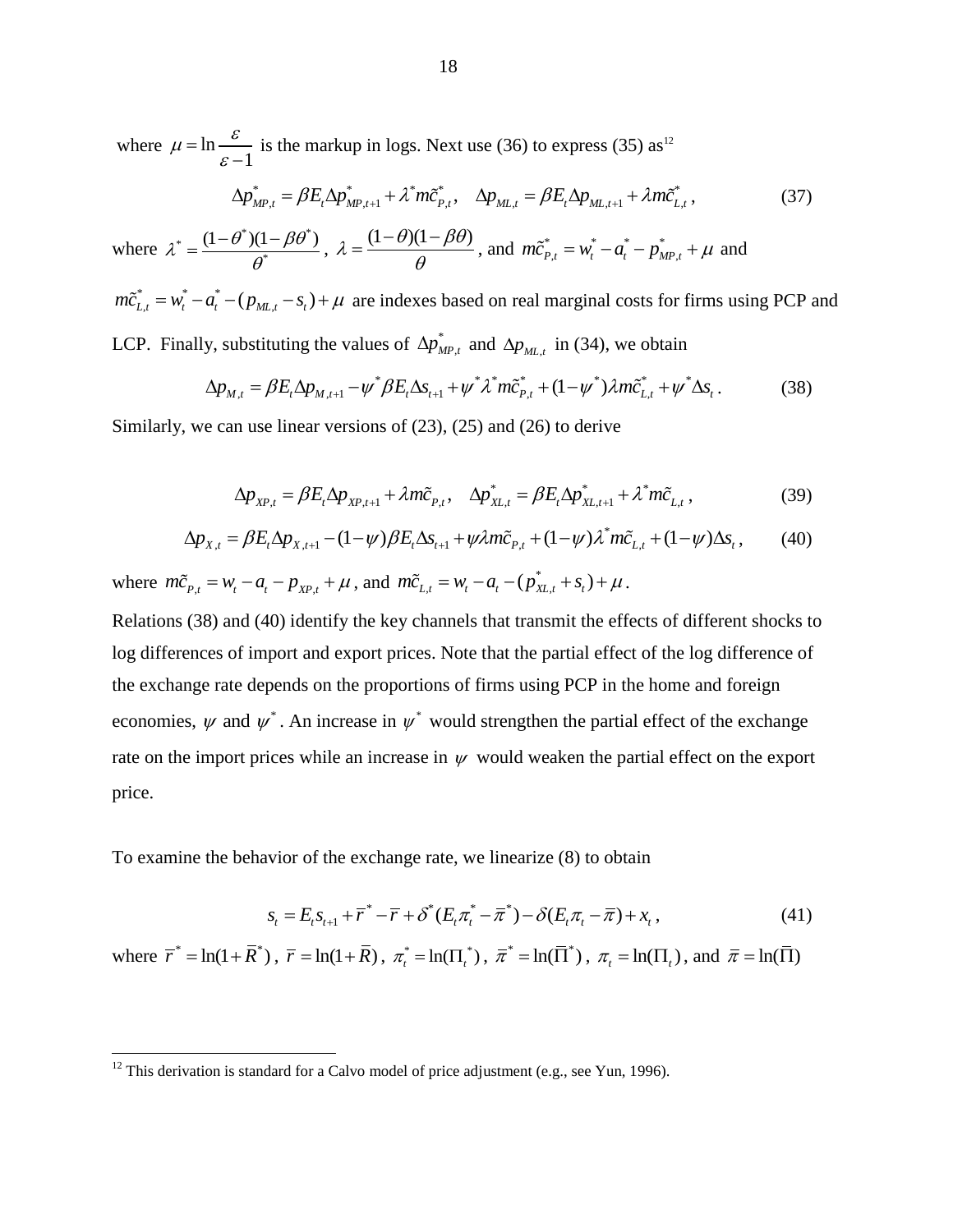where $\mu = \ln \dfrac{\varepsilon}{\varepsilon - 1}$ is the markup in logs. Next use (36) to express (35) as[12]

$$\Delta p^*_{MP,t} = \beta E_t \Delta p^*_{MP,t+1} + \lambda^* \tilde{mc}^*_{P,t}, \quad \Delta p_{ML,t} = \beta E_t \Delta p_{ML,t+1} + \lambda \tilde{mc}^*_{L,t}, \tag{37}$$

where $\lambda^* = \dfrac{(1-\theta^*)(1-\beta\theta^*)}{\theta^*}$, $\lambda = \dfrac{(1-\theta)(1-\beta\theta)}{\theta}$, and $\tilde{mc}^*_{P,t} = w^*_t - a^*_t - p^*_{MP,t} + \mu$ and $\tilde{mc}^*_{L,t} = w^*_t - a^*_t - (p_{ML,t} - s_t) + \mu$ are indexes based on real marginal costs for firms using PCP and LCP. Finally, substituting the values of $\Delta p^*_{MP,t}$ and $\Delta p_{ML,t}$ in (34), we obtain

$$\Delta p_{M,t} = \beta E_t \Delta p_{M,t+1} - \psi^* \beta E_t \Delta s_{t+1} + \psi^* \lambda^* \tilde{mc}^*_{P,t} + (1-\psi^*) \lambda \tilde{mc}^*_{L,t} + \psi^* \Delta s_t. \tag{38}$$

Similarly, we can use linear versions of (23), (25) and (26) to derive

$$\Delta p_{XP,t} = \beta E_t \Delta p_{XP,t+1} + \lambda \tilde{mc}_{P,t}, \quad \Delta p^*_{XL,t} = \beta E_t \Delta p^*_{XL,t+1} + \lambda^* \tilde{mc}_{L,t}, \tag{39}$$

$$\Delta p_{X,t} = \beta E_t \Delta p_{X,t+1} - (1-\psi) \beta E_t \Delta s_{t+1} + \psi \lambda \tilde{mc}_{P,t} + (1-\psi) \lambda^* \tilde{mc}_{L,t} + (1-\psi) \Delta s_t, \tag{40}$$

where $\tilde{mc}_{P,t} = w_t - a_t - p_{XP,t} + \mu$, and $\tilde{mc}_{L,t} = w_t - a_t - (p^*_{XL,t} + s_t) + \mu$.

Relations (38) and (40) identify the key channels that transmit the effects of different shocks to log differences of import and export prices. Note that the partial effect of the log difference of the exchange rate depends on the proportions of firms using PCP in the home and foreign economies, $\psi$ and $\psi^*$. An increase in $\psi^*$ would strengthen the partial effect of the exchange rate on the import prices while an increase in $\psi$ would weaken the partial effect on the export price.

To examine the behavior of the exchange rate, we linearize (8) to obtain

$$s_t = E_t s_{t+1} + \bar{r}^* - \bar{r} + \delta^* (E_t \pi^*_t - \bar{\pi}^*) - \delta (E_t \pi_t - \bar{\pi}) + x_t, \tag{41}$$

where $\bar{r}^* = \ln(1+\bar{R}^*)$, $\bar{r} = \ln(1+\bar{R})$, $\pi^*_t = \ln(\Pi^*_t)$, $\bar{\pi}^* = \ln(\bar{\Pi}^*)$, $\pi_t = \ln(\Pi_t)$, and $\bar{\pi} = \ln(\bar{\Pi})$

[12] This derivation is standard for a Calvo model of price adjustment (e.g., see Yun, 1996).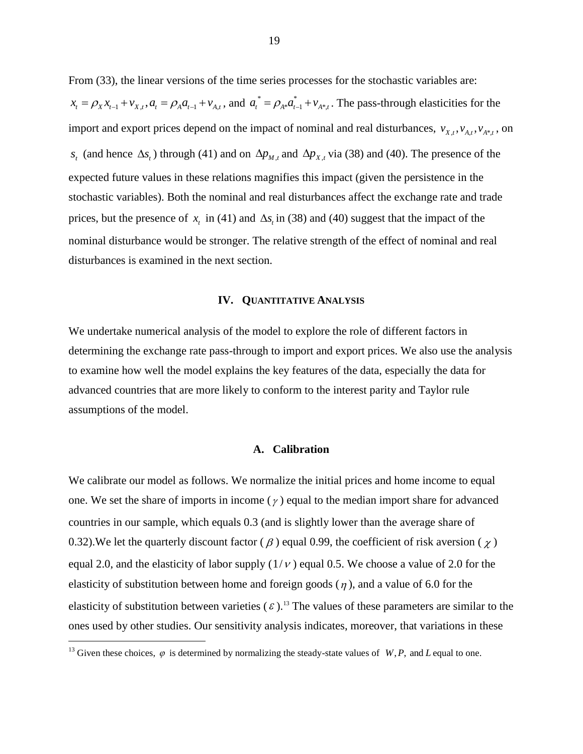From (33), the linear versions of the time series processes for the stochastic variables are: $x_t = \rho_X x_{t-1} + v_{X,t}, a_t = \rho_A a_{t-1} + v_{A,t}$, and $a_t^* = \rho_{A*} a_{t-1}^* + v_{A*,t}$. The pass-through elasticities for the import and export prices depend on the impact of nominal and real disturbances, $v_{X,t}, v_{A,t}, v_{A*,t}$, on $s_t$ (and hence $\Delta s_t$) through (41) and on $\Delta p_{M,t}$ and $\Delta p_{X,t}$ via (38) and (40). The presence of the expected future values in these relations magnifies this impact (given the persistence in the stochastic variables). Both the nominal and real disturbances affect the exchange rate and trade prices, but the presence of $x_t$ in (41) and $\Delta s_t$ in (38) and (40) suggest that the impact of the nominal disturbance would be stronger. The relative strength of the effect of nominal and real disturbances is examined in the next section.

## IV. Quantitative Analysis

We undertake numerical analysis of the model to explore the role of different factors in determining the exchange rate pass-through to import and export prices. We also use the analysis to examine how well the model explains the key features of the data, especially the data for advanced countries that are more likely to conform to the interest parity and Taylor rule assumptions of the model.

### A. Calibration

We calibrate our model as follows. We normalize the initial prices and home income to equal one. We set the share of imports in income ($\gamma$) equal to the median import share for advanced countries in our sample, which equals 0.3 (and is slightly lower than the average share of 0.32).We let the quarterly discount factor ($\beta$) equal 0.99, the coefficient of risk aversion ($\chi$) equal 2.0, and the elasticity of labor supply ($1/\nu$) equal 0.5. We choose a value of 2.0 for the elasticity of substitution between home and foreign goods ($\eta$), and a value of 6.0 for the elasticity of substitution between varieties ($\varepsilon$).[13] The values of these parameters are similar to the ones used by other studies. Our sensitivity analysis indicates, moreover, that variations in these

[13] Given these choices, $\varphi$ is determined by normalizing the steady-state values of $W, P,$ and $L$ equal to one.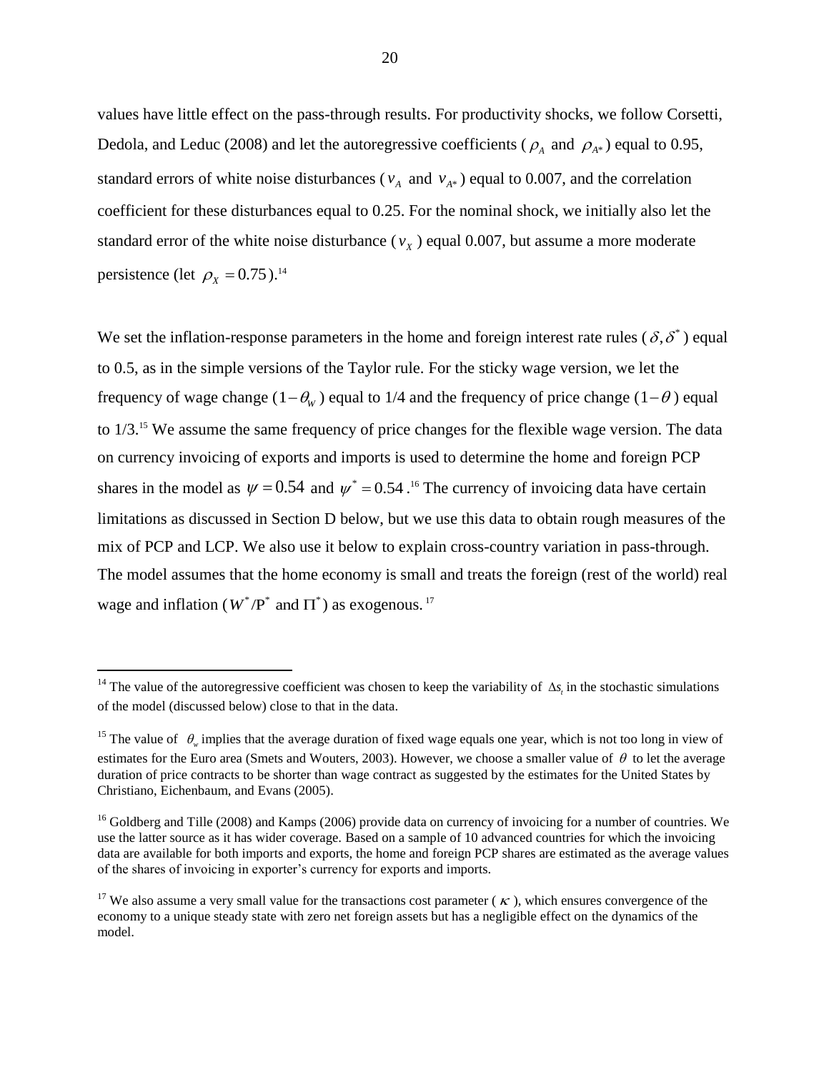values have little effect on the pass-through results. For productivity shocks, we follow Corsetti, Dedola, and Leduc (2008) and let the autoregressive coefficients ( $\rho_A$ and $\rho_{A*}$ ) equal to 0.95, standard errors of white noise disturbances ( $v_A$ and $v_{A*}$ ) equal to 0.007, and the correlation coefficient for these disturbances equal to 0.25. For the nominal shock, we initially also let the standard error of the white noise disturbance ( $v_X$ ) equal 0.007, but assume a more moderate persistence (let $\rho_X = 0.75$ ).[14]

We set the inflation-response parameters in the home and foreign interest rate rules ( $\delta, \delta^*$ ) equal to 0.5, as in the simple versions of the Taylor rule. For the sticky wage version, we let the frequency of wage change ( $1-\theta_W$ ) equal to 1/4 and the frequency of price change ( $1-\theta$ ) equal to 1/3.[15] We assume the same frequency of price changes for the flexible wage version. The data on currency invoicing of exports and imports is used to determine the home and foreign PCP shares in the model as $\psi = 0.54$ and $\psi^* = 0.54$ .[16] The currency of invoicing data have certain limitations as discussed in Section D below, but we use this data to obtain rough measures of the mix of PCP and LCP. We also use it below to explain cross-country variation in pass-through. The model assumes that the home economy is small and treats the foreign (rest of the world) real wage and inflation ( $W^*/P^*$ and $\Pi^*$ ) as exogenous.[17]

---

[14] The value of the autoregressive coefficient was chosen to keep the variability of $\Delta s_t$ in the stochastic simulations of the model (discussed below) close to that in the data.

[15] The value of $\theta_w$ implies that the average duration of fixed wage equals one year, which is not too long in view of estimates for the Euro area (Smets and Wouters, 2003). However, we choose a smaller value of $\theta$ to let the average duration of price contracts to be shorter than wage contract as suggested by the estimates for the United States by Christiano, Eichenbaum, and Evans (2005).

[16] Goldberg and Tille (2008) and Kamps (2006) provide data on currency of invoicing for a number of countries. We use the latter source as it has wider coverage. Based on a sample of 10 advanced countries for which the invoicing data are available for both imports and exports, the home and foreign PCP shares are estimated as the average values of the shares of invoicing in exporter's currency for exports and imports.

[17] We also assume a very small value for the transactions cost parameter ( $\kappa$ ), which ensures convergence of the economy to a unique steady state with zero net foreign assets but has a negligible effect on the dynamics of the model.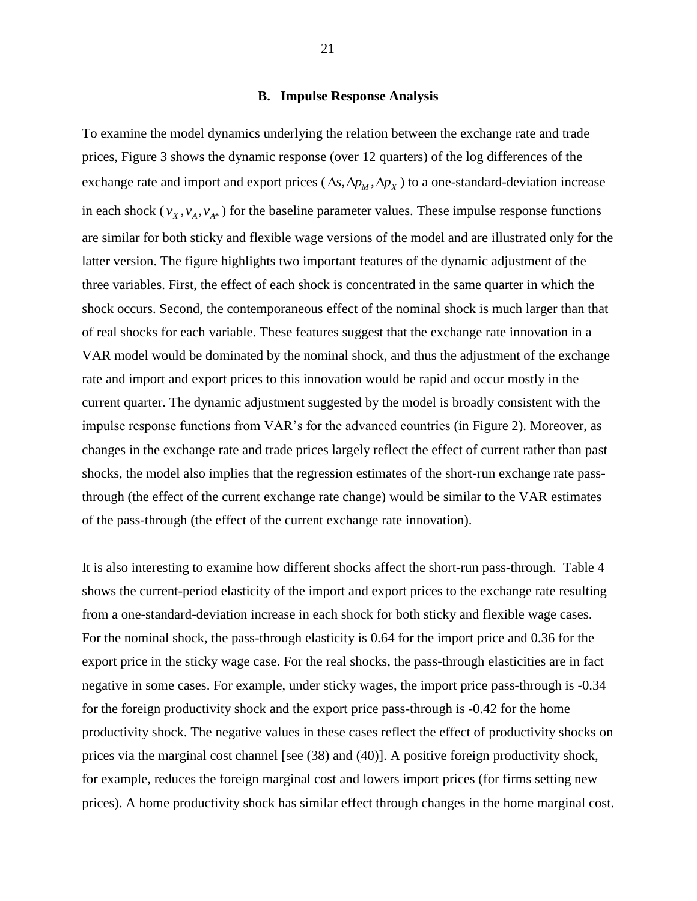### B. Impulse Response Analysis

To examine the model dynamics underlying the relation between the exchange rate and trade prices, Figure 3 shows the dynamic response (over 12 quarters) of the log differences of the exchange rate and import and export prices ( $\Delta s, \Delta p_M, \Delta p_X$ ) to a one-standard-deviation increase in each shock ( $v_X, v_A, v_{A^*}$ ) for the baseline parameter values. These impulse response functions are similar for both sticky and flexible wage versions of the model and are illustrated only for the latter version. The figure highlights two important features of the dynamic adjustment of the three variables. First, the effect of each shock is concentrated in the same quarter in which the shock occurs. Second, the contemporaneous effect of the nominal shock is much larger than that of real shocks for each variable. These features suggest that the exchange rate innovation in a VAR model would be dominated by the nominal shock, and thus the adjustment of the exchange rate and import and export prices to this innovation would be rapid and occur mostly in the current quarter. The dynamic adjustment suggested by the model is broadly consistent with the impulse response functions from VAR's for the advanced countries (in Figure 2). Moreover, as changes in the exchange rate and trade prices largely reflect the effect of current rather than past shocks, the model also implies that the regression estimates of the short-run exchange rate pass-through (the effect of the current exchange rate change) would be similar to the VAR estimates of the pass-through (the effect of the current exchange rate innovation).

It is also interesting to examine how different shocks affect the short-run pass-through. Table 4 shows the current-period elasticity of the import and export prices to the exchange rate resulting from a one-standard-deviation increase in each shock for both sticky and flexible wage cases. For the nominal shock, the pass-through elasticity is 0.64 for the import price and 0.36 for the export price in the sticky wage case. For the real shocks, the pass-through elasticities are in fact negative in some cases. For example, under sticky wages, the import price pass-through is -0.34 for the foreign productivity shock and the export price pass-through is -0.42 for the home productivity shock. The negative values in these cases reflect the effect of productivity shocks on prices via the marginal cost channel [see (38) and (40)]. A positive foreign productivity shock, for example, reduces the foreign marginal cost and lowers import prices (for firms setting new prices). A home productivity shock has similar effect through changes in the home marginal cost.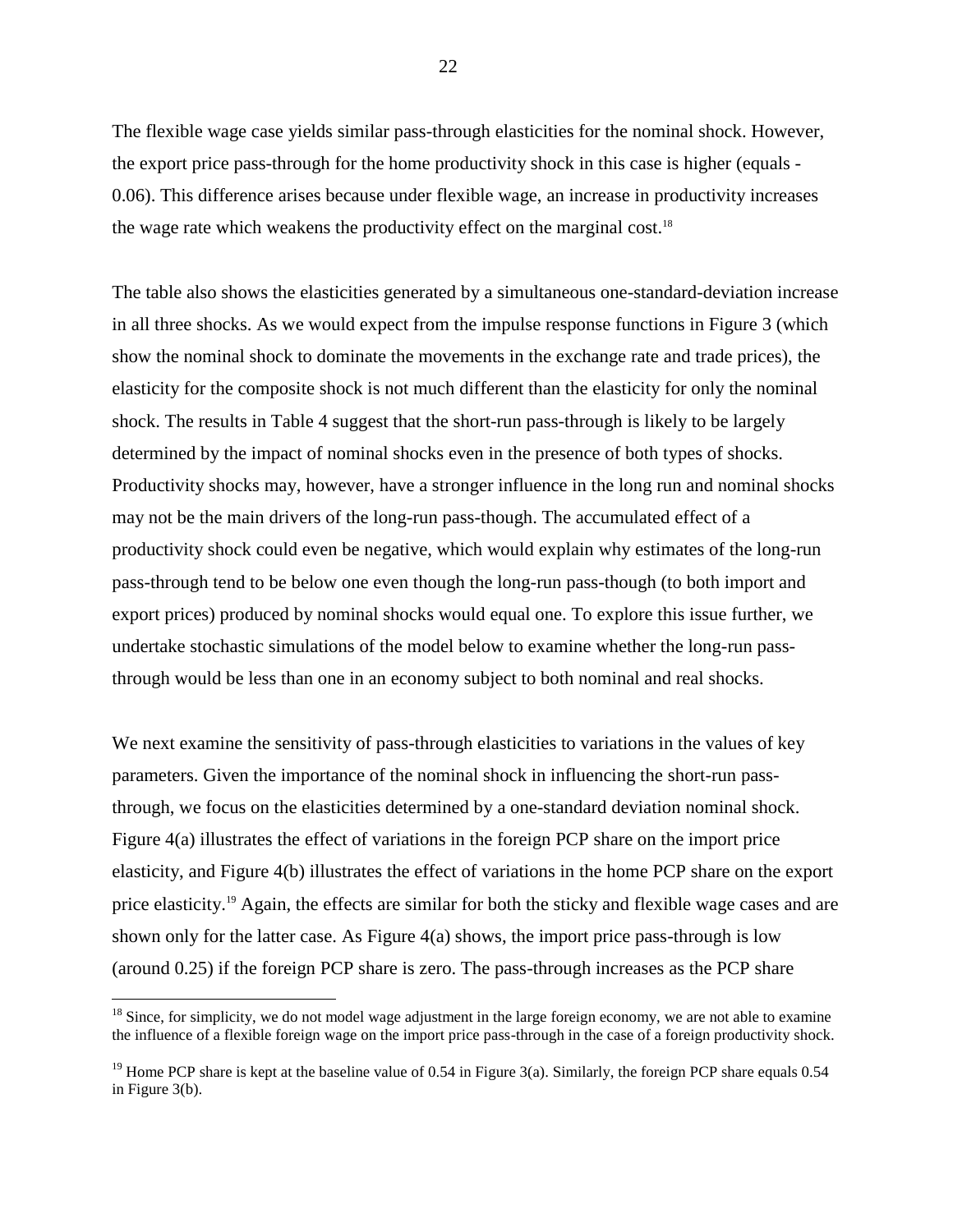The flexible wage case yields similar pass-through elasticities for the nominal shock. However, the export price pass-through for the home productivity shock in this case is higher (equals -0.06). This difference arises because under flexible wage, an increase in productivity increases the wage rate which weakens the productivity effect on the marginal cost.[18]

The table also shows the elasticities generated by a simultaneous one-standard-deviation increase in all three shocks. As we would expect from the impulse response functions in Figure 3 (which show the nominal shock to dominate the movements in the exchange rate and trade prices), the elasticity for the composite shock is not much different than the elasticity for only the nominal shock. The results in Table 4 suggest that the short-run pass-through is likely to be largely determined by the impact of nominal shocks even in the presence of both types of shocks. Productivity shocks may, however, have a stronger influence in the long run and nominal shocks may not be the main drivers of the long-run pass-though. The accumulated effect of a productivity shock could even be negative, which would explain why estimates of the long-run pass-through tend to be below one even though the long-run pass-though (to both import and export prices) produced by nominal shocks would equal one. To explore this issue further, we undertake stochastic simulations of the model below to examine whether the long-run pass-through would be less than one in an economy subject to both nominal and real shocks.

We next examine the sensitivity of pass-through elasticities to variations in the values of key parameters. Given the importance of the nominal shock in influencing the short-run pass-through, we focus on the elasticities determined by a one-standard deviation nominal shock. Figure 4(a) illustrates the effect of variations in the foreign PCP share on the import price elasticity, and Figure 4(b) illustrates the effect of variations in the home PCP share on the export price elasticity.[19] Again, the effects are similar for both the sticky and flexible wage cases and are shown only for the latter case. As Figure 4(a) shows, the import price pass-through is low (around 0.25) if the foreign PCP share is zero. The pass-through increases as the PCP share

---

[18] Since, for simplicity, we do not model wage adjustment in the large foreign economy, we are not able to examine the influence of a flexible foreign wage on the import price pass-through in the case of a foreign productivity shock.

[19] Home PCP share is kept at the baseline value of 0.54 in Figure 3(a). Similarly, the foreign PCP share equals 0.54 in Figure 3(b).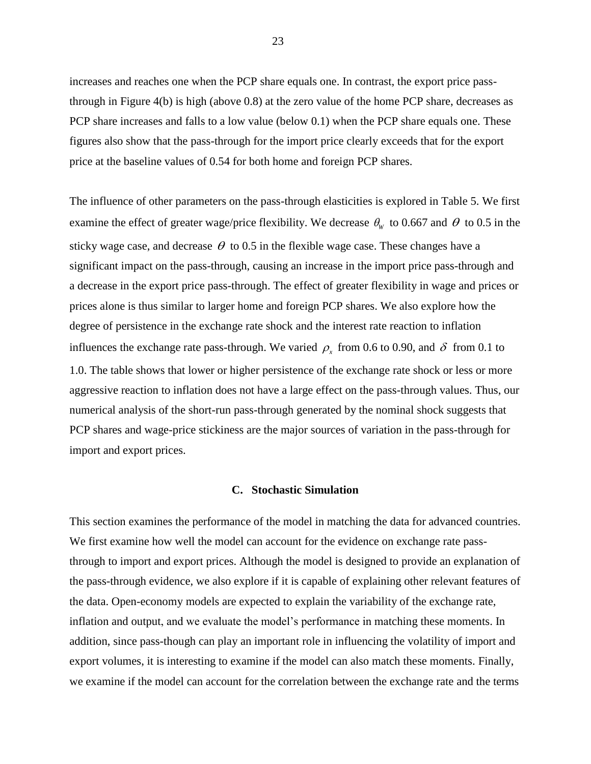increases and reaches one when the PCP share equals one. In contrast, the export price pass-through in Figure 4(b) is high (above 0.8) at the zero value of the home PCP share, decreases as PCP share increases and falls to a low value (below 0.1) when the PCP share equals one. These figures also show that the pass-through for the import price clearly exceeds that for the export price at the baseline values of 0.54 for both home and foreign PCP shares.

The influence of other parameters on the pass-through elasticities is explored in Table 5. We first examine the effect of greater wage/price flexibility. We decrease $\theta_w$ to 0.667 and $\theta$ to 0.5 in the sticky wage case, and decrease $\theta$ to 0.5 in the flexible wage case. These changes have a significant impact on the pass-through, causing an increase in the import price pass-through and a decrease in the export price pass-through. The effect of greater flexibility in wage and prices or prices alone is thus similar to larger home and foreign PCP shares. We also explore how the degree of persistence in the exchange rate shock and the interest rate reaction to inflation influences the exchange rate pass-through. We varied $\rho_x$ from 0.6 to 0.90, and $\delta$ from 0.1 to 1.0. The table shows that lower or higher persistence of the exchange rate shock or less or more aggressive reaction to inflation does not have a large effect on the pass-through values. Thus, our numerical analysis of the short-run pass-through generated by the nominal shock suggests that PCP shares and wage-price stickiness are the major sources of variation in the pass-through for import and export prices.

### C. Stochastic Simulation

This section examines the performance of the model in matching the data for advanced countries. We first examine how well the model can account for the evidence on exchange rate pass-through to import and export prices. Although the model is designed to provide an explanation of the pass-through evidence, we also explore if it is capable of explaining other relevant features of the data. Open-economy models are expected to explain the variability of the exchange rate, inflation and output, and we evaluate the model's performance in matching these moments. In addition, since pass-though can play an important role in influencing the volatility of import and export volumes, it is interesting to examine if the model can also match these moments. Finally, we examine if the model can account for the correlation between the exchange rate and the terms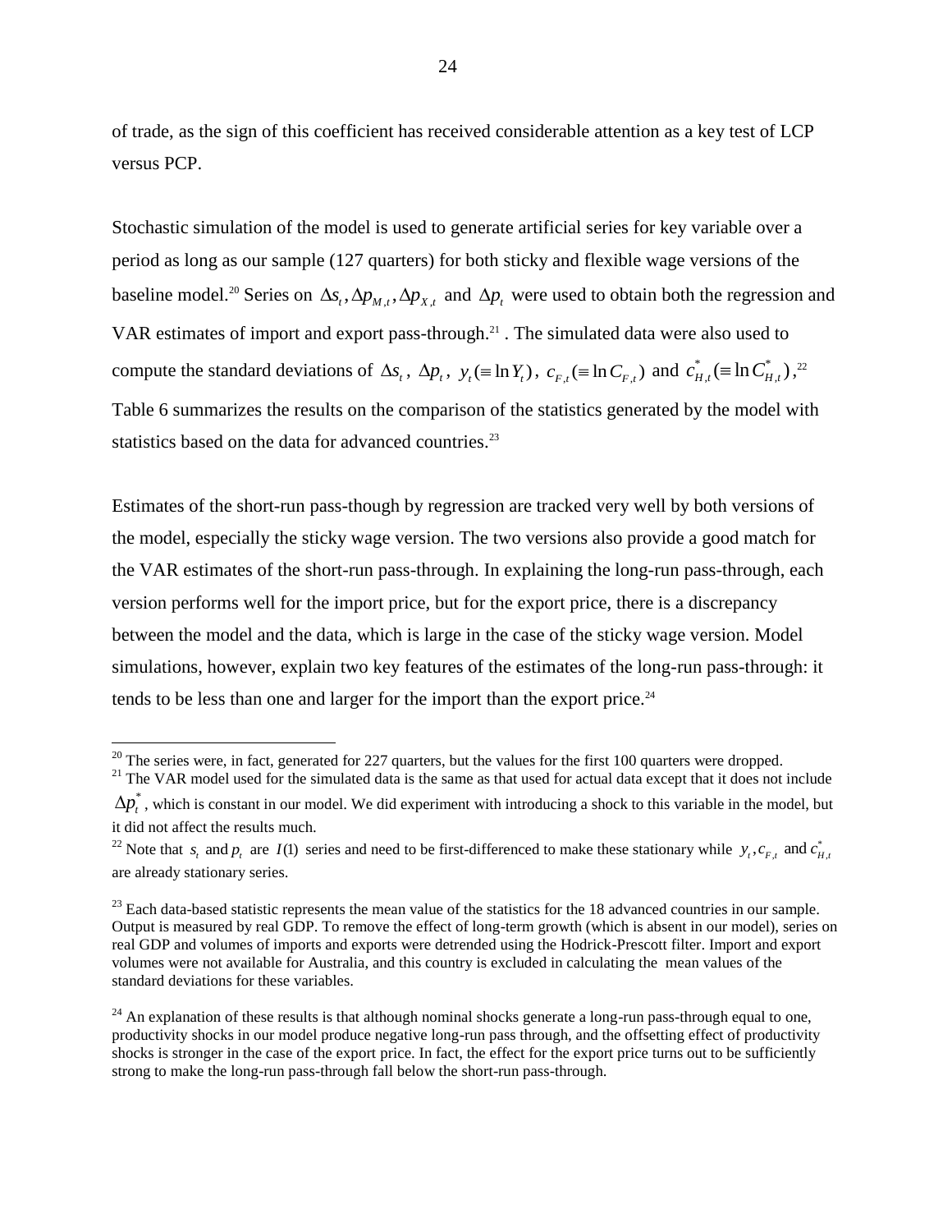of trade, as the sign of this coefficient has received considerable attention as a key test of LCP versus PCP.

Stochastic simulation of the model is used to generate artificial series for key variable over a period as long as our sample (127 quarters) for both sticky and flexible wage versions of the baseline model.[20] Series on $\Delta s_t, \Delta p_{M,t}, \Delta p_{X,t}$ and $\Delta p_t$ were used to obtain both the regression and VAR estimates of import and export pass-through.[21] . The simulated data were also used to compute the standard deviations of $\Delta s_t$, $\Delta p_t$, $y_t (\equiv \ln Y_t)$, $c_{F,t} (\equiv \ln C_{F,t})$ and $c^*_{H,t} (\equiv \ln C^*_{H,t})$,[22] Table 6 summarizes the results on the comparison of the statistics generated by the model with statistics based on the data for advanced countries.[23]

Estimates of the short-run pass-though by regression are tracked very well by both versions of the model, especially the sticky wage version. The two versions also provide a good match for the VAR estimates of the short-run pass-through. In explaining the long-run pass-through, each version performs well for the import price, but for the export price, there is a discrepancy between the model and the data, which is large in the case of the sticky wage version. Model simulations, however, explain two key features of the estimates of the long-run pass-through: it tends to be less than one and larger for the import than the export price.[24]

---

[20] The series were, in fact, generated for 227 quarters, but the values for the first 100 quarters were dropped.

[21] The VAR model used for the simulated data is the same as that used for actual data except that it does not include $\Delta p^*_t$, which is constant in our model. We did experiment with introducing a shock to this variable in the model, but it did not affect the results much.

[22] Note that $s_t$ and $p_t$ are $I(1)$ series and need to be first-differenced to make these stationary while $y_t, c_{F,t}$ and $c^*_{H,t}$ are already stationary series.

[23] Each data-based statistic represents the mean value of the statistics for the 18 advanced countries in our sample. Output is measured by real GDP. To remove the effect of long-term growth (which is absent in our model), series on real GDP and volumes of imports and exports were detrended using the Hodrick-Prescott filter. Import and export volumes were not available for Australia, and this country is excluded in calculating the mean values of the standard deviations for these variables.

[24] An explanation of these results is that although nominal shocks generate a long-run pass-through equal to one, productivity shocks in our model produce negative long-run pass through, and the offsetting effect of productivity shocks is stronger in the case of the export price. In fact, the effect for the export price turns out to be sufficiently strong to make the long-run pass-through fall below the short-run pass-through.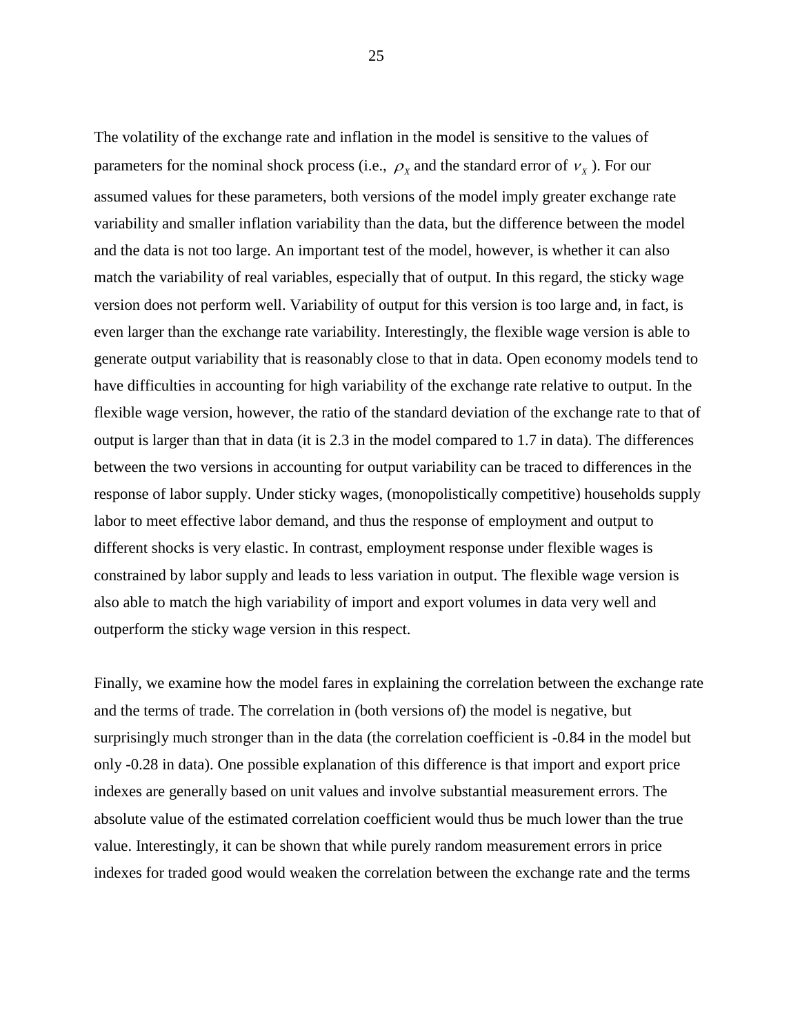The volatility of the exchange rate and inflation in the model is sensitive to the values of parameters for the nominal shock process (i.e., $\rho_X$ and the standard error of $\nu_X$ ). For our assumed values for these parameters, both versions of the model imply greater exchange rate variability and smaller inflation variability than the data, but the difference between the model and the data is not too large. An important test of the model, however, is whether it can also match the variability of real variables, especially that of output. In this regard, the sticky wage version does not perform well. Variability of output for this version is too large and, in fact, is even larger than the exchange rate variability. Interestingly, the flexible wage version is able to generate output variability that is reasonably close to that in data. Open economy models tend to have difficulties in accounting for high variability of the exchange rate relative to output. In the flexible wage version, however, the ratio of the standard deviation of the exchange rate to that of output is larger than that in data (it is 2.3 in the model compared to 1.7 in data). The differences between the two versions in accounting for output variability can be traced to differences in the response of labor supply. Under sticky wages, (monopolistically competitive) households supply labor to meet effective labor demand, and thus the response of employment and output to different shocks is very elastic. In contrast, employment response under flexible wages is constrained by labor supply and leads to less variation in output. The flexible wage version is also able to match the high variability of import and export volumes in data very well and outperform the sticky wage version in this respect.

Finally, we examine how the model fares in explaining the correlation between the exchange rate and the terms of trade. The correlation in (both versions of) the model is negative, but surprisingly much stronger than in the data (the correlation coefficient is -0.84 in the model but only -0.28 in data). One possible explanation of this difference is that import and export price indexes are generally based on unit values and involve substantial measurement errors. The absolute value of the estimated correlation coefficient would thus be much lower than the true value. Interestingly, it can be shown that while purely random measurement errors in price indexes for traded good would weaken the correlation between the exchange rate and the terms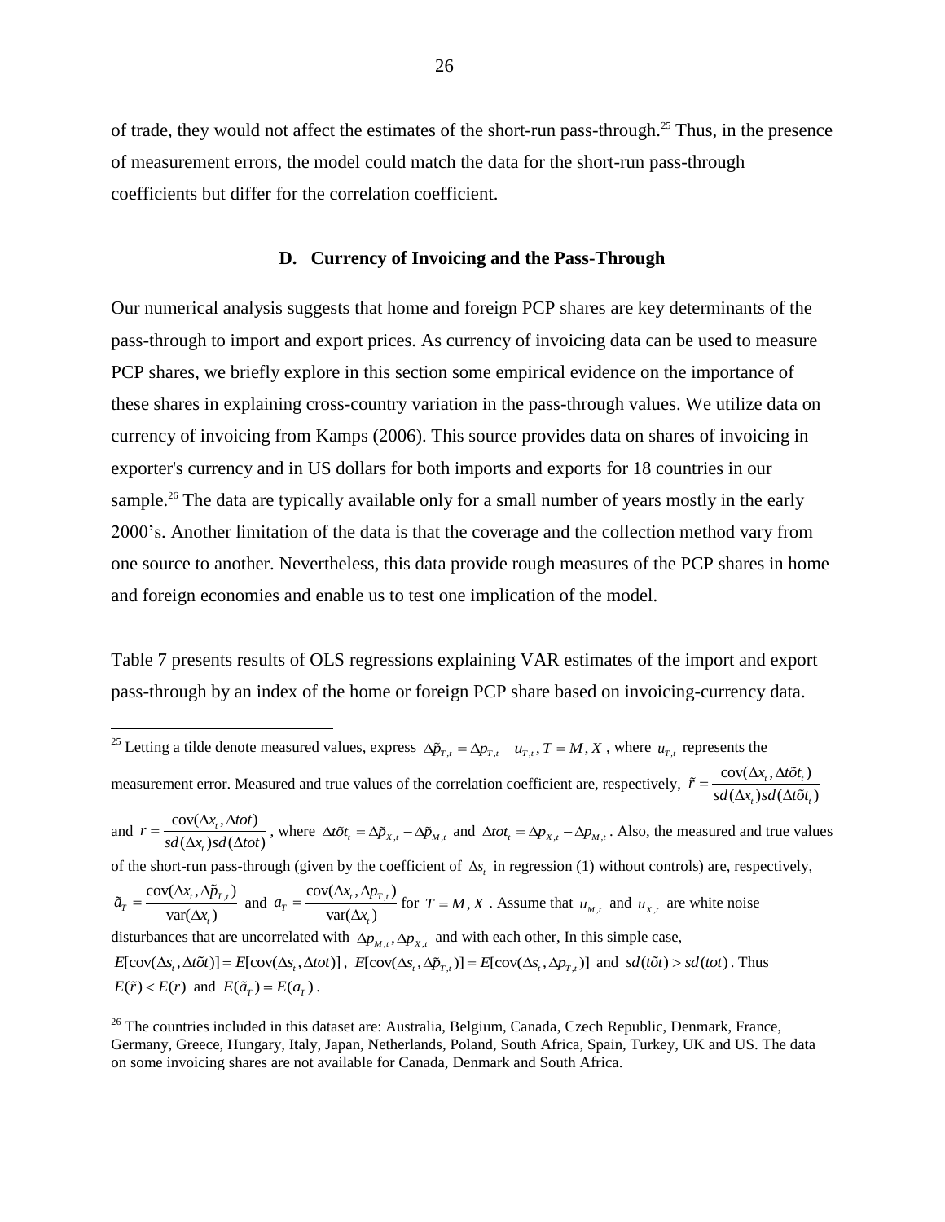of trade, they would not affect the estimates of the short-run pass-through.[25] Thus, in the presence of measurement errors, the model could match the data for the short-run pass-through coefficients but differ for the correlation coefficient.

### D. Currency of Invoicing and the Pass-Through

Our numerical analysis suggests that home and foreign PCP shares are key determinants of the pass-through to import and export prices. As currency of invoicing data can be used to measure PCP shares, we briefly explore in this section some empirical evidence on the importance of these shares in explaining cross-country variation in the pass-through values. We utilize data on currency of invoicing from Kamps (2006). This source provides data on shares of invoicing in exporter's currency and in US dollars for both imports and exports for 18 countries in our sample.[26] The data are typically available only for a small number of years mostly in the early 2000's. Another limitation of the data is that the coverage and the collection method vary from one source to another. Nevertheless, this data provide rough measures of the PCP shares in home and foreign economies and enable us to test one implication of the model.

Table 7 presents results of OLS regressions explaining VAR estimates of the import and export pass-through by an index of the home or foreign PCP share based on invoicing-currency data.

---

[25] Letting a tilde denote measured values, express $\Delta\tilde{p}_{T,t} = \Delta p_{T,t} + u_{T,t}, T = M, X$, where $u_{T,t}$ represents the measurement error. Measured and true values of the correlation coefficient are, respectively, $\tilde{r} = \frac{\text{cov}(\Delta x_t, \Delta t\tilde{o}t_t)}{sd(\Delta x_t)sd(\Delta t\tilde{o}t_t)}$ and $r = \frac{\text{cov}(\Delta x_t, \Delta tot)}{sd(\Delta x_t)sd(\Delta tot)}$, where $\Delta t\tilde{o}t_t = \Delta\tilde{p}_{X,t} - \Delta\tilde{p}_{M,t}$ and $\Delta tot_t = \Delta p_{X,t} - \Delta p_{M,t}$. Also, the measured and true values of the short-run pass-through (given by the coefficient of $\Delta s_t$ in regression (1) without controls) are, respectively, $\tilde{a}_T = \frac{\text{cov}(\Delta x_t, \Delta\tilde{p}_{T,t})}{\text{var}(\Delta x_t)}$ and $a_T = \frac{\text{cov}(\Delta x_t, \Delta p_{T,t})}{\text{var}(\Delta x_t)}$ for $T = M, X$. Assume that $u_{M,t}$ and $u_{X,t}$ are white noise disturbances that are uncorrelated with $\Delta p_{M,t}, \Delta p_{X,t}$ and with each other, In this simple case, $E[\text{cov}(\Delta s_t, \Delta t\tilde{o}t)] = E[\text{cov}(\Delta s_t, \Delta tot)]$, $E[\text{cov}(\Delta s_t, \Delta\tilde{p}_{T,t})] = E[\text{cov}(\Delta s_t, \Delta p_{T,t})]$ and $sd(t\tilde{o}t) > sd(tot)$. Thus $E(\tilde{r}) < E(r)$ and $E(\tilde{a}_T) = E(a_T)$.

[26] The countries included in this dataset are: Australia, Belgium, Canada, Czech Republic, Denmark, France, Germany, Greece, Hungary, Italy, Japan, Netherlands, Poland, South Africa, Spain, Turkey, UK and US. The data on some invoicing shares are not available for Canada, Denmark and South Africa.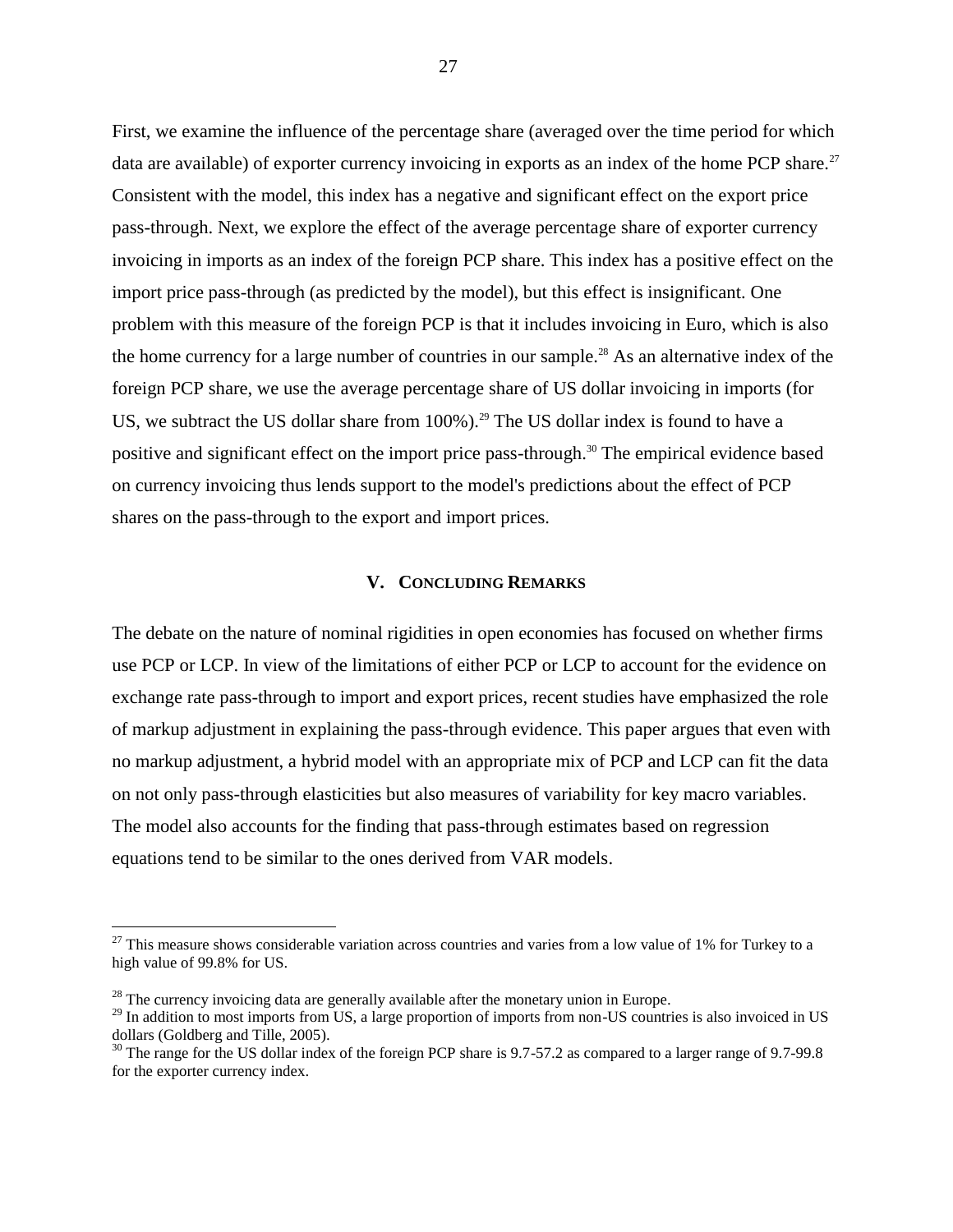First, we examine the influence of the percentage share (averaged over the time period for which data are available) of exporter currency invoicing in exports as an index of the home PCP share.[27] Consistent with the model, this index has a negative and significant effect on the export price pass-through. Next, we explore the effect of the average percentage share of exporter currency invoicing in imports as an index of the foreign PCP share. This index has a positive effect on the import price pass-through (as predicted by the model), but this effect is insignificant. One problem with this measure of the foreign PCP is that it includes invoicing in Euro, which is also the home currency for a large number of countries in our sample.[28] As an alternative index of the foreign PCP share, we use the average percentage share of US dollar invoicing in imports (for US, we subtract the US dollar share from 100%).[29] The US dollar index is found to have a positive and significant effect on the import price pass-through.[30] The empirical evidence based on currency invoicing thus lends support to the model's predictions about the effect of PCP shares on the pass-through to the export and import prices.

## V. Concluding Remarks

The debate on the nature of nominal rigidities in open economies has focused on whether firms use PCP or LCP. In view of the limitations of either PCP or LCP to account for the evidence on exchange rate pass-through to import and export prices, recent studies have emphasized the role of markup adjustment in explaining the pass-through evidence. This paper argues that even with no markup adjustment, a hybrid model with an appropriate mix of PCP and LCP can fit the data on not only pass-through elasticities but also measures of variability for key macro variables. The model also accounts for the finding that pass-through estimates based on regression equations tend to be similar to the ones derived from VAR models.

---

[27] This measure shows considerable variation across countries and varies from a low value of 1% for Turkey to a high value of 99.8% for US.

[28] The currency invoicing data are generally available after the monetary union in Europe.

[29] In addition to most imports from US, a large proportion of imports from non-US countries is also invoiced in US dollars (Goldberg and Tille, 2005).

[30] The range for the US dollar index of the foreign PCP share is 9.7-57.2 as compared to a larger range of 9.7-99.8 for the exporter currency index.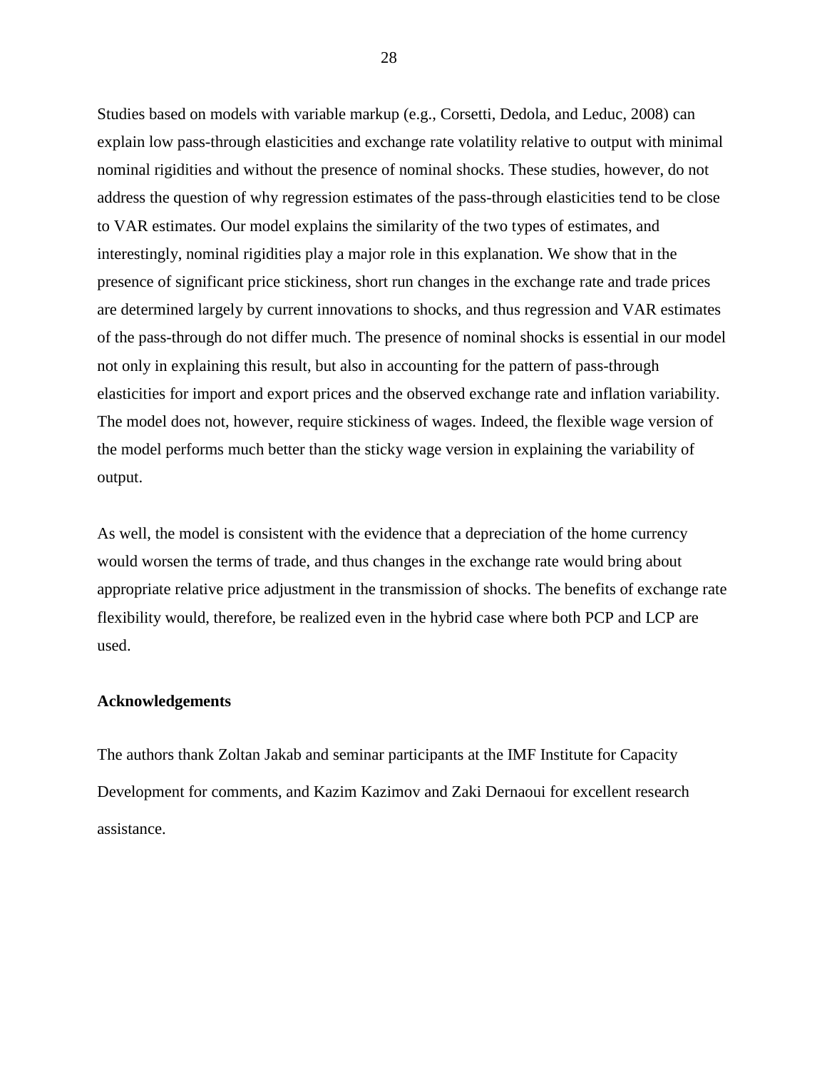Studies based on models with variable markup (e.g., Corsetti, Dedola, and Leduc, 2008) can explain low pass-through elasticities and exchange rate volatility relative to output with minimal nominal rigidities and without the presence of nominal shocks. These studies, however, do not address the question of why regression estimates of the pass-through elasticities tend to be close to VAR estimates. Our model explains the similarity of the two types of estimates, and interestingly, nominal rigidities play a major role in this explanation. We show that in the presence of significant price stickiness, short run changes in the exchange rate and trade prices are determined largely by current innovations to shocks, and thus regression and VAR estimates of the pass-through do not differ much. The presence of nominal shocks is essential in our model not only in explaining this result, but also in accounting for the pattern of pass-through elasticities for import and export prices and the observed exchange rate and inflation variability. The model does not, however, require stickiness of wages. Indeed, the flexible wage version of the model performs much better than the sticky wage version in explaining the variability of output.

As well, the model is consistent with the evidence that a depreciation of the home currency would worsen the terms of trade, and thus changes in the exchange rate would bring about appropriate relative price adjustment in the transmission of shocks. The benefits of exchange rate flexibility would, therefore, be realized even in the hybrid case where both PCP and LCP are used.

**Acknowledgements**

The authors thank Zoltan Jakab and seminar participants at the IMF Institute for Capacity Development for comments, and Kazim Kazimov and Zaki Dernaoui for excellent research assistance.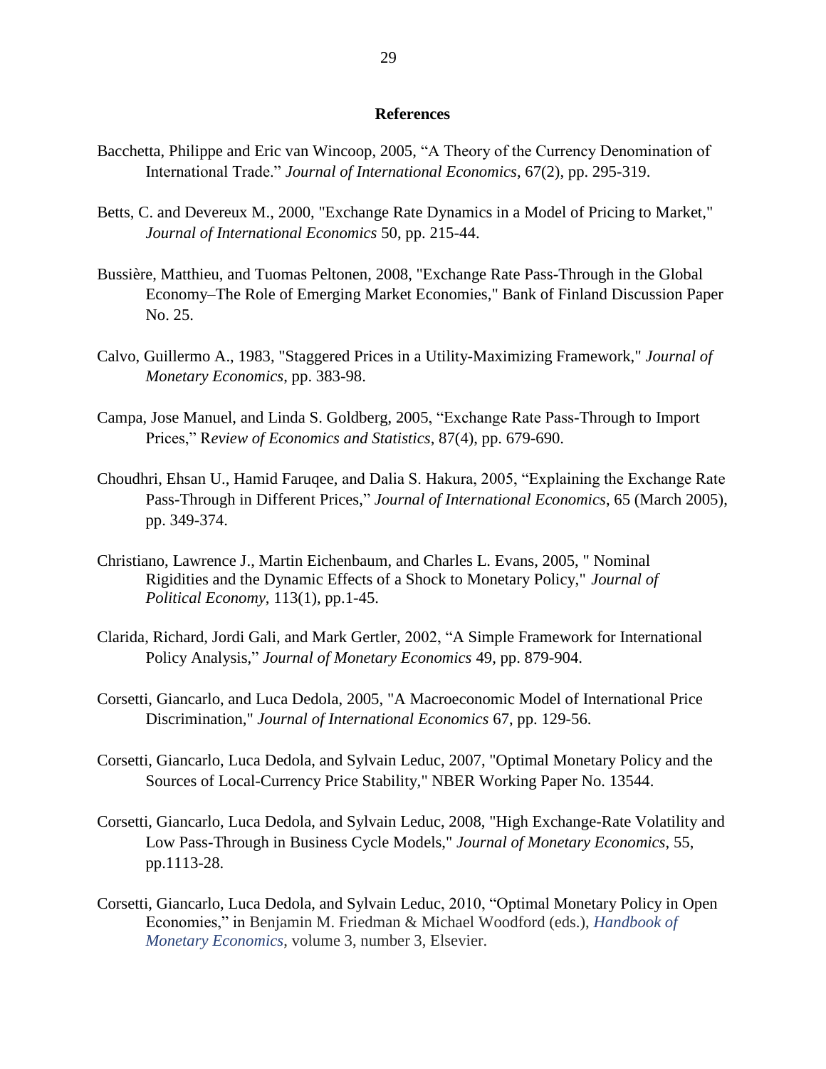## References

Bacchetta, Philippe and Eric van Wincoop, 2005, "A Theory of the Currency Denomination of International Trade." *Journal of International Economics*, 67(2), pp. 295-319.

Betts, C. and Devereux M., 2000, "Exchange Rate Dynamics in a Model of Pricing to Market," *Journal of International Economics* 50, pp. 215-44.

Bussière, Matthieu, and Tuomas Peltonen, 2008, "Exchange Rate Pass-Through in the Global Economy–The Role of Emerging Market Economies," Bank of Finland Discussion Paper No. 25.

Calvo, Guillermo A., 1983, "Staggered Prices in a Utility-Maximizing Framework," *Journal of Monetary Economics*, pp. 383-98.

Campa, Jose Manuel, and Linda S. Goldberg, 2005, "Exchange Rate Pass-Through to Import Prices," R*eview of Economics and Statistics*, 87(4), pp. 679-690.

Choudhri, Ehsan U., Hamid Faruqee, and Dalia S. Hakura, 2005, "Explaining the Exchange Rate Pass-Through in Different Prices," *Journal of International Economics*, 65 (March 2005), pp. 349-374.

Christiano, Lawrence J., Martin Eichenbaum, and Charles L. Evans, 2005, " Nominal Rigidities and the Dynamic Effects of a Shock to Monetary Policy," *Journal of Political Economy*, 113(1), pp.1-45.

Clarida, Richard, Jordi Gali, and Mark Gertler, 2002, "A Simple Framework for International Policy Analysis," *Journal of Monetary Economics* 49, pp. 879-904.

Corsetti, Giancarlo, and Luca Dedola, 2005, "A Macroeconomic Model of International Price Discrimination," *Journal of International Economics* 67, pp. 129-56.

Corsetti, Giancarlo, Luca Dedola, and Sylvain Leduc, 2007, "Optimal Monetary Policy and the Sources of Local-Currency Price Stability," NBER Working Paper No. 13544.

Corsetti, Giancarlo, Luca Dedola, and Sylvain Leduc, 2008, "High Exchange-Rate Volatility and Low Pass-Through in Business Cycle Models," *Journal of Monetary Economics*, 55, pp.1113-28.

Corsetti, Giancarlo, Luca Dedola, and Sylvain Leduc, 2010, "Optimal Monetary Policy in Open Economies," in Benjamin M. Friedman & Michael Woodford (eds.), *Handbook of Monetary Economics*, volume 3, number 3, Elsevier.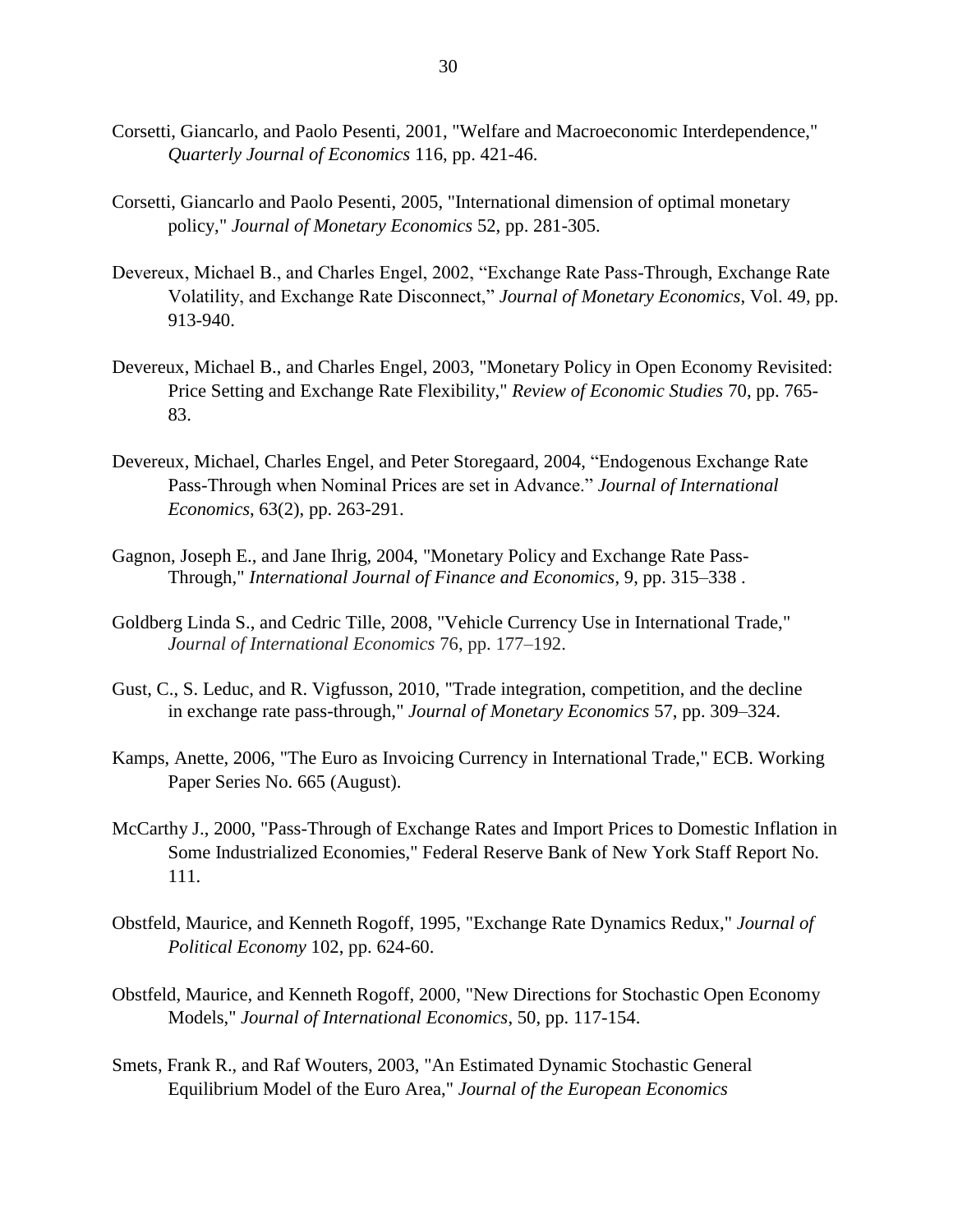Corsetti, Giancarlo, and Paolo Pesenti, 2001, "Welfare and Macroeconomic Interdependence," *Quarterly Journal of Economics* 116, pp. 421-46.

Corsetti, Giancarlo and Paolo Pesenti, 2005, "International dimension of optimal monetary policy," *Journal of Monetary Economics* 52, pp. 281-305.

Devereux, Michael B., and Charles Engel, 2002, "Exchange Rate Pass-Through, Exchange Rate Volatility, and Exchange Rate Disconnect," *Journal of Monetary Economics*, Vol. 49, pp. 913-940.

Devereux, Michael B., and Charles Engel, 2003, "Monetary Policy in Open Economy Revisited: Price Setting and Exchange Rate Flexibility," *Review of Economic Studies* 70, pp. 765-83.

Devereux, Michael, Charles Engel, and Peter Storegaard, 2004, "Endogenous Exchange Rate Pass-Through when Nominal Prices are set in Advance." *Journal of International Economics*, 63(2), pp. 263-291.

Gagnon, Joseph E., and Jane Ihrig, 2004, "Monetary Policy and Exchange Rate Pass-Through," *International Journal of Finance and Economics*, 9, pp. 315–338 .

Goldberg Linda S., and Cedric Tille, 2008, "Vehicle Currency Use in International Trade," *Journal of International Economics* 76, pp. 177–192.

Gust, C., S. Leduc, and R. Vigfusson, 2010, "Trade integration, competition, and the decline in exchange rate pass-through," *Journal of Monetary Economics* 57, pp. 309–324.

Kamps, Anette, 2006, "The Euro as Invoicing Currency in International Trade," ECB. Working Paper Series No. 665 (August).

McCarthy J., 2000, "Pass-Through of Exchange Rates and Import Prices to Domestic Inflation in Some Industrialized Economies," Federal Reserve Bank of New York Staff Report No. 111.

Obstfeld, Maurice, and Kenneth Rogoff, 1995, "Exchange Rate Dynamics Redux," *Journal of Political Economy* 102, pp. 624-60.

Obstfeld, Maurice, and Kenneth Rogoff, 2000, "New Directions for Stochastic Open Economy Models," *Journal of International Economics*, 50, pp. 117-154.

Smets, Frank R., and Raf Wouters, 2003, "An Estimated Dynamic Stochastic General Equilibrium Model of the Euro Area," *Journal of the European Economics*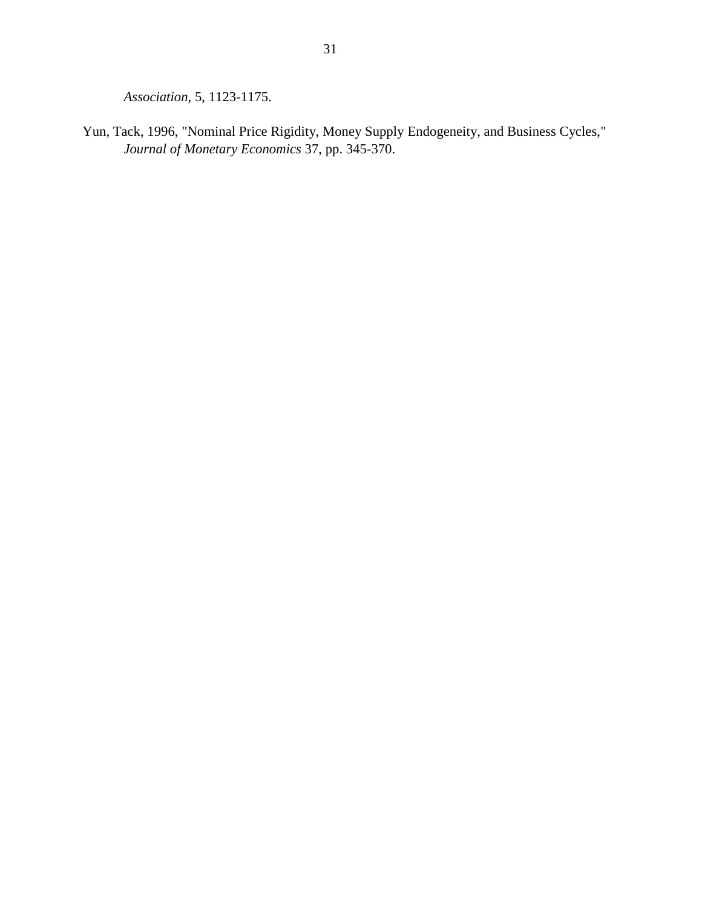*Association*, 5, 1123-1175.

Yun, Tack, 1996, "Nominal Price Rigidity, Money Supply Endogeneity, and Business Cycles," *Journal of Monetary Economics* 37, pp. 345-370.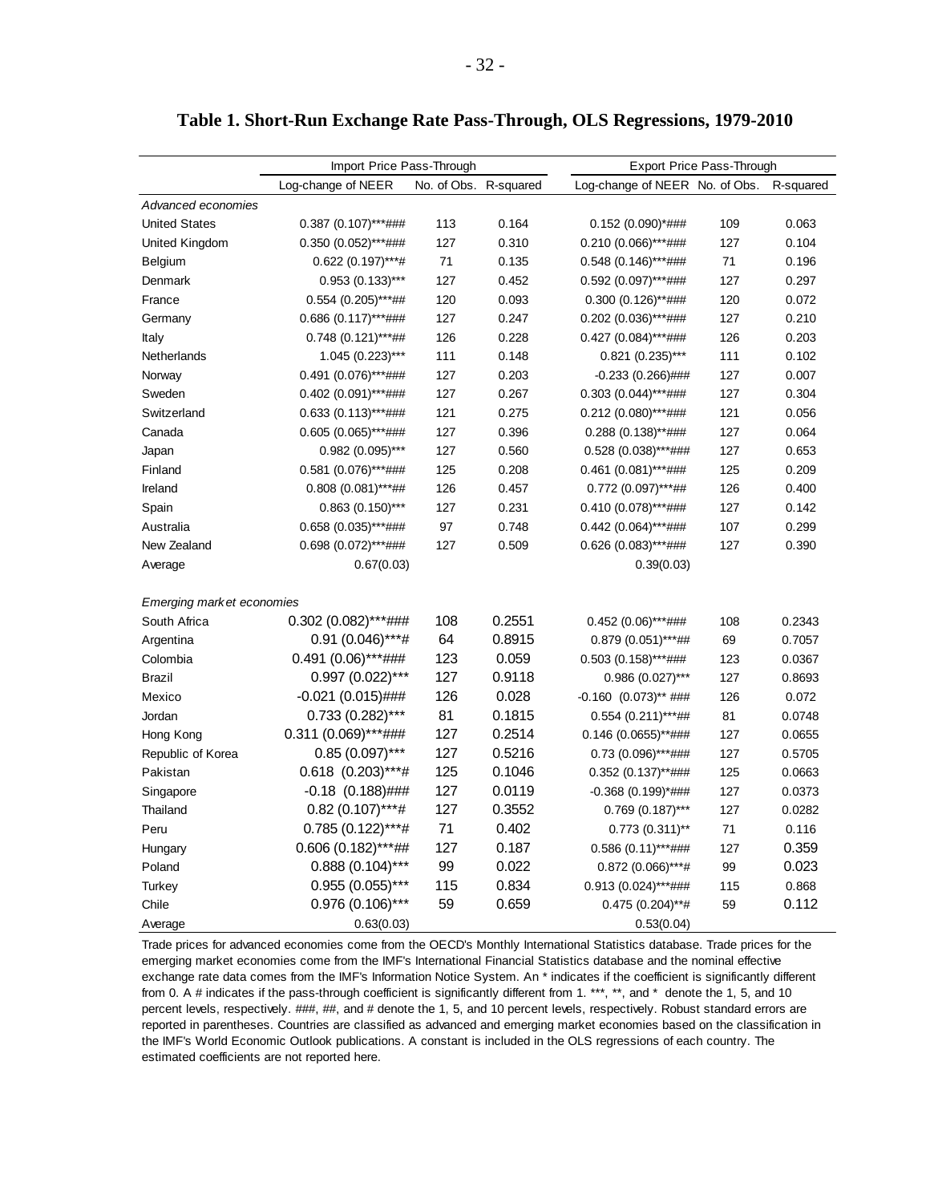**Table 1. Short-Run Exchange Rate Pass-Through, OLS Regressions, 1979-2010**

| | Import Price Pass-Through | | | Export Price Pass-Through | | |
|---|---|---|---|---|---|---|
| | Log-change of NEER | No. of Obs. | R-squared | Log-change of NEER | No. of Obs. | R-squared |
| *Advanced economies* | | | | | | |
| United States | 0.387 (0.107)***### | 113 | 0.164 | 0.152 (0.090)*### | 109 | 0.063 |
| United Kingdom | 0.350 (0.052)***### | 127 | 0.310 | 0.210 (0.066)***### | 127 | 0.104 |
| Belgium | 0.622 (0.197)***# | 71 | 0.135 | 0.548 (0.146)***### | 71 | 0.196 |
| Denmark | 0.953 (0.133)*** | 127 | 0.452 | 0.592 (0.097)***### | 127 | 0.297 |
| France | 0.554 (0.205)***## | 120 | 0.093 | 0.300 (0.126)**### | 120 | 0.072 |
| Germany | 0.686 (0.117)***### | 127 | 0.247 | 0.202 (0.036)***### | 127 | 0.210 |
| Italy | 0.748 (0.121)***## | 126 | 0.228 | 0.427 (0.084)***### | 126 | 0.203 |
| Netherlands | 1.045 (0.223)*** | 111 | 0.148 | 0.821 (0.235)*** | 111 | 0.102 |
| Norway | 0.491 (0.076)***### | 127 | 0.203 | -0.233 (0.266)### | 127 | 0.007 |
| Sweden | 0.402 (0.091)***### | 127 | 0.267 | 0.303 (0.044)***### | 127 | 0.304 |
| Switzerland | 0.633 (0.113)***### | 121 | 0.275 | 0.212 (0.080)***### | 121 | 0.056 |
| Canada | 0.605 (0.065)***### | 127 | 0.396 | 0.288 (0.138)**### | 127 | 0.064 |
| Japan | 0.982 (0.095)*** | 127 | 0.560 | 0.528 (0.038)***### | 127 | 0.653 |
| Finland | 0.581 (0.076)***### | 125 | 0.208 | 0.461 (0.081)***### | 125 | 0.209 |
| Ireland | 0.808 (0.081)***## | 126 | 0.457 | 0.772 (0.097)***## | 126 | 0.400 |
| Spain | 0.863 (0.150)*** | 127 | 0.231 | 0.410 (0.078)***### | 127 | 0.142 |
| Australia | 0.658 (0.035)***### | 97 | 0.748 | 0.442 (0.064)***### | 107 | 0.299 |
| New Zealand | 0.698 (0.072)***### | 127 | 0.509 | 0.626 (0.083)***### | 127 | 0.390 |
| Average | 0.67(0.03) | | | 0.39(0.03) | | |
| *Emerging market economies* | | | | | | |
| South Africa | 0.302 (0.082)***### | 108 | 0.2551 | 0.452 (0.06)***### | 108 | 0.2343 |
| Argentina | 0.91 (0.046)***# | 64 | 0.8915 | 0.879 (0.051)***## | 69 | 0.7057 |
| Colombia | 0.491 (0.06)***### | 123 | 0.059 | 0.503 (0.158)***### | 123 | 0.0367 |
| Brazil | 0.997 (0.022)*** | 127 | 0.9118 | 0.986 (0.027)*** | 127 | 0.8693 |
| Mexico | -0.021 (0.015)### | 126 | 0.028 | -0.160 (0.073)** ### | 126 | 0.072 |
| Jordan | 0.733 (0.282)*** | 81 | 0.1815 | 0.554 (0.211)***## | 81 | 0.0748 |
| Hong Kong | 0.311 (0.069)***### | 127 | 0.2514 | 0.146 (0.0655)**### | 127 | 0.0655 |
| Republic of Korea | 0.85 (0.097)*** | 127 | 0.5216 | 0.73 (0.096)***### | 127 | 0.5705 |
| Pakistan | 0.618 (0.203)***# | 125 | 0.1046 | 0.352 (0.137)**### | 125 | 0.0663 |
| Singapore | -0.18 (0.188)### | 127 | 0.0119 | -0.368 (0.199)*### | 127 | 0.0373 |
| Thailand | 0.82 (0.107)***# | 127 | 0.3552 | 0.769 (0.187)*** | 127 | 0.0282 |
| Peru | 0.785 (0.122)***# | 71 | 0.402 | 0.773 (0.311)** | 71 | 0.116 |
| Hungary | 0.606 (0.182)***## | 127 | 0.187 | 0.586 (0.11)***### | 127 | 0.359 |
| Poland | 0.888 (0.104)*** | 99 | 0.022 | 0.872 (0.066)***# | 99 | 0.023 |
| Turkey | 0.955 (0.055)*** | 115 | 0.834 | 0.913 (0.024)***### | 115 | 0.868 |
| Chile | 0.976 (0.106)*** | 59 | 0.659 | 0.475 (0.204)**# | 59 | 0.112 |
| Average | 0.63(0.03) | | | 0.53(0.04) | | |

Trade prices for advanced economies come from the OECD's Monthly International Statistics database. Trade prices for the emerging market economies come from the IMF's International Financial Statistics database and the nominal effective exchange rate data comes from the IMF's Information Notice System. An * indicates if the coefficient is significantly different from 0. A # indicates if the pass-through coefficient is significantly different from 1. ***, **, and * denote the 1, 5, and 10 percent levels, respectively. ###, ##, and # denote the 1, 5, and 10 percent levels, respectively. Robust standard errors are reported in parentheses. Countries are classified as advanced and emerging market economies based on the classification in the IMF's World Economic Outlook publications. A constant is included in the OLS regressions of each country. The estimated coefficients are not reported here.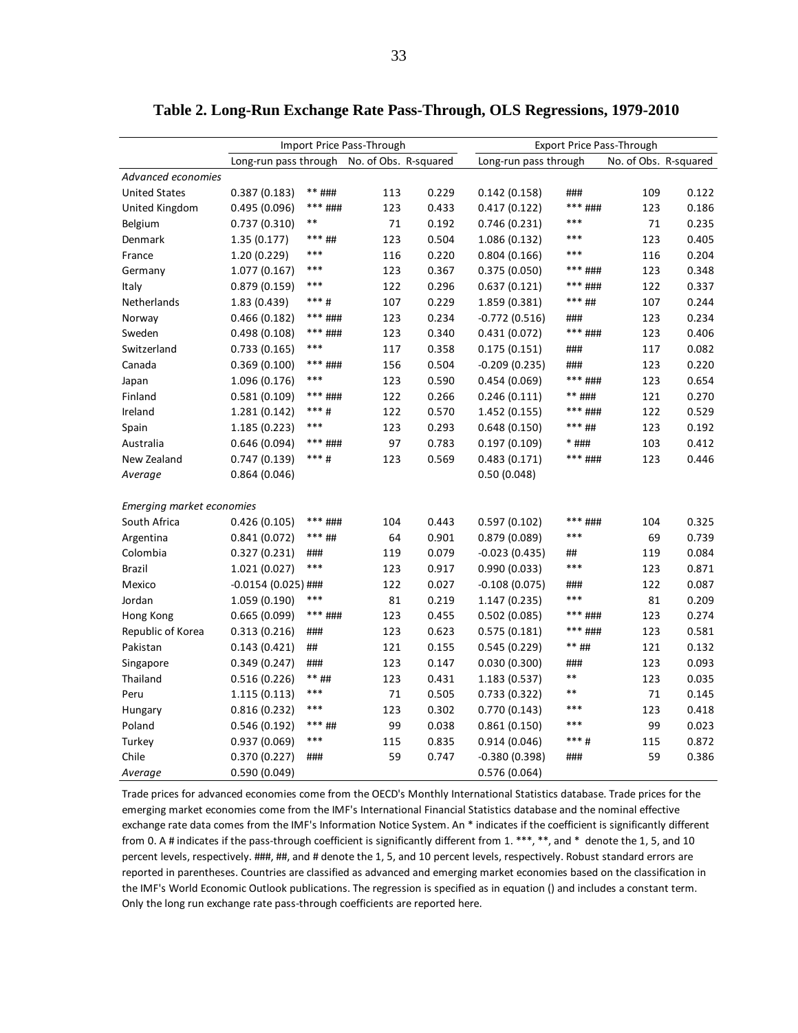# Table 2. Long-Run Exchange Rate Pass-Through, OLS Regressions, 1979-2010

| | Import Price Pass-Through | | | | Export Price Pass-Through | | | |
|---|---|---|---|---|---|---|---|---|
| | Long-run pass through | | No. of Obs. | R-squared | Long-run pass through | | No. of Obs. | R-squared |
| *Advanced economies* | | | | | | | | |
| United States | 0.387 (0.183) | ** ### | 113 | 0.229 | 0.142 (0.158) | ### | 109 | 0.122 |
| United Kingdom | 0.495 (0.096) | *** ### | 123 | 0.433 | 0.417 (0.122) | *** ### | 123 | 0.186 |
| Belgium | 0.737 (0.310) | ** | 71 | 0.192 | 0.746 (0.231) | *** | 71 | 0.235 |
| Denmark | 1.35 (0.177) | *** ## | 123 | 0.504 | 1.086 (0.132) | *** | 123 | 0.405 |
| France | 1.20 (0.229) | *** | 116 | 0.220 | 0.804 (0.166) | *** | 116 | 0.204 |
| Germany | 1.077 (0.167) | *** | 123 | 0.367 | 0.375 (0.050) | *** ### | 123 | 0.348 |
| Italy | 0.879 (0.159) | *** | 122 | 0.296 | 0.637 (0.121) | *** ### | 122 | 0.337 |
| Netherlands | 1.83 (0.439) | *** # | 107 | 0.229 | 1.859 (0.381) | *** ## | 107 | 0.244 |
| Norway | 0.466 (0.182) | *** ### | 123 | 0.234 | -0.772 (0.516) | ### | 123 | 0.234 |
| Sweden | 0.498 (0.108) | *** ### | 123 | 0.340 | 0.431 (0.072) | *** ### | 123 | 0.406 |
| Switzerland | 0.733 (0.165) | *** | 117 | 0.358 | 0.175 (0.151) | ### | 117 | 0.082 |
| Canada | 0.369 (0.100) | *** ### | 156 | 0.504 | -0.209 (0.235) | ### | 123 | 0.220 |
| Japan | 1.096 (0.176) | *** | 123 | 0.590 | 0.454 (0.069) | *** ### | 123 | 0.654 |
| Finland | 0.581 (0.109) | *** ### | 122 | 0.266 | 0.246 (0.111) | ** ### | 121 | 0.270 |
| Ireland | 1.281 (0.142) | *** # | 122 | 0.570 | 1.452 (0.155) | *** ### | 122 | 0.529 |
| Spain | 1.185 (0.223) | *** | 123 | 0.293 | 0.648 (0.150) | *** ## | 123 | 0.192 |
| Australia | 0.646 (0.094) | *** ### | 97 | 0.783 | 0.197 (0.109) | * ### | 103 | 0.412 |
| New Zealand | 0.747 (0.139) | *** # | 123 | 0.569 | 0.483 (0.171) | *** ### | 123 | 0.446 |
| *Average* | 0.864 (0.046) | | | | 0.50 (0.048) | | | |
| *Emerging market economies* | | | | | | | | |
| South Africa | 0.426 (0.105) | *** ### | 104 | 0.443 | 0.597 (0.102) | *** ### | 104 | 0.325 |
| Argentina | 0.841 (0.072) | *** ## | 64 | 0.901 | 0.879 (0.089) | *** | 69 | 0.739 |
| Colombia | 0.327 (0.231) | ### | 119 | 0.079 | -0.023 (0.435) | ## | 119 | 0.084 |
| Brazil | 1.021 (0.027) | *** | 123 | 0.917 | 0.990 (0.033) | *** | 123 | 0.871 |
| Mexico | -0.0154 (0.025) | ### | 122 | 0.027 | -0.108 (0.075) | ### | 122 | 0.087 |
| Jordan | 1.059 (0.190) | *** | 81 | 0.219 | 1.147 (0.235) | *** | 81 | 0.209 |
| Hong Kong | 0.665 (0.099) | *** ### | 123 | 0.455 | 0.502 (0.085) | *** ### | 123 | 0.274 |
| Republic of Korea | 0.313 (0.216) | ### | 123 | 0.623 | 0.575 (0.181) | *** ### | 123 | 0.581 |
| Pakistan | 0.143 (0.421) | ## | 121 | 0.155 | 0.545 (0.229) | ** ## | 121 | 0.132 |
| Singapore | 0.349 (0.247) | ### | 123 | 0.147 | 0.030 (0.300) | ### | 123 | 0.093 |
| Thailand | 0.516 (0.226) | ** ## | 123 | 0.431 | 1.183 (0.537) | ** | 123 | 0.035 |
| Peru | 1.115 (0.113) | *** | 71 | 0.505 | 0.733 (0.322) | ** | 71 | 0.145 |
| Hungary | 0.816 (0.232) | *** | 123 | 0.302 | 0.770 (0.143) | *** | 123 | 0.418 |
| Poland | 0.546 (0.192) | *** ## | 99 | 0.038 | 0.861 (0.150) | *** | 99 | 0.023 |
| Turkey | 0.937 (0.069) | *** | 115 | 0.835 | 0.914 (0.046) | *** # | 115 | 0.872 |
| Chile | 0.370 (0.227) | ### | 59 | 0.747 | -0.380 (0.398) | ### | 59 | 0.386 |
| *Average* | 0.590 (0.049) | | | | 0.576 (0.064) | | | |

Trade prices for advanced economies come from the OECD's Monthly International Statistics database. Trade prices for the emerging market economies come from the IMF's International Financial Statistics database and the nominal effective exchange rate data comes from the IMF's Information Notice System. An * indicates if the coefficient is significantly different from 0. A # indicates if the pass-through coefficient is significantly different from 1. ***, **, and * denote the 1, 5, and 10 percent levels, respectively. ###, ##, and # denote the 1, 5, and 10 percent levels, respectively. Robust standard errors are reported in parentheses. Countries are classified as advanced and emerging market economies based on the classification in the IMF's World Economic Outlook publications. The regression is specified as in equation () and includes a constant term. Only the long run exchange rate pass-through coefficients are reported here.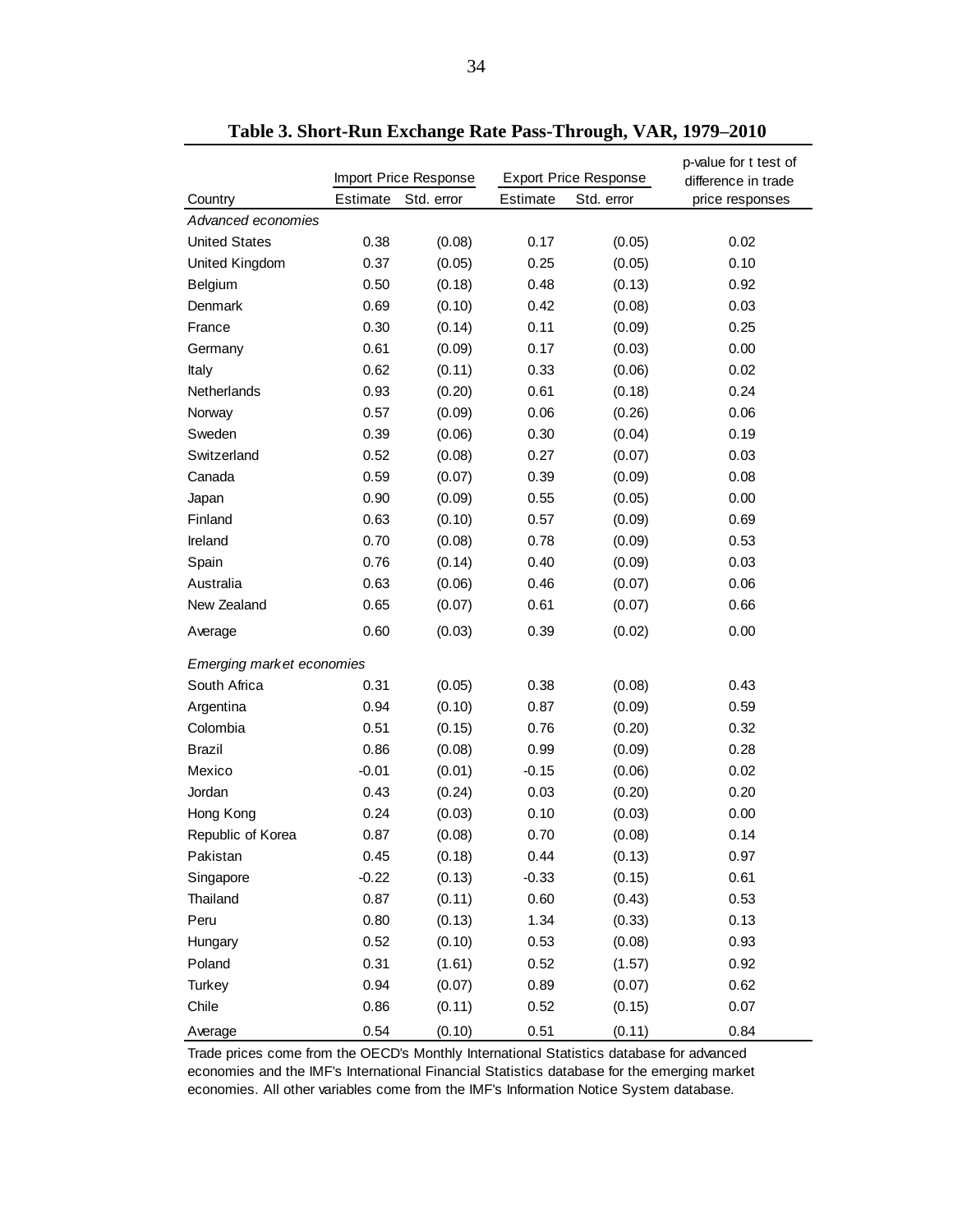**Table 3. Short-Run Exchange Rate Pass-Through, VAR, 1979–2010**

| Country | Import Price Response | | Export Price Response | | p-value for t test of difference in trade price responses |
|---|---|---|---|---|---|
| | Estimate | Std. error | Estimate | Std. error | |
| *Advanced economies* | | | | | |
| United States | 0.38 | (0.08) | 0.17 | (0.05) | 0.02 |
| United Kingdom | 0.37 | (0.05) | 0.25 | (0.05) | 0.10 |
| Belgium | 0.50 | (0.18) | 0.48 | (0.13) | 0.92 |
| Denmark | 0.69 | (0.10) | 0.42 | (0.08) | 0.03 |
| France | 0.30 | (0.14) | 0.11 | (0.09) | 0.25 |
| Germany | 0.61 | (0.09) | 0.17 | (0.03) | 0.00 |
| Italy | 0.62 | (0.11) | 0.33 | (0.06) | 0.02 |
| Netherlands | 0.93 | (0.20) | 0.61 | (0.18) | 0.24 |
| Norway | 0.57 | (0.09) | 0.06 | (0.26) | 0.06 |
| Sweden | 0.39 | (0.06) | 0.30 | (0.04) | 0.19 |
| Switzerland | 0.52 | (0.08) | 0.27 | (0.07) | 0.03 |
| Canada | 0.59 | (0.07) | 0.39 | (0.09) | 0.08 |
| Japan | 0.90 | (0.09) | 0.55 | (0.05) | 0.00 |
| Finland | 0.63 | (0.10) | 0.57 | (0.09) | 0.69 |
| Ireland | 0.70 | (0.08) | 0.78 | (0.09) | 0.53 |
| Spain | 0.76 | (0.14) | 0.40 | (0.09) | 0.03 |
| Australia | 0.63 | (0.06) | 0.46 | (0.07) | 0.06 |
| New Zealand | 0.65 | (0.07) | 0.61 | (0.07) | 0.66 |
| Average | 0.60 | (0.03) | 0.39 | (0.02) | 0.00 |
| *Emerging market economies* | | | | | |
| South Africa | 0.31 | (0.05) | 0.38 | (0.08) | 0.43 |
| Argentina | 0.94 | (0.10) | 0.87 | (0.09) | 0.59 |
| Colombia | 0.51 | (0.15) | 0.76 | (0.20) | 0.32 |
| Brazil | 0.86 | (0.08) | 0.99 | (0.09) | 0.28 |
| Mexico | -0.01 | (0.01) | -0.15 | (0.06) | 0.02 |
| Jordan | 0.43 | (0.24) | 0.03 | (0.20) | 0.20 |
| Hong Kong | 0.24 | (0.03) | 0.10 | (0.03) | 0.00 |
| Republic of Korea | 0.87 | (0.08) | 0.70 | (0.08) | 0.14 |
| Pakistan | 0.45 | (0.18) | 0.44 | (0.13) | 0.97 |
| Singapore | -0.22 | (0.13) | -0.33 | (0.15) | 0.61 |
| Thailand | 0.87 | (0.11) | 0.60 | (0.43) | 0.53 |
| Peru | 0.80 | (0.13) | 1.34 | (0.33) | 0.13 |
| Hungary | 0.52 | (0.10) | 0.53 | (0.08) | 0.93 |
| Poland | 0.31 | (1.61) | 0.52 | (1.57) | 0.92 |
| Turkey | 0.94 | (0.07) | 0.89 | (0.07) | 0.62 |
| Chile | 0.86 | (0.11) | 0.52 | (0.15) | 0.07 |
| Average | 0.54 | (0.10) | 0.51 | (0.11) | 0.84 |

Trade prices come from the OECD's Monthly International Statistics database for advanced economies and the IMF's International Financial Statistics database for the emerging market economies. All other variables come from the IMF's Information Notice System database.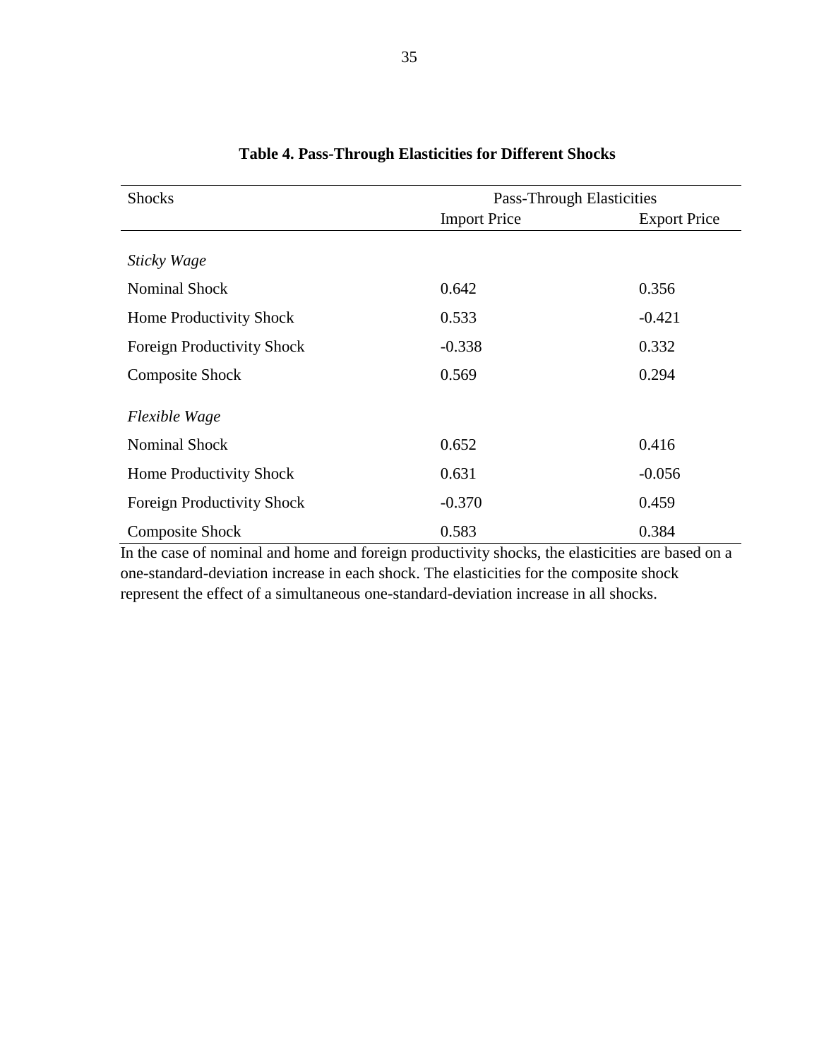**Table 4. Pass-Through Elasticities for Different Shocks**

| Shocks | Pass-Through Elasticities | |
|---|---|---|
| | Import Price | Export Price |
| *Sticky Wage* | | |
| Nominal Shock | 0.642 | 0.356 |
| Home Productivity Shock | 0.533 | -0.421 |
| Foreign Productivity Shock | -0.338 | 0.332 |
| Composite Shock | 0.569 | 0.294 |
| *Flexible Wage* | | |
| Nominal Shock | 0.652 | 0.416 |
| Home Productivity Shock | 0.631 | -0.056 |
| Foreign Productivity Shock | -0.370 | 0.459 |
| Composite Shock | 0.583 | 0.384 |

In the case of nominal and home and foreign productivity shocks, the elasticities are based on a one-standard-deviation increase in each shock. The elasticities for the composite shock represent the effect of a simultaneous one-standard-deviation increase in all shocks.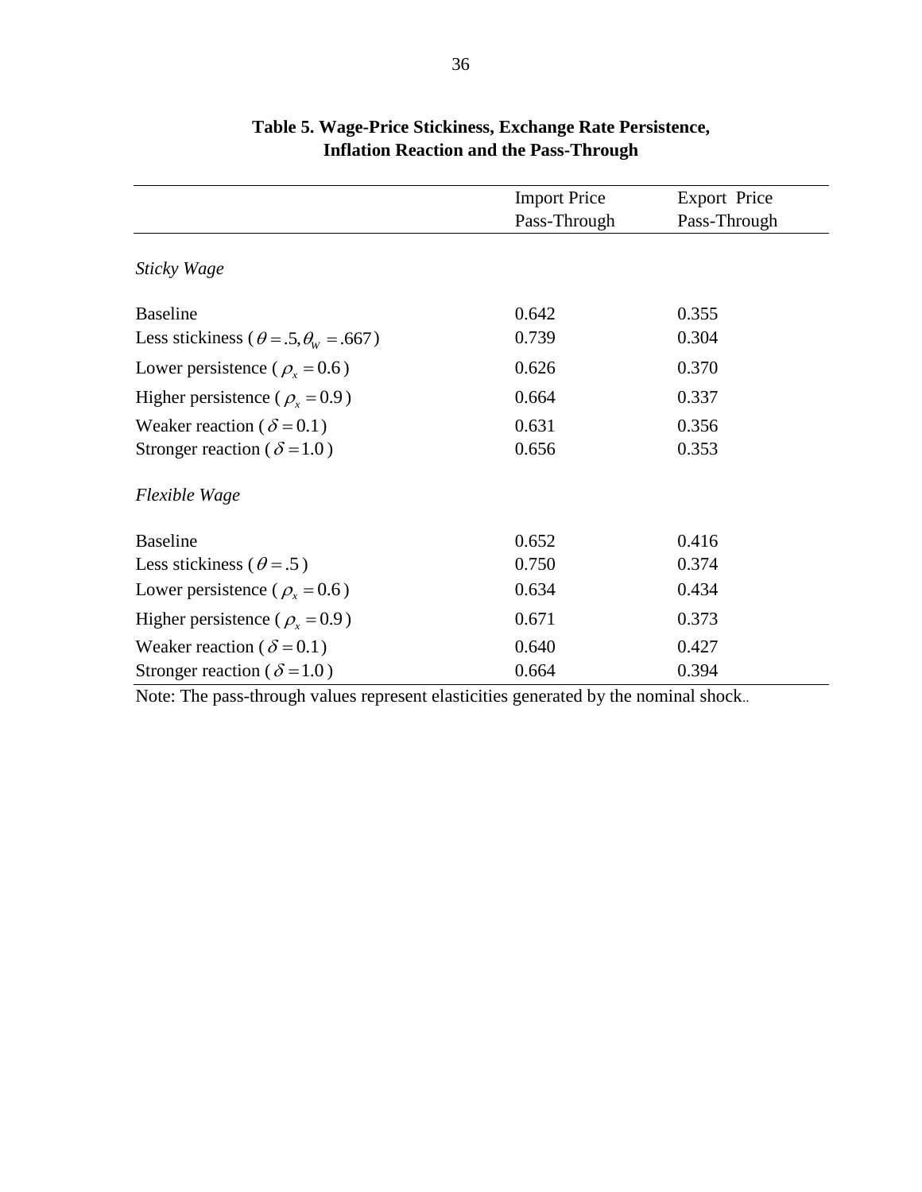**Table 5. Wage-Price Stickiness, Exchange Rate Persistence, Inflation Reaction and the Pass-Through**

| | Import Price Pass-Through | Export Price Pass-Through |
|---|---|---|
| *Sticky Wage* | | |
| Baseline | 0.642 | 0.355 |
| Less stickiness ( $\theta = .5, \theta_W = .667$ ) | 0.739 | 0.304 |
| Lower persistence ( $\rho_x = 0.6$ ) | 0.626 | 0.370 |
| Higher persistence ( $\rho_x = 0.9$ ) | 0.664 | 0.337 |
| Weaker reaction ( $\delta = 0.1$ ) | 0.631 | 0.356 |
| Stronger reaction ( $\delta = 1.0$ ) | 0.656 | 0.353 |
| *Flexible Wage* | | |
| Baseline | 0.652 | 0.416 |
| Less stickiness ( $\theta = .5$ ) | 0.750 | 0.374 |
| Lower persistence ( $\rho_x = 0.6$ ) | 0.634 | 0.434 |
| Higher persistence ( $\rho_x = 0.9$ ) | 0.671 | 0.373 |
| Weaker reaction ( $\delta = 0.1$ ) | 0.640 | 0.427 |
| Stronger reaction ( $\delta = 1.0$ ) | 0.664 | 0.394 |

Note: The pass-through values represent elasticities generated by the nominal shock..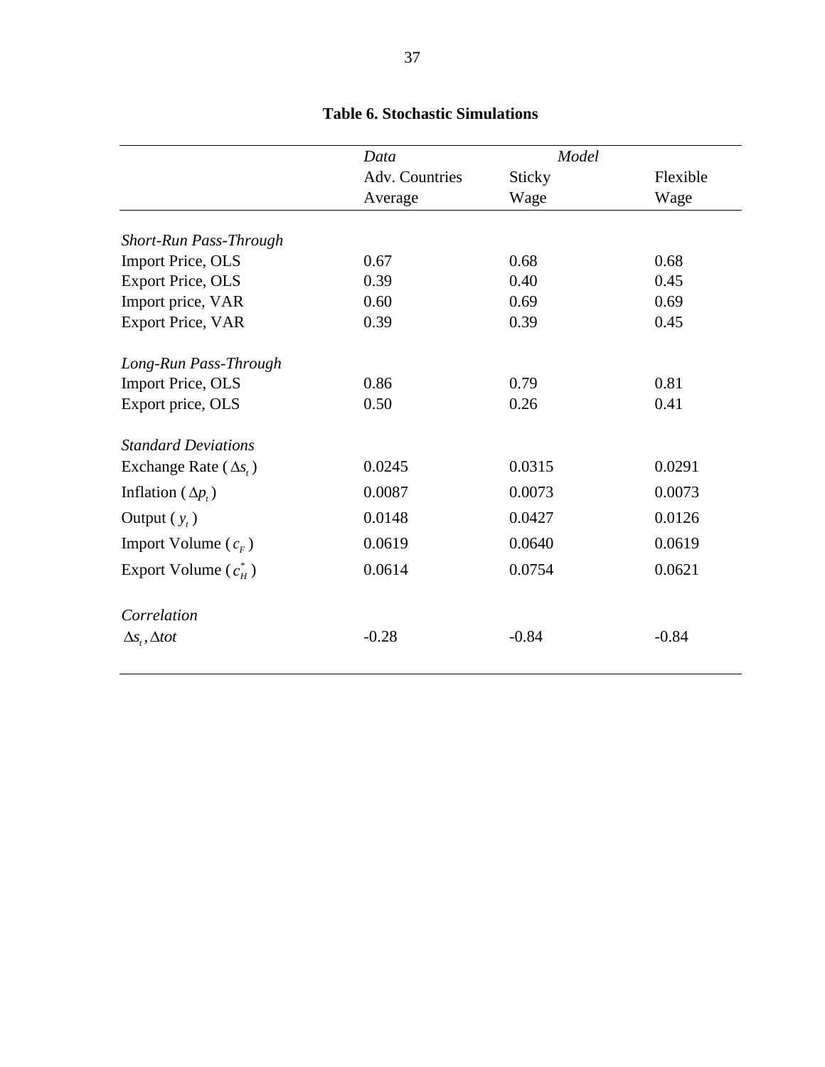**Table 6. Stochastic Simulations**

| | *Data* | *Model* | |
|---|---|---|---|
| | Adv. Countries Average | Sticky Wage | Flexible Wage |
| *Short-Run Pass-Through* | | | |
| Import Price, OLS | 0.67 | 0.68 | 0.68 |
| Export Price, OLS | 0.39 | 0.40 | 0.45 |
| Import price, VAR | 0.60 | 0.69 | 0.69 |
| Export Price, VAR | 0.39 | 0.39 | 0.45 |
| *Long-Run Pass-Through* | | | |
| Import Price, OLS | 0.86 | 0.79 | 0.81 |
| Export price, OLS | 0.50 | 0.26 | 0.41 |
| *Standard Deviations* | | | |
| Exchange Rate ($\Delta s_t$) | 0.0245 | 0.0315 | 0.0291 |
| Inflation ($\Delta p_t$) | 0.0087 | 0.0073 | 0.0073 |
| Output ($y_t$) | 0.0148 | 0.0427 | 0.0126 |
| Import Volume ($c_F$) | 0.0619 | 0.0640 | 0.0619 |
| Export Volume ($c_H^*$) | 0.0614 | 0.0754 | 0.0621 |
| *Correlation* | | | |
| $\Delta s_t, \Delta tot$ | -0.28 | -0.84 | -0.84 |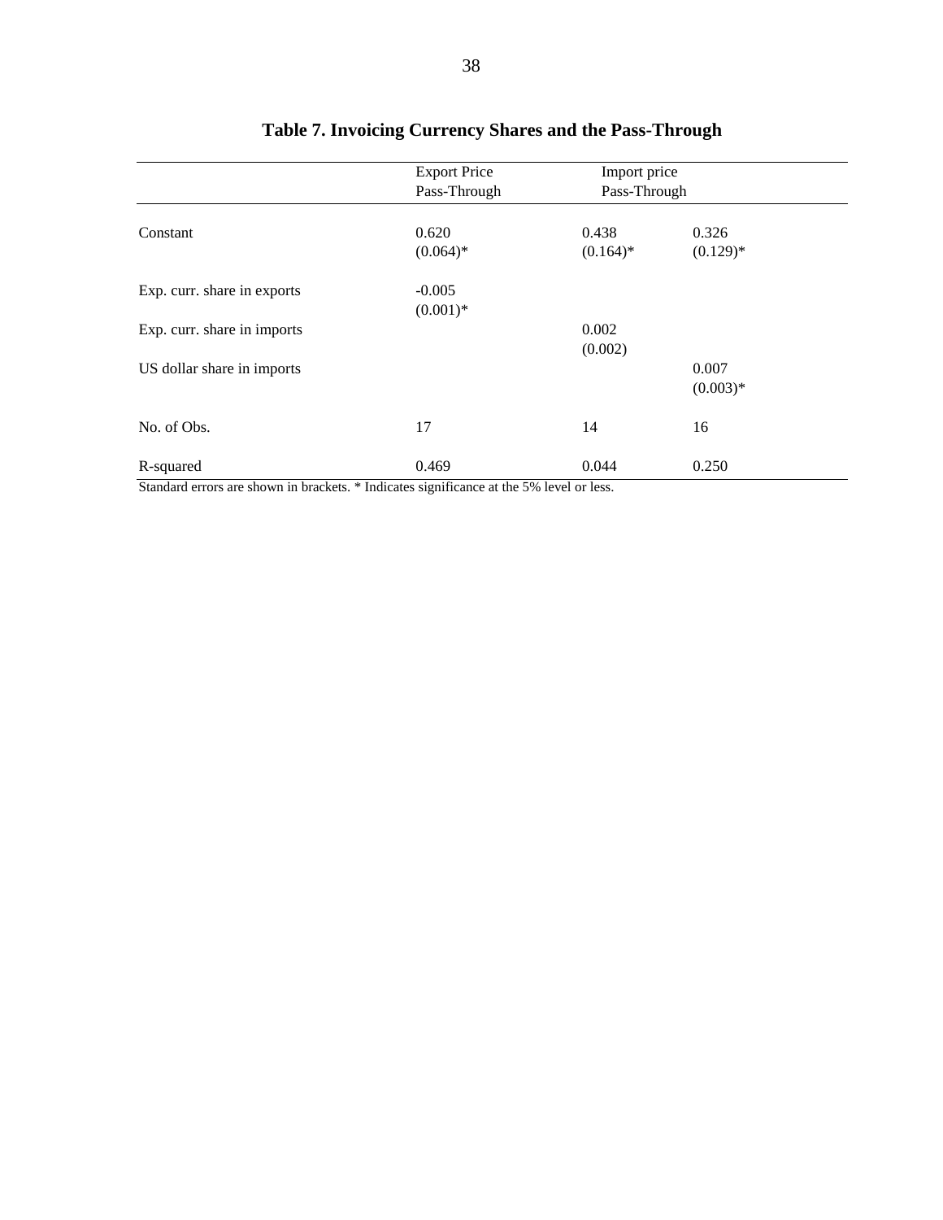# Table 7. Invoicing Currency Shares and the Pass-Through

| | Export Price Pass-Through | Import price Pass-Through | |
|---|---|---|---|
| Constant | 0.620<br>(0.064)* | 0.438<br>(0.164)* | 0.326<br>(0.129)* |
| Exp. curr. share in exports | -0.005<br>(0.001)* | | |
| Exp. curr. share in imports | | 0.002<br>(0.002) | |
| US dollar share in imports | | | 0.007<br>(0.003)* |
| No. of Obs. | 17 | 14 | 16 |
| R-squared | 0.469 | 0.044 | 0.250 |

Standard errors are shown in brackets. * Indicates significance at the 5% level or less.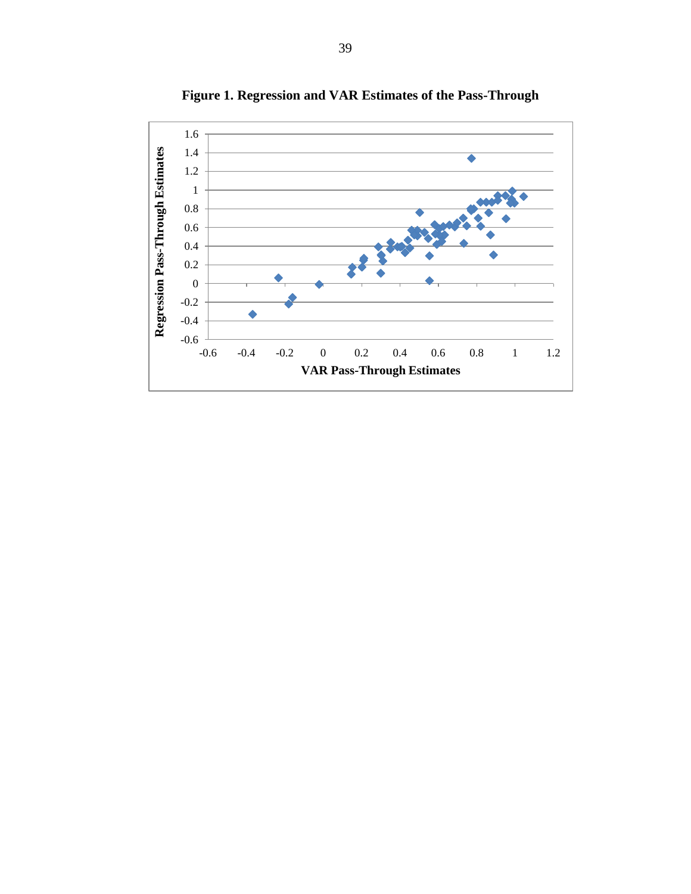**Figure 1. Regression and VAR Estimates of the Pass-Through**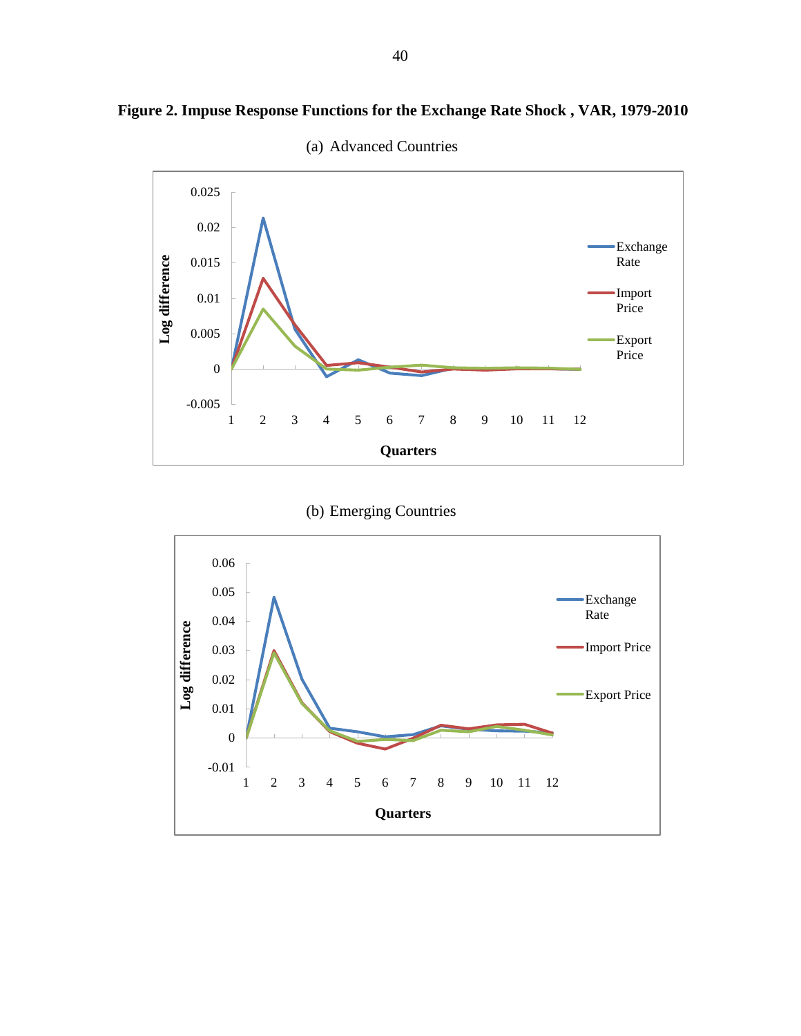**Figure 2. Impulse Response Functions for the Exchange Rate Shock , VAR, 1979-2010**

(a) Advanced Countries

(b) Emerging Countries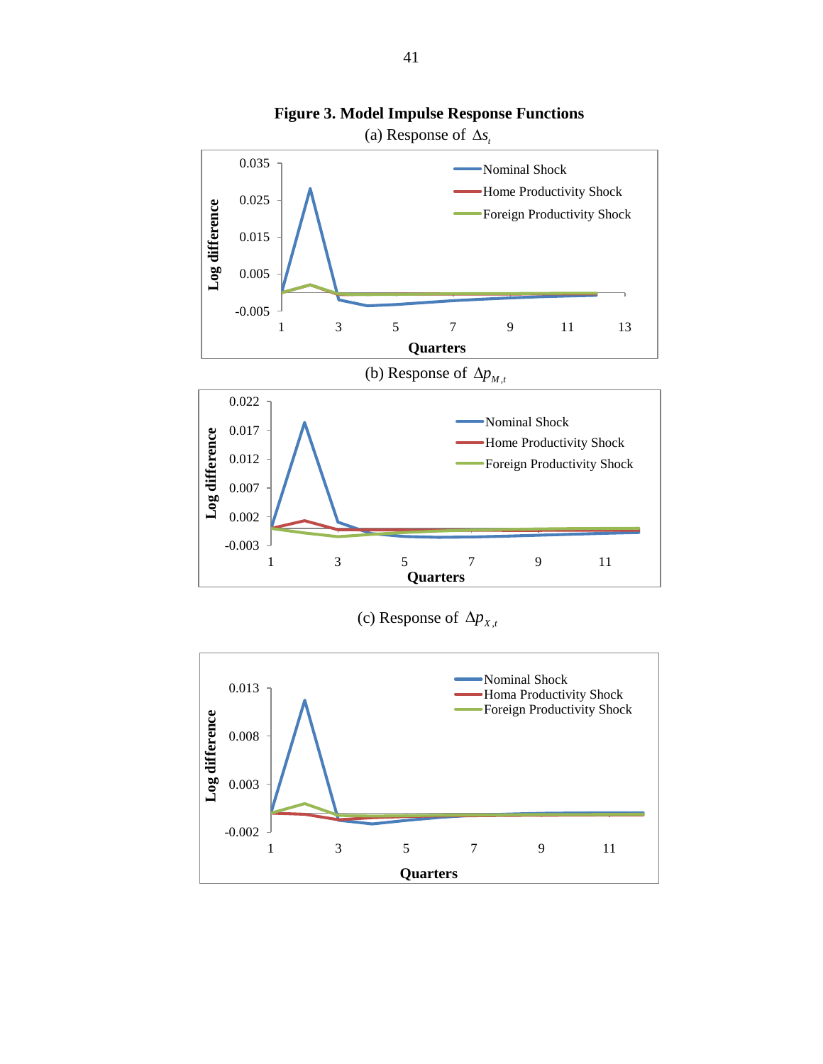**Figure 3. Model Impulse Response Functions**

(a) Response of $\Delta s_t$

(b) Response of $\Delta p_{M,t}$

(c) Response of $\Delta p_{X,t}$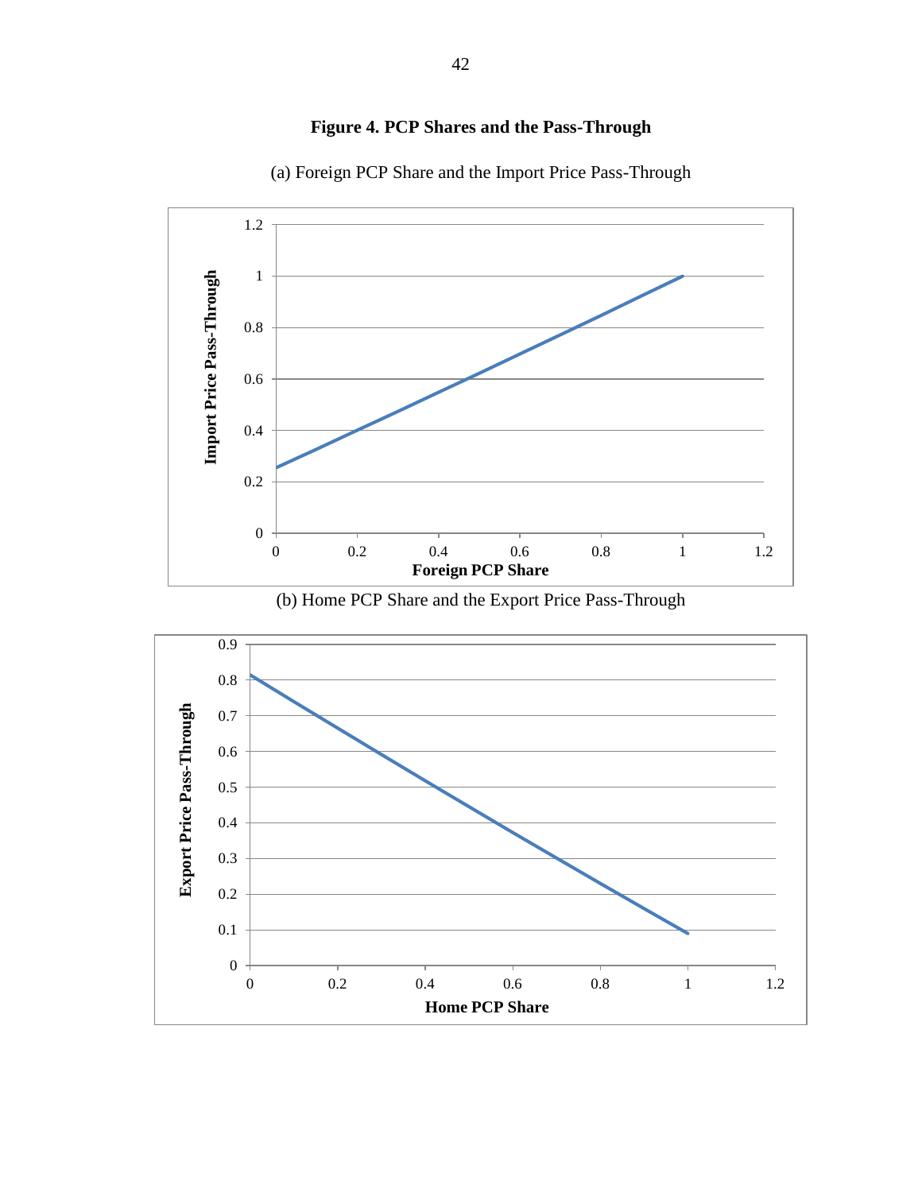**Figure 4. PCP Shares and the Pass-Through**

(a) Foreign PCP Share and the Import Price Pass-Through

(b) Home PCP Share and the Export Price Pass-Through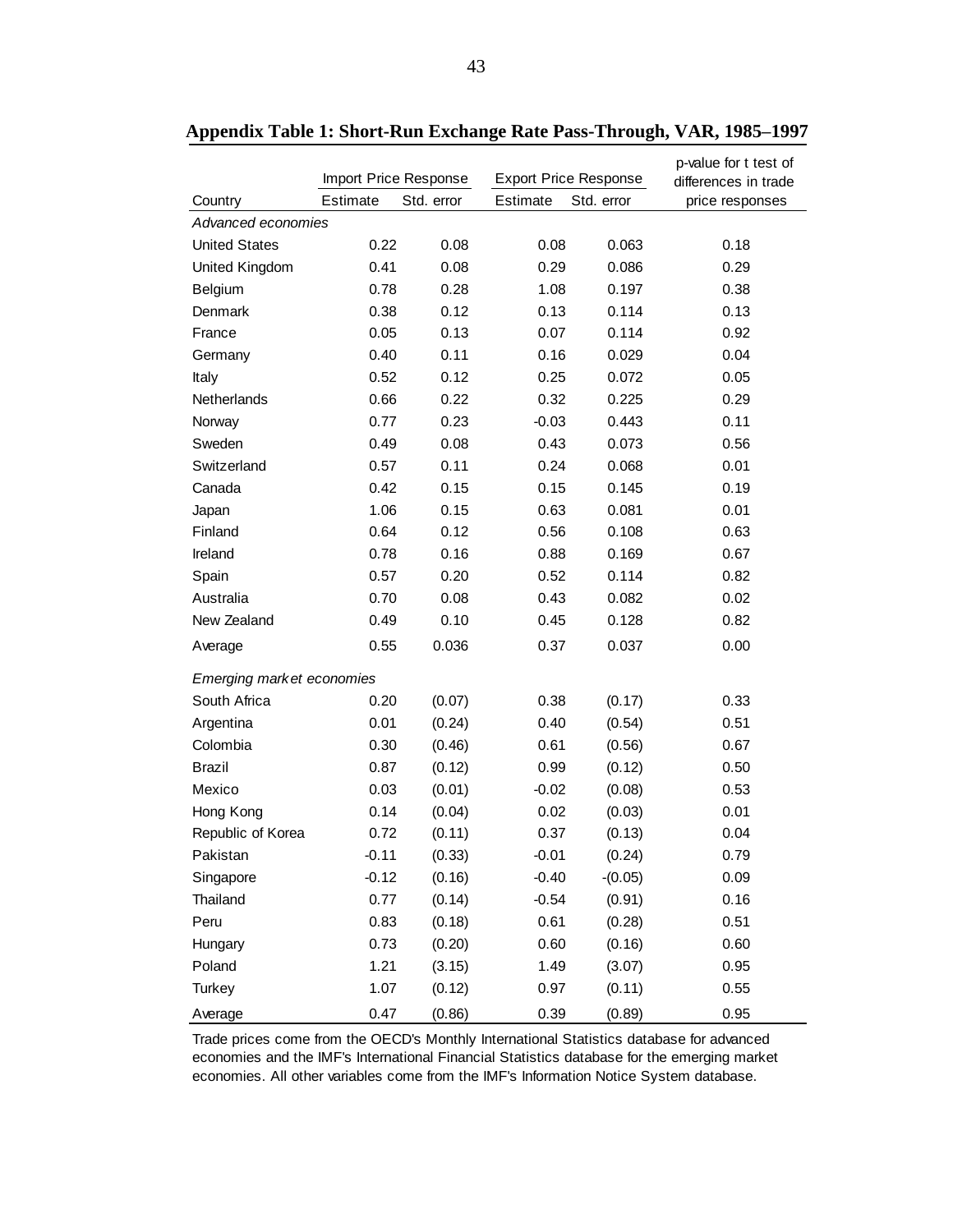**Appendix Table 1: Short-Run Exchange Rate Pass-Through, VAR, 1985–1997**

| Country | Import Price Response | | Export Price Response | | p-value for t test of differences in trade price responses |
|---|---|---|---|---|---|
| | Estimate | Std. error | Estimate | Std. error | |
| *Advanced economies* | | | | | |
| United States | 0.22 | 0.08 | 0.08 | 0.063 | 0.18 |
| United Kingdom | 0.41 | 0.08 | 0.29 | 0.086 | 0.29 |
| Belgium | 0.78 | 0.28 | 1.08 | 0.197 | 0.38 |
| Denmark | 0.38 | 0.12 | 0.13 | 0.114 | 0.13 |
| France | 0.05 | 0.13 | 0.07 | 0.114 | 0.92 |
| Germany | 0.40 | 0.11 | 0.16 | 0.029 | 0.04 |
| Italy | 0.52 | 0.12 | 0.25 | 0.072 | 0.05 |
| Netherlands | 0.66 | 0.22 | 0.32 | 0.225 | 0.29 |
| Norway | 0.77 | 0.23 | -0.03 | 0.443 | 0.11 |
| Sweden | 0.49 | 0.08 | 0.43 | 0.073 | 0.56 |
| Switzerland | 0.57 | 0.11 | 0.24 | 0.068 | 0.01 |
| Canada | 0.42 | 0.15 | 0.15 | 0.145 | 0.19 |
| Japan | 1.06 | 0.15 | 0.63 | 0.081 | 0.01 |
| Finland | 0.64 | 0.12 | 0.56 | 0.108 | 0.63 |
| Ireland | 0.78 | 0.16 | 0.88 | 0.169 | 0.67 |
| Spain | 0.57 | 0.20 | 0.52 | 0.114 | 0.82 |
| Australia | 0.70 | 0.08 | 0.43 | 0.082 | 0.02 |
| New Zealand | 0.49 | 0.10 | 0.45 | 0.128 | 0.82 |
| Average | 0.55 | 0.036 | 0.37 | 0.037 | 0.00 |
| *Emerging market economies* | | | | | |
| South Africa | 0.20 | (0.07) | 0.38 | (0.17) | 0.33 |
| Argentina | 0.01 | (0.24) | 0.40 | (0.54) | 0.51 |
| Colombia | 0.30 | (0.46) | 0.61 | (0.56) | 0.67 |
| Brazil | 0.87 | (0.12) | 0.99 | (0.12) | 0.50 |
| Mexico | 0.03 | (0.01) | -0.02 | (0.08) | 0.53 |
| Hong Kong | 0.14 | (0.04) | 0.02 | (0.03) | 0.01 |
| Republic of Korea | 0.72 | (0.11) | 0.37 | (0.13) | 0.04 |
| Pakistan | -0.11 | (0.33) | -0.01 | (0.24) | 0.79 |
| Singapore | -0.12 | (0.16) | -0.40 | -(0.05) | 0.09 |
| Thailand | 0.77 | (0.14) | -0.54 | (0.91) | 0.16 |
| Peru | 0.83 | (0.18) | 0.61 | (0.28) | 0.51 |
| Hungary | 0.73 | (0.20) | 0.60 | (0.16) | 0.60 |
| Poland | 1.21 | (3.15) | 1.49 | (3.07) | 0.95 |
| Turkey | 1.07 | (0.12) | 0.97 | (0.11) | 0.55 |
| Average | 0.47 | (0.86) | 0.39 | (0.89) | 0.95 |

Trade prices come from the OECD's Monthly International Statistics database for advanced economies and the IMF's International Financial Statistics database for the emerging market economies. All other variables come from the IMF's Information Notice System database.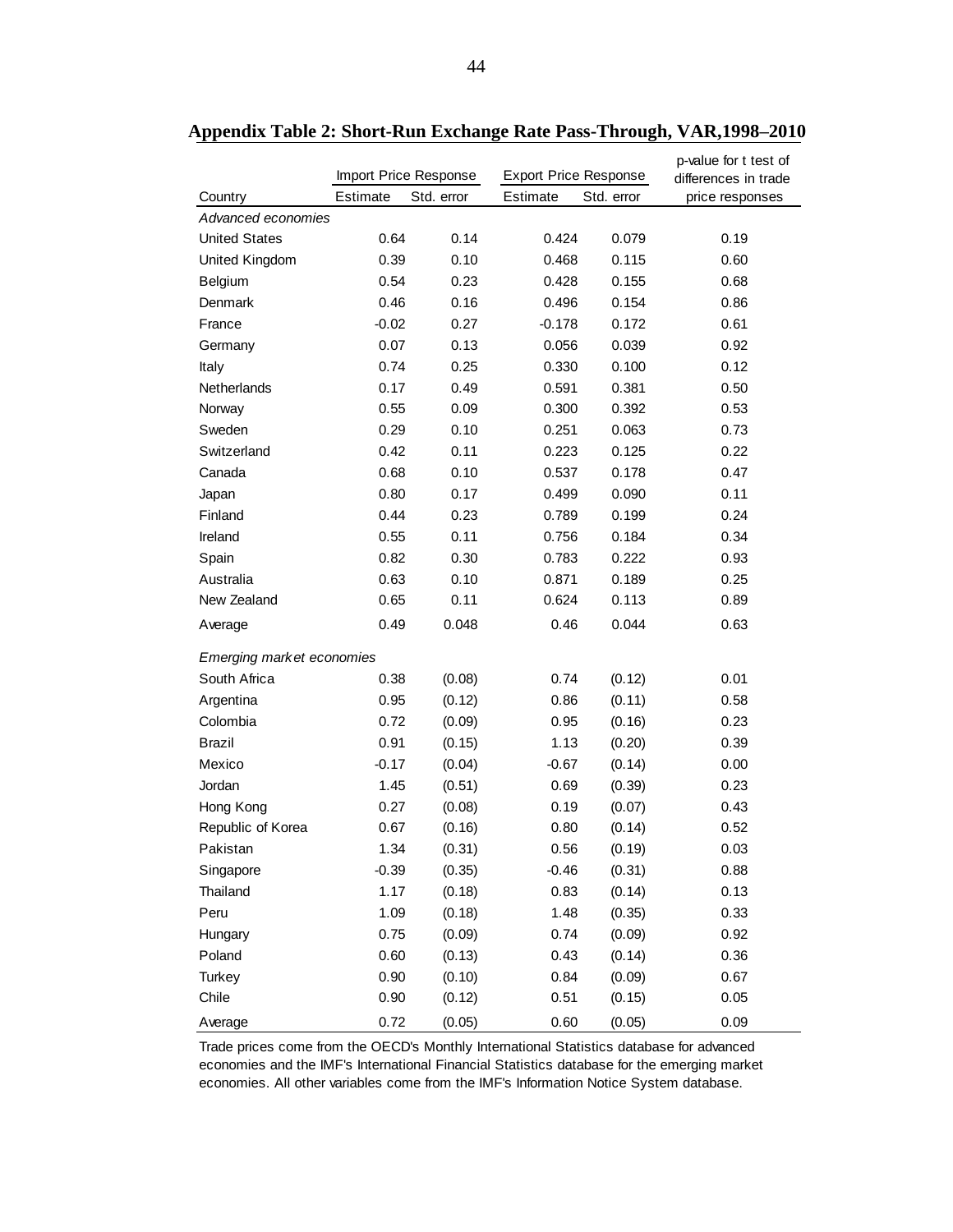## Appendix Table 2: Short-Run Exchange Rate Pass-Through, VAR,1998–2010

| Country | Import Price Response | | Export Price Response | | p-value for t test of differences in trade price responses |
|---|---|---|---|---|---|
| | Estimate | Std. error | Estimate | Std. error | |
| *Advanced economies* | | | | | |
| United States | 0.64 | 0.14 | 0.424 | 0.079 | 0.19 |
| United Kingdom | 0.39 | 0.10 | 0.468 | 0.115 | 0.60 |
| Belgium | 0.54 | 0.23 | 0.428 | 0.155 | 0.68 |
| Denmark | 0.46 | 0.16 | 0.496 | 0.154 | 0.86 |
| France | -0.02 | 0.27 | -0.178 | 0.172 | 0.61 |
| Germany | 0.07 | 0.13 | 0.056 | 0.039 | 0.92 |
| Italy | 0.74 | 0.25 | 0.330 | 0.100 | 0.12 |
| Netherlands | 0.17 | 0.49 | 0.591 | 0.381 | 0.50 |
| Norway | 0.55 | 0.09 | 0.300 | 0.392 | 0.53 |
| Sweden | 0.29 | 0.10 | 0.251 | 0.063 | 0.73 |
| Switzerland | 0.42 | 0.11 | 0.223 | 0.125 | 0.22 |
| Canada | 0.68 | 0.10 | 0.537 | 0.178 | 0.47 |
| Japan | 0.80 | 0.17 | 0.499 | 0.090 | 0.11 |
| Finland | 0.44 | 0.23 | 0.789 | 0.199 | 0.24 |
| Ireland | 0.55 | 0.11 | 0.756 | 0.184 | 0.34 |
| Spain | 0.82 | 0.30 | 0.783 | 0.222 | 0.93 |
| Australia | 0.63 | 0.10 | 0.871 | 0.189 | 0.25 |
| New Zealand | 0.65 | 0.11 | 0.624 | 0.113 | 0.89 |
| Average | 0.49 | 0.048 | 0.46 | 0.044 | 0.63 |
| *Emerging market economies* | | | | | |
| South Africa | 0.38 | (0.08) | 0.74 | (0.12) | 0.01 |
| Argentina | 0.95 | (0.12) | 0.86 | (0.11) | 0.58 |
| Colombia | 0.72 | (0.09) | 0.95 | (0.16) | 0.23 |
| Brazil | 0.91 | (0.15) | 1.13 | (0.20) | 0.39 |
| Mexico | -0.17 | (0.04) | -0.67 | (0.14) | 0.00 |
| Jordan | 1.45 | (0.51) | 0.69 | (0.39) | 0.23 |
| Hong Kong | 0.27 | (0.08) | 0.19 | (0.07) | 0.43 |
| Republic of Korea | 0.67 | (0.16) | 0.80 | (0.14) | 0.52 |
| Pakistan | 1.34 | (0.31) | 0.56 | (0.19) | 0.03 |
| Singapore | -0.39 | (0.35) | -0.46 | (0.31) | 0.88 |
| Thailand | 1.17 | (0.18) | 0.83 | (0.14) | 0.13 |
| Peru | 1.09 | (0.18) | 1.48 | (0.35) | 0.33 |
| Hungary | 0.75 | (0.09) | 0.74 | (0.09) | 0.92 |
| Poland | 0.60 | (0.13) | 0.43 | (0.14) | 0.36 |
| Turkey | 0.90 | (0.10) | 0.84 | (0.09) | 0.67 |
| Chile | 0.90 | (0.12) | 0.51 | (0.15) | 0.05 |
| Average | 0.72 | (0.05) | 0.60 | (0.05) | 0.09 |

Trade prices come from the OECD's Monthly International Statistics database for advanced economies and the IMF's International Financial Statistics database for the emerging market economies. All other variables come from the IMF's Information Notice System database.